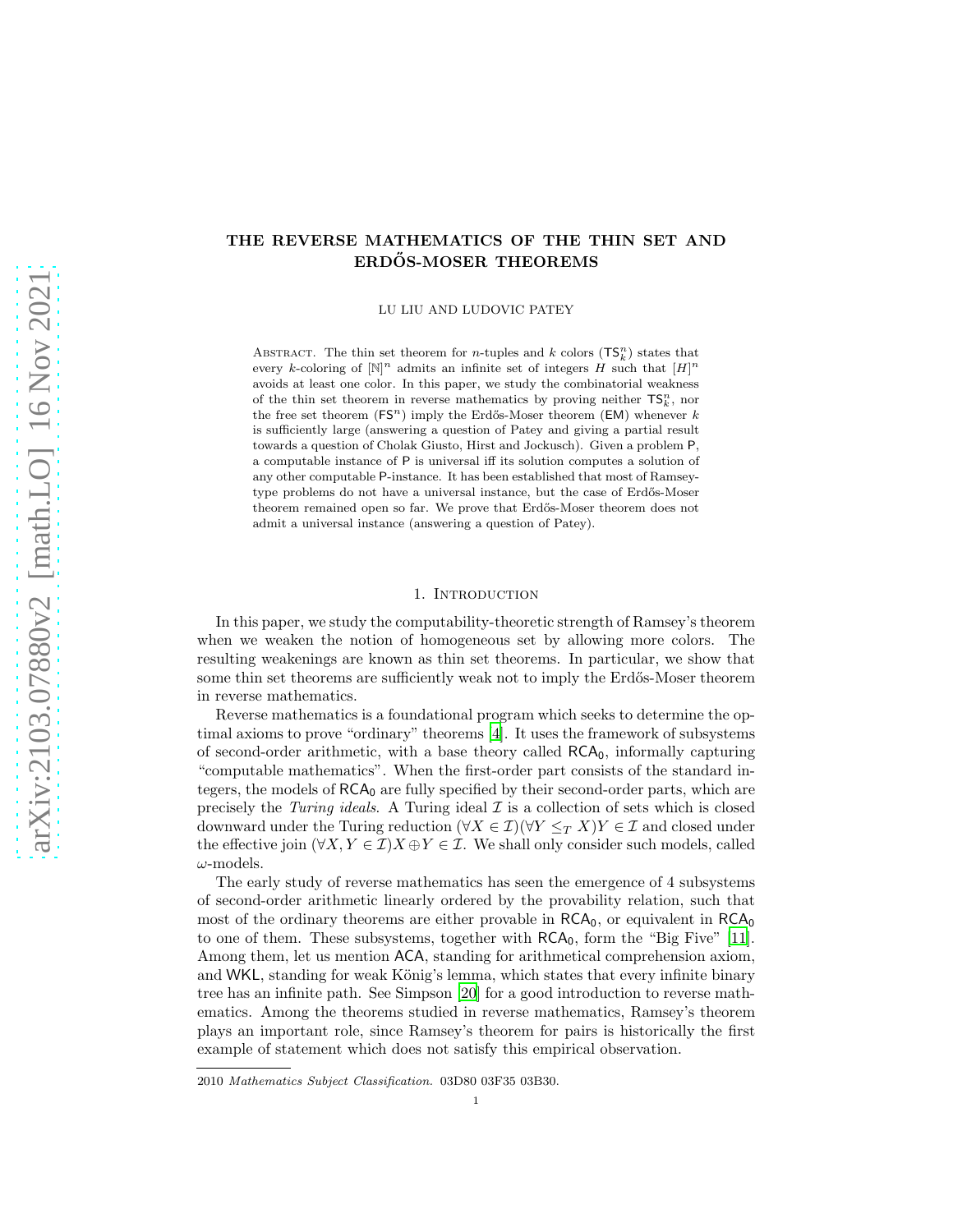# THE REVERSE MATHEMATICS OF THE THIN SET AND ERDŐS-MOSER THEOREMS

LU LIU AND LUDOVIC PATEY

Abstract. The thin set theorem for $n$-tuples and $k$ colors ($\mathsf{TS}^n_k$) states that every $k$-coloring of $[\mathbb{N}]^n$ admits an infinite set of integers $H$ such that $[H]^n$ avoids at least one color. In this paper, we study the combinatorial weakness of the thin set theorem in reverse mathematics by proving neither $\mathsf{TS}^n_k$, nor the free set theorem ($\mathsf{FS}^n$) imply the Erdős-Moser theorem ($\mathsf{EM}$) whenever $k$ is sufficiently large (answering a question of Patey and giving a partial result towards a question of Cholak Giusto, Hirst and Jockusch). Given a problem $\mathsf{P}$, a computable instance of $\mathsf{P}$ is universal iff its solution computes a solution of any other computable $\mathsf{P}$-instance. It has been established that most of Ramsey-type problems do not have a universal instance, but the case of Erdős-Moser theorem remained open so far. We prove that Erdős-Moser theorem does not admit a universal instance (answering a question of Patey).

## 1. Introduction

In this paper, we study the computability-theoretic strength of Ramsey's theorem when we weaken the notion of homogeneous set by allowing more colors. The resulting weakenings are known as thin set theorems. In particular, we show that some thin set theorems are sufficiently weak not to imply the Erdős-Moser theorem in reverse mathematics.

Reverse mathematics is a foundational program which seeks to determine the optimal axioms to prove "ordinary" theorems [4]. It uses the framework of subsystems of second-order arithmetic, with a base theory called $\mathsf{RCA}_0$, informally capturing "computable mathematics". When the first-order part consists of the standard integers, the models of $\mathsf{RCA}_0$ are fully specified by their second-order parts, which are precisely the *Turing ideals*. A Turing ideal $\mathcal{I}$ is a collection of sets which is closed downward under the Turing reduction $(\forall X \in \mathcal{I})(\forall Y \leq_T X) Y \in \mathcal{I}$ and closed under the effective join $(\forall X, Y \in \mathcal{I}) X \oplus Y \in \mathcal{I}$. We shall only consider such models, called $\omega$-models.

The early study of reverse mathematics has seen the emergence of 4 subsystems of second-order arithmetic linearly ordered by the provability relation, such that most of the ordinary theorems are either provable in $\mathsf{RCA}_0$, or equivalent in $\mathsf{RCA}_0$ to one of them. These subsystems, together with $\mathsf{RCA}_0$, form the "Big Five" [11]. Among them, let us mention $\mathsf{ACA}$, standing for arithmetical comprehension axiom, and $\mathsf{WKL}$, standing for weak König's lemma, which states that every infinite binary tree has an infinite path. See Simpson [20] for a good introduction to reverse mathematics. Among the theorems studied in reverse mathematics, Ramsey's theorem plays an important role, since Ramsey's theorem for pairs is historically the first example of statement which does not satisfy this empirical observation.

2010 *Mathematics Subject Classification.* 03D80 03F35 03B30.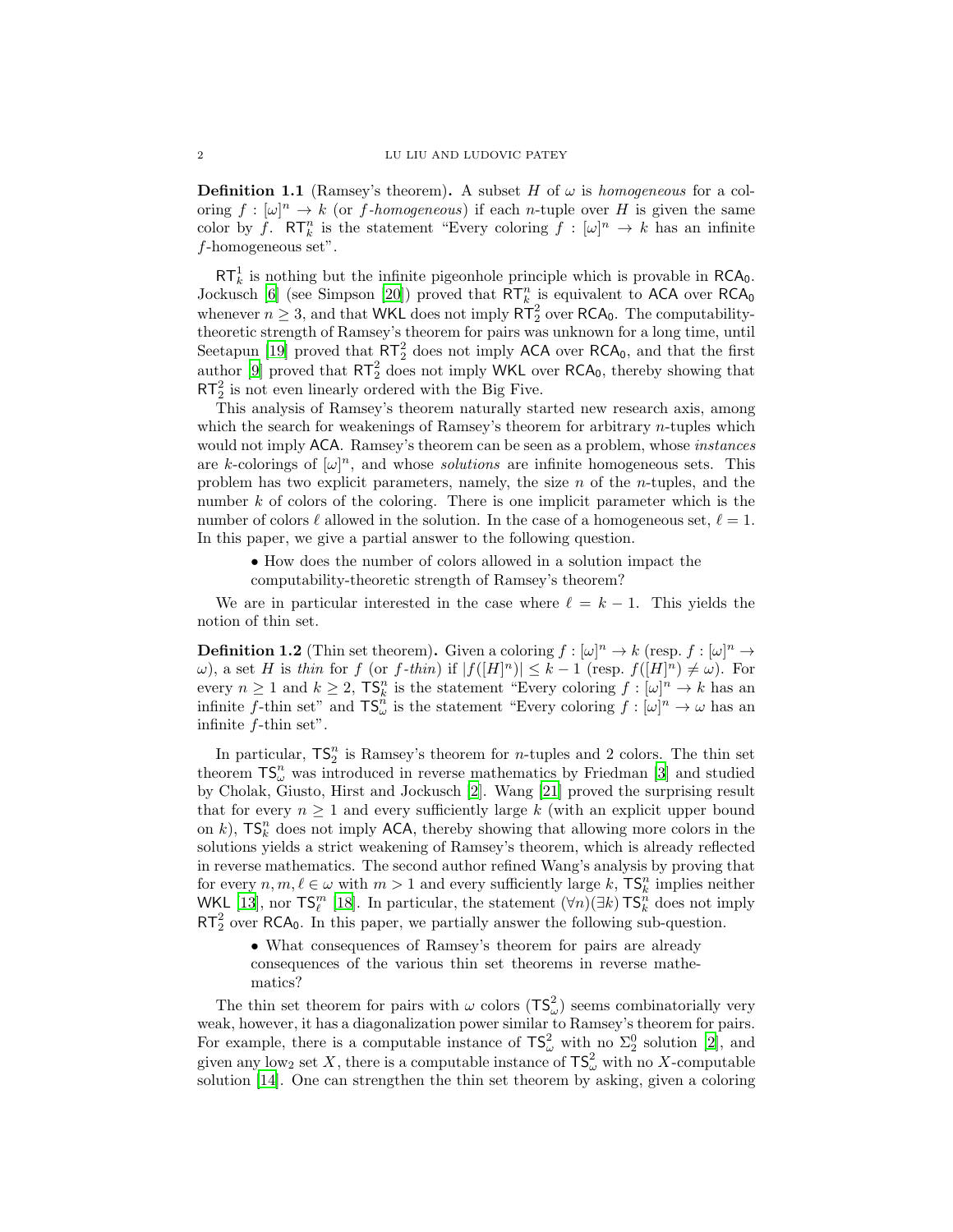**Definition 1.1** (Ramsey's theorem)**.** A subset $H$ of $\omega$ is *homogeneous* for a coloring $f : [\omega]^n \to k$ (or *f-homogeneous*) if each $n$-tuple over $H$ is given the same color by $f$. $\mathsf{RT}^n_k$ is the statement "Every coloring $f : [\omega]^n \to k$ has an infinite $f$-homogeneous set".

$\mathsf{RT}^1_k$ is nothing but the infinite pigeonhole principle which is provable in $\mathsf{RCA_0}$. Jockusch [6] (see Simpson [20]) proved that $\mathsf{RT}^n_k$ is equivalent to $\mathsf{ACA}$ over $\mathsf{RCA_0}$ whenever $n \geq 3$, and that $\mathsf{WKL}$ does not imply $\mathsf{RT}^2_2$ over $\mathsf{RCA_0}$. The computability-theoretic strength of Ramsey's theorem for pairs was unknown for a long time, until Seetapun [19] proved that $\mathsf{RT}^2_2$ does not imply $\mathsf{ACA}$ over $\mathsf{RCA_0}$, and that the first author [9] proved that $\mathsf{RT}^2_2$ does not imply $\mathsf{WKL}$ over $\mathsf{RCA_0}$, thereby showing that $\mathsf{RT}^2_2$ is not even linearly ordered with the Big Five.

This analysis of Ramsey's theorem naturally started new research axis, among which the search for weakenings of Ramsey's theorem for arbitrary $n$-tuples which would not imply $\mathsf{ACA}$. Ramsey's theorem can be seen as a problem, whose *instances* are $k$-colorings of $[\omega]^n$, and whose *solutions* are infinite homogeneous sets. This problem has two explicit parameters, namely, the size $n$ of the $n$-tuples, and the number $k$ of colors of the coloring. There is one implicit parameter which is the number of colors $\ell$ allowed in the solution. In the case of a homogeneous set, $\ell = 1$. In this paper, we give a partial answer to the following question.

- How does the number of colors allowed in a solution impact the computability-theoretic strength of Ramsey's theorem?

We are in particular interested in the case where $\ell = k - 1$. This yields the notion of thin set.

**Definition 1.2** (Thin set theorem)**.** Given a coloring $f : [\omega]^n \to k$ (resp. $f : [\omega]^n \to \omega$), a set $H$ is *thin* for $f$ (or *f-thin*) if $|f([H]^n)| \leq k - 1$ (resp. $f([H]^n) \neq \omega$). For every $n \geq 1$ and $k \geq 2$, $\mathsf{TS}^n_k$ is the statement "Every coloring $f : [\omega]^n \to k$ has an infinite $f$-thin set" and $\mathsf{TS}^n_\omega$ is the statement "Every coloring $f : [\omega]^n \to \omega$ has an infinite $f$-thin set".

In particular, $\mathsf{TS}^n_2$ is Ramsey's theorem for $n$-tuples and 2 colors. The thin set theorem $\mathsf{TS}^n_\omega$ was introduced in reverse mathematics by Friedman [3] and studied by Cholak, Giusto, Hirst and Jockusch [2]. Wang [21] proved the surprising result that for every $n \geq 1$ and every sufficiently large $k$ (with an explicit upper bound on $k$), $\mathsf{TS}^n_k$ does not imply $\mathsf{ACA}$, thereby showing that allowing more colors in the solutions yields a strict weakening of Ramsey's theorem, which is already reflected in reverse mathematics. The second author refined Wang's analysis by proving that for every $n, m, \ell \in \omega$ with $m > 1$ and every sufficiently large $k$, $\mathsf{TS}^n_k$ implies neither $\mathsf{WKL}$ [13], nor $\mathsf{TS}^m_\ell$ [18]. In particular, the statement $(\forall n)(\exists k)\, \mathsf{TS}^n_k$ does not imply $\mathsf{RT}^2_2$ over $\mathsf{RCA_0}$. In this paper, we partially answer the following sub-question.

- What consequences of Ramsey's theorem for pairs are already consequences of the various thin set theorems in reverse mathematics?

The thin set theorem for pairs with $\omega$ colors ($\mathsf{TS}^2_\omega$) seems combinatorially very weak, however, it has a diagonalization power similar to Ramsey's theorem for pairs. For example, there is a computable instance of $\mathsf{TS}^2_\omega$ with no $\Sigma^0_2$ solution [2], and given any $\text{low}_2$ set $X$, there is a computable instance of $\mathsf{TS}^2_\omega$ with no $X$-computable solution [14]. One can strengthen the thin set theorem by asking, given a coloring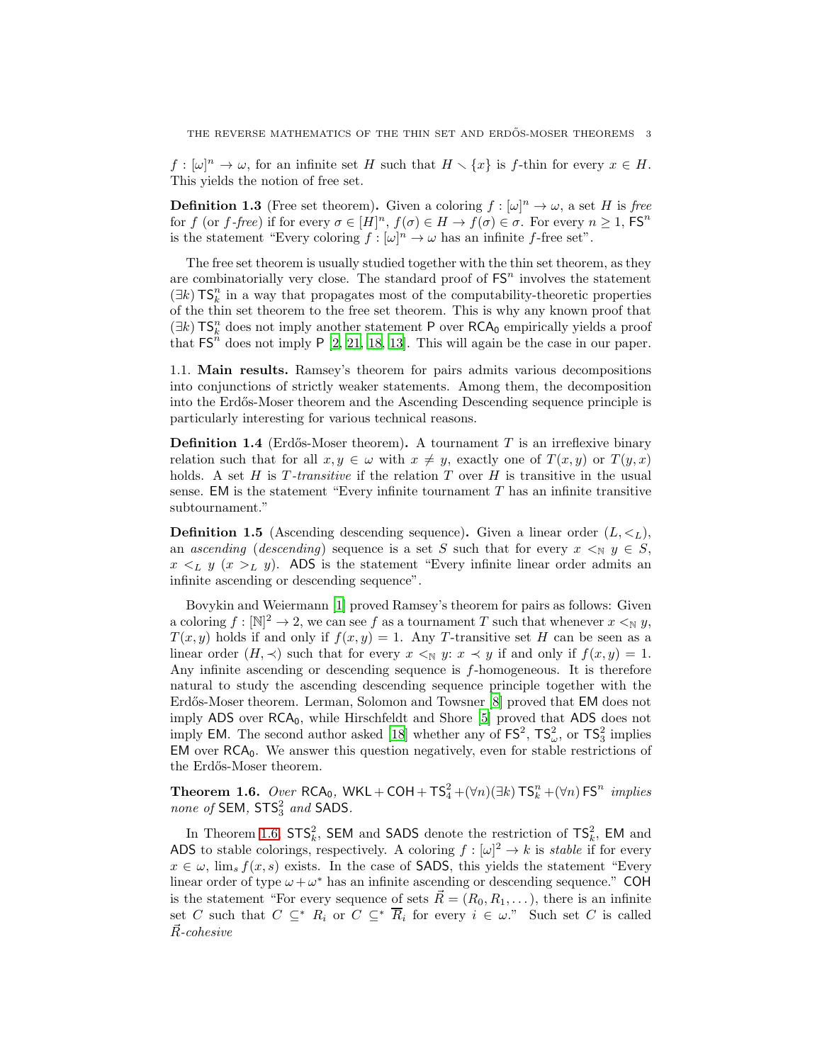$f : [\omega]^n \to \omega$, for an infinite set $H$ such that $H \setminus \{x\}$ is $f$-thin for every $x \in H$. This yields the notion of free set.

**Definition 1.3** (Free set theorem)**.** Given a coloring $f : [\omega]^n \to \omega$, a set $H$ is *free* for $f$ (or *f-free*) if for every $\sigma \in [H]^n$, $f(\sigma) \in H \to f(\sigma) \in \sigma$. For every $n \geq 1$, $\mathsf{FS}^n$ is the statement "Every coloring $f : [\omega]^n \to \omega$ has an infinite $f$-free set".

The free set theorem is usually studied together with the thin set theorem, as they are combinatorially very close. The standard proof of $\mathsf{FS}^n$ involves the statement $(\exists k)\,\mathsf{TS}^n_k$ in a way that propagates most of the computability-theoretic properties of the thin set theorem to the free set theorem. This is why any known proof that $(\exists k)\,\mathsf{TS}^n_k$ does not imply another statement $\mathsf{P}$ over $\mathsf{RCA_0}$ empirically yields a proof that $\mathsf{FS}^n$ does not imply $\mathsf{P}$ [2, 21, 18, 13]. This will again be the case in our paper.

1.1. **Main results.** Ramsey's theorem for pairs admits various decompositions into conjunctions of strictly weaker statements. Among them, the decomposition into the Erdős-Moser theorem and the Ascending Descending sequence principle is particularly interesting for various technical reasons.

**Definition 1.4** (Erdős-Moser theorem)**.** A tournament $T$ is an irreflexive binary relation such that for all $x, y \in \omega$ with $x \neq y$, exactly one of $T(x, y)$ or $T(y, x)$ holds. A set $H$ is *T-transitive* if the relation $T$ over $H$ is transitive in the usual sense. $\mathsf{EM}$ is the statement "Every infinite tournament $T$ has an infinite transitive subtournament."

**Definition 1.5** (Ascending descending sequence)**.** Given a linear order $(L, <_L)$, an *ascending* (*descending*) sequence is a set $S$ such that for every $x <_{\mathbb{N}} y \in S$, $x <_L y$ ($x >_L y$). $\mathsf{ADS}$ is the statement "Every infinite linear order admits an infinite ascending or descending sequence".

Bovykin and Weiermann [1] proved Ramsey's theorem for pairs as follows: Given a coloring $f : [\mathbb{N}]^2 \to 2$, we can see $f$ as a tournament $T$ such that whenever $x <_{\mathbb{N}} y$, $T(x, y)$ holds if and only if $f(x, y) = 1$. Any $T$-transitive set $H$ can be seen as a linear order $(H, \prec)$ such that for every $x <_{\mathbb{N}} y$: $x \prec y$ if and only if $f(x, y) = 1$. Any infinite ascending or descending sequence is $f$-homogeneous. It is therefore natural to study the ascending descending sequence principle together with the Erdős-Moser theorem. Lerman, Solomon and Towsner [8] proved that $\mathsf{EM}$ does not imply $\mathsf{ADS}$ over $\mathsf{RCA_0}$, while Hirschfeldt and Shore [5] proved that $\mathsf{ADS}$ does not imply $\mathsf{EM}$. The second author asked [18] whether any of $\mathsf{FS}^2$, $\mathsf{TS}^2_\omega$, or $\mathsf{TS}^2_3$ implies $\mathsf{EM}$ over $\mathsf{RCA_0}$. We answer this question negatively, even for stable restrictions of the Erdős-Moser theorem.

**Theorem 1.6.** *Over* $\mathsf{RCA_0}$*,* $\mathsf{WKL} + \mathsf{COH} + \mathsf{TS}^2_4 + (\forall n)(\exists k)\,\mathsf{TS}^n_k + (\forall n)\,\mathsf{FS}^n$ *implies none of* $\mathsf{SEM}$*,* $\mathsf{STS}^2_3$ *and* $\mathsf{SADS}$*.*

In Theorem 1.6, $\mathsf{STS}^2_k$, $\mathsf{SEM}$ and $\mathsf{SADS}$ denote the restriction of $\mathsf{TS}^2_k$, $\mathsf{EM}$ and $\mathsf{ADS}$ to stable colorings, respectively. A coloring $f : [\omega]^2 \to k$ is *stable* if for every $x \in \omega$, $\lim_s f(x, s)$ exists. In the case of $\mathsf{SADS}$, this yields the statement "Every linear order of type $\omega + \omega^*$ has an infinite ascending or descending sequence." $\mathsf{COH}$ is the statement "For every sequence of sets $\vec{R} = (R_0, R_1, \dots)$, there is an infinite set $C$ such that $C \subseteq^* R_i$ or $C \subseteq^* \overline{R}_i$ for every $i \in \omega$." Such set $C$ is called *$\vec{R}$-cohesive*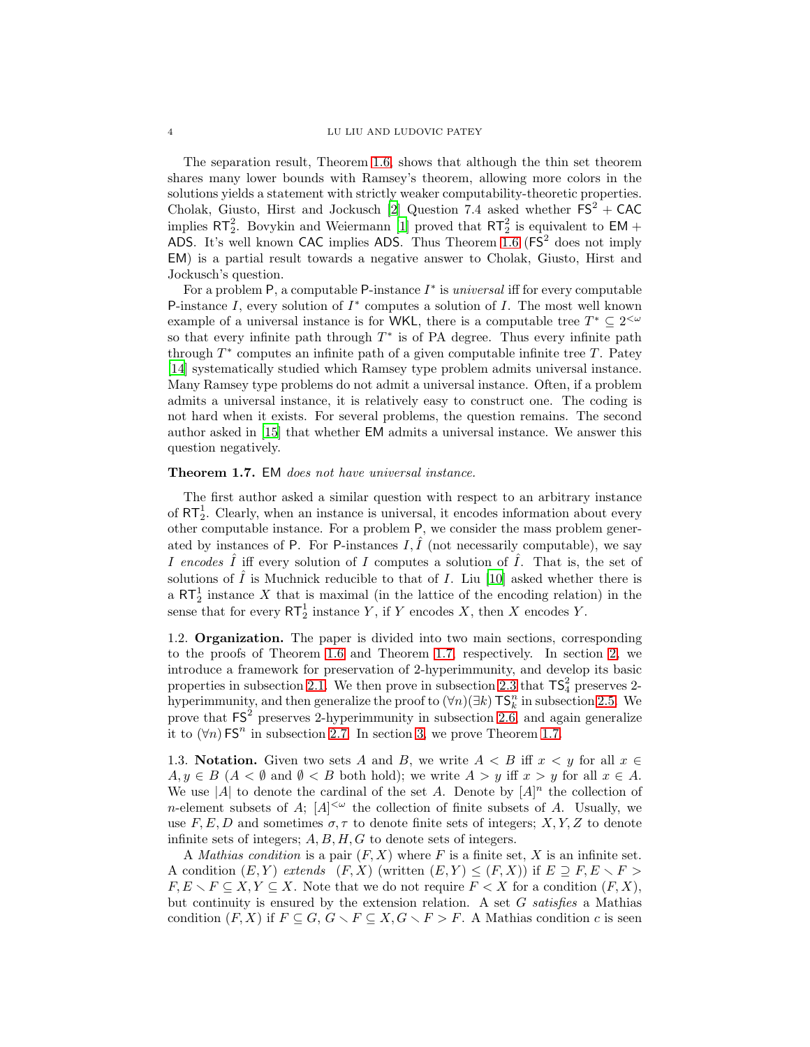The separation result, Theorem 1.6, shows that although the thin set theorem shares many lower bounds with Ramsey's theorem, allowing more colors in the solutions yields a statement with strictly weaker computability-theoretic properties. Cholak, Giusto, Hirst and Jockusch [2] Question 7.4 asked whether $\mathsf{FS}^2 + \mathsf{CAC}$ implies $\mathsf{RT}^2_2$. Bovykin and Weiermann [1] proved that $\mathsf{RT}^2_2$ is equivalent to $\mathsf{EM} + \mathsf{ADS}$. It's well known $\mathsf{CAC}$ implies $\mathsf{ADS}$. Thus Theorem 1.6 ($\mathsf{FS}^2$ does not imply $\mathsf{EM}$) is a partial result towards a negative answer to Cholak, Giusto, Hirst and Jockusch's question.

For a problem $\mathsf{P}$, a computable $\mathsf{P}$-instance $I^*$ is *universal* iff for every computable $\mathsf{P}$-instance $I$, every solution of $I^*$ computes a solution of $I$. The most well known example of a universal instance is for $\mathsf{WKL}$, there is a computable tree $T^* \subseteq 2^{<\omega}$ so that every infinite path through $T^*$ is of PA degree. Thus every infinite path through $T^*$ computes an infinite path of a given computable infinite tree $T$. Patey [14] systematically studied which Ramsey type problem admits universal instance. Many Ramsey type problems do not admit a universal instance. Often, if a problem admits a universal instance, it is relatively easy to construct one. The coding is not hard when it exists. For several problems, the question remains. The second author asked in [15] that whether $\mathsf{EM}$ admits a universal instance. We answer this question negatively.

**Theorem 1.7.** $\mathsf{EM}$ *does not have universal instance.*

The first author asked a similar question with respect to an arbitrary instance of $\mathsf{RT}^1_2$. Clearly, when an instance is universal, it encodes information about every other computable instance. For a problem $\mathsf{P}$, we consider the mass problem generated by instances of $\mathsf{P}$. For $\mathsf{P}$-instances $I, \hat{I}$ (not necessarily computable), we say $I$ *encodes* $\hat{I}$ iff every solution of $I$ computes a solution of $\hat{I}$. That is, the set of solutions of $\hat{I}$ is Muchnick reducible to that of $I$. Liu [10] asked whether there is a $\mathsf{RT}^1_2$ instance $X$ that is maximal (in the lattice of the encoding relation) in the sense that for every $\mathsf{RT}^1_2$ instance $Y$, if $Y$ encodes $X$, then $X$ encodes $Y$.

### 1.2. Organization.

The paper is divided into two main sections, corresponding to the proofs of Theorem 1.6 and Theorem 1.7, respectively. In section 2, we introduce a framework for preservation of 2-hyperimmunity, and develop its basic properties in subsection 2.1. We then prove in subsection 2.3 that $\mathsf{TS}^2_4$ preserves 2-hyperimmunity, and then generalize the proof to $(\forall n)(\exists k)\, \mathsf{TS}^n_k$ in subsection 2.5. We prove that $\mathsf{FS}^2$ preserves 2-hyperimmunity in subsection 2.6 and again generalize it to $(\forall n)\, \mathsf{FS}^n$ in subsection 2.7. In section 3, we prove Theorem 1.7.

### 1.3. Notation.

Given two sets $A$ and $B$, we write $A < B$ iff $x < y$ for all $x \in A, y \in B$ ($A < \emptyset$ and $\emptyset < B$ both hold); we write $A > y$ iff $x > y$ for all $x \in A$. We use $|A|$ to denote the cardinal of the set $A$. Denote by $[A]^n$ the collection of $n$-element subsets of $A$; $[A]^{<\omega}$ the collection of finite subsets of $A$. Usually, we use $F, E, D$ and sometimes $\sigma, \tau$ to denote finite sets of integers; $X, Y, Z$ to denote infinite sets of integers; $A, B, H, G$ to denote sets of integers.

A *Mathias condition* is a pair $(F, X)$ where $F$ is a finite set, $X$ is an infinite set. A condition $(E, Y)$ *extends* $(F, X)$ (written $(E, Y) \leq (F, X)$) if $E \supseteq F, E \setminus F > F, E \setminus F \subseteq X, Y \subseteq X$. Note that we do not require $F < X$ for a condition $(F, X)$, but continuity is ensured by the extension relation. A set $G$ *satisfies* a Mathias condition $(F, X)$ if $F \subseteq G$, $G \setminus F \subseteq X, G \setminus F > F$. A Mathias condition $c$ is seen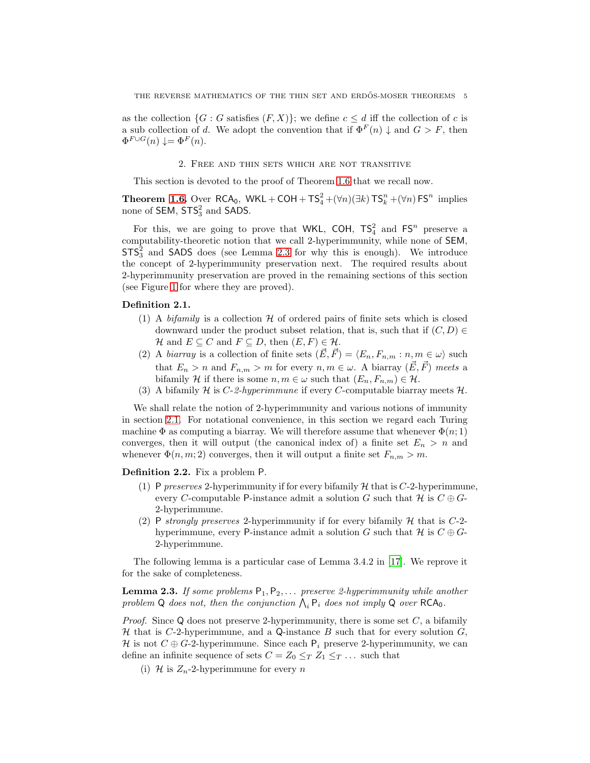as the collection $\{G : G \text{ satisfies } (F, X)\}$; we define $c \leq d$ iff the collection of $c$ is a sub collection of $d$. We adopt the convention that if $\Phi^F(n) \downarrow$ and $G > F$, then $\Phi^{F \cup G}(n) \downarrow = \Phi^F(n)$.

## 2. Free and thin sets which are not transitive

This section is devoted to the proof of Theorem 1.6 that we recall now.

**Theorem 1.6.** Over $\mathsf{RCA}_0$, $\mathsf{WKL} + \mathsf{COH} + \mathsf{TS}^2_4 + (\forall n)(\exists k)\, \mathsf{TS}^n_k + (\forall n)\, \mathsf{FS}^n$ implies none of $\mathsf{SEM}$, $\mathsf{STS}^2_3$ and $\mathsf{SADS}$.

For this, we are going to prove that $\mathsf{WKL}$, $\mathsf{COH}$, $\mathsf{TS}^2_4$ and $\mathsf{FS}^n$ preserve a computability-theoretic notion that we call 2-hyperimmunity, while none of $\mathsf{SEM}$, $\mathsf{STS}^2_3$ and $\mathsf{SADS}$ does (see Lemma 2.3 for why this is enough). We introduce the concept of 2-hyperimmunity preservation next. The required results about 2-hyperimmunity preservation are proved in the remaining sections of this section (see Figure 1 for where they are proved).

**Definition 2.1.**

1. A *bifamily* is a collection $\mathcal{H}$ of ordered pairs of finite sets which is closed downward under the product subset relation, that is, such that if $(C, D) \in \mathcal{H}$ and $E \subseteq C$ and $F \subseteq D$, then $(E, F) \in \mathcal{H}$.
2. A *biarray* is a collection of finite sets $(\vec{E}, \vec{F}) = \langle E_n, F_{n,m} : n, m \in \omega \rangle$ such that $E_n > n$ and $F_{n,m} > m$ for every $n, m \in \omega$. A biarray $(\vec{E}, \vec{F})$ *meets* a bifamily $\mathcal{H}$ if there is some $n, m \in \omega$ such that $(E_n, F_{n,m}) \in \mathcal{H}$.
3. A bifamily $\mathcal{H}$ is *$C$-2-hyperimmune* if every $C$-computable biarray meets $\mathcal{H}$.

We shall relate the notion of 2-hyperimmunity and various notions of immunity in section 2.1. For notational convenience, in this section we regard each Turing machine $\Phi$ as computing a biarray. We will therefore assume that whenever $\Phi(n; 1)$ converges, then it will output (the canonical index of) a finite set $E_n > n$ and whenever $\Phi(n, m; 2)$ converges, then it will output a finite set $F_{n,m} > m$.

**Definition 2.2.** Fix a problem $\mathsf{P}$.

1. $\mathsf{P}$ *preserves* 2-hyperimmunity if for every bifamily $\mathcal{H}$ that is $C$-2-hyperimmune, every $C$-computable $\mathsf{P}$-instance admit a solution $G$ such that $\mathcal{H}$ is $C \oplus G$-2-hyperimmune.
2. $\mathsf{P}$ *strongly preserves* 2-hyperimmunity if for every bifamily $\mathcal{H}$ that is $C$-2-hyperimmune, every $\mathsf{P}$-instance admit a solution $G$ such that $\mathcal{H}$ is $C \oplus G$-2-hyperimmune.

The following lemma is a particular case of Lemma 3.4.2 in [17]. We reprove it for the sake of completeness.

**Lemma 2.3.** *If some problems $\mathsf{P}_1, \mathsf{P}_2, \dots$ preserve 2-hyperimmunity while another problem $\mathsf{Q}$ does not, then the conjunction $\bigwedge_i \mathsf{P}_i$ does not imply $\mathsf{Q}$ over $\mathsf{RCA}_0$.*

*Proof.* Since $\mathsf{Q}$ does not preserve 2-hyperimmunity, there is some set $C$, a bifamily $\mathcal{H}$ that is $C$-2-hyperimmune, and a $\mathsf{Q}$-instance $B$ such that for every solution $G$, $\mathcal{H}$ is not $C \oplus G$-2-hyperimmune. Since each $\mathsf{P}_i$ preserve 2-hyperimmunity, we can define an infinite sequence of sets $C = Z_0 \leq_T Z_1 \leq_T \dots$ such that

(i) $\mathcal{H}$ is $Z_n$-2-hyperimmune for every $n$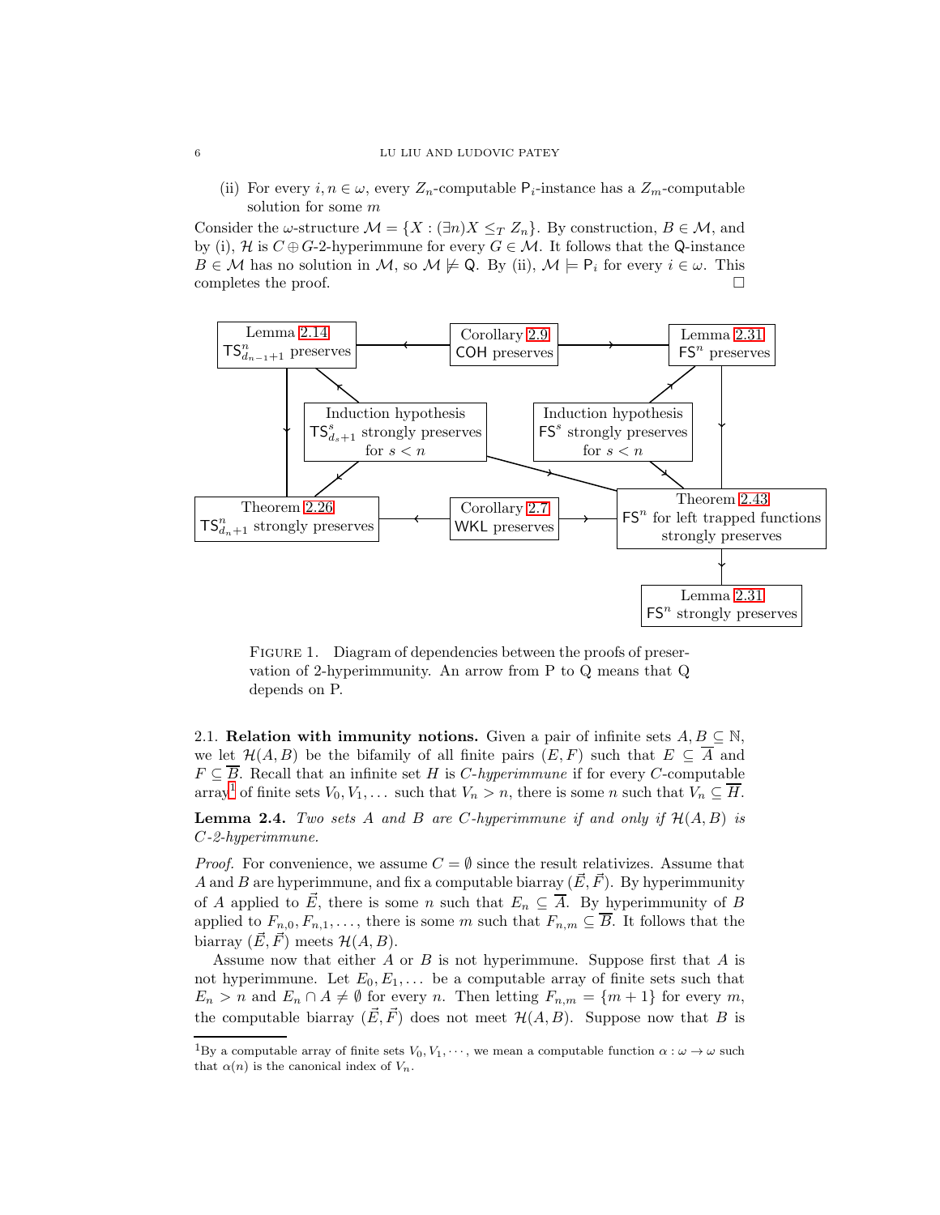(ii) For every $i, n \in \omega$, every $Z_n$-computable $\mathsf{P}_i$-instance has a $Z_m$-computable solution for some $m$

Consider the $\omega$-structure $\mathcal{M} = \{X : (\exists n) X \leq_T Z_n\}$. By construction, $B \in \mathcal{M}$, and by (i), $\mathcal{H}$ is $C \oplus G$-2-hyperimmune for every $G \in \mathcal{M}$. It follows that the $\mathsf{Q}$-instance $B \in \mathcal{M}$ has no solution in $\mathcal{M}$, so $\mathcal{M} \not\models \mathsf{Q}$. By (ii), $\mathcal{M} \models \mathsf{P}_i$ for every $i \in \omega$. This completes the proof. $\square$

| Box | Content |
|---|---|
| Lemma 2.14 | $\mathsf{TS}^n_{d_{n-1}+1}$ preserves |
| Corollary 2.9 | $\mathsf{COH}$ preserves |
| Lemma 2.31 | $\mathsf{FS}^n$ preserves |
| Induction hypothesis | $\mathsf{TS}^s_{d_s+1}$ strongly preserves for $s < n$ |
| Induction hypothesis | $\mathsf{FS}^s$ strongly preserves for $s < n$ |
| Theorem 2.26 | $\mathsf{TS}^n_{d_n+1}$ strongly preserves |
| Corollary 2.7 | $\mathsf{WKL}$ preserves |
| Theorem 2.43 | $\mathsf{FS}^n$ for left trapped functions strongly preserves |
| Lemma 2.31 | $\mathsf{FS}^n$ strongly preserves |

Figure 1. Diagram of dependencies between the proofs of preservation of 2-hyperimmunity. An arrow from P to Q means that Q depends on P.

## 2.1. Relation with immunity notions.

Given a pair of infinite sets $A, B \subseteq \mathbb{N}$, we let $\mathcal{H}(A, B)$ be the bifamily of all finite pairs $(E, F)$ such that $E \subseteq \overline{A}$ and $F \subseteq \overline{B}$. Recall that an infinite set $H$ is *$C$-hyperimmune* if for every $C$-computable array[1] of finite sets $V_0, V_1, \dots$ such that $V_n > n$, there is some $n$ such that $V_n \subseteq \overline{H}$.

**Lemma 2.4.** *Two sets $A$ and $B$ are $C$-hyperimmune if and only if $\mathcal{H}(A, B)$ is $C$-2-hyperimmune.*

*Proof.* For convenience, we assume $C = \emptyset$ since the result relativizes. Assume that $A$ and $B$ are hyperimmune, and fix a computable biarray $(\vec{E}, \vec{F})$. By hyperimmunity of $A$ applied to $\vec{E}$, there is some $n$ such that $E_n \subseteq \overline{A}$. By hyperimmunity of $B$ applied to $F_{n,0}, F_{n,1}, \dots$, there is some $m$ such that $F_{n,m} \subseteq \overline{B}$. It follows that the biarray $(\vec{E}, \vec{F})$ meets $\mathcal{H}(A, B)$.

Assume now that either $A$ or $B$ is not hyperimmune. Suppose first that $A$ is not hyperimmune. Let $E_0, E_1, \dots$ be a computable array of finite sets such that $E_n > n$ and $E_n \cap A \neq \emptyset$ for every $n$. Then letting $F_{n,m} = \{m+1\}$ for every $m$, the computable biarray $(\vec{E}, \vec{F})$ does not meet $\mathcal{H}(A, B)$. Suppose now that $B$ is

[1] By a computable array of finite sets $V_0, V_1, \cdots$, we mean a computable function $\alpha : \omega \to \omega$ such that $\alpha(n)$ is the canonical index of $V_n$.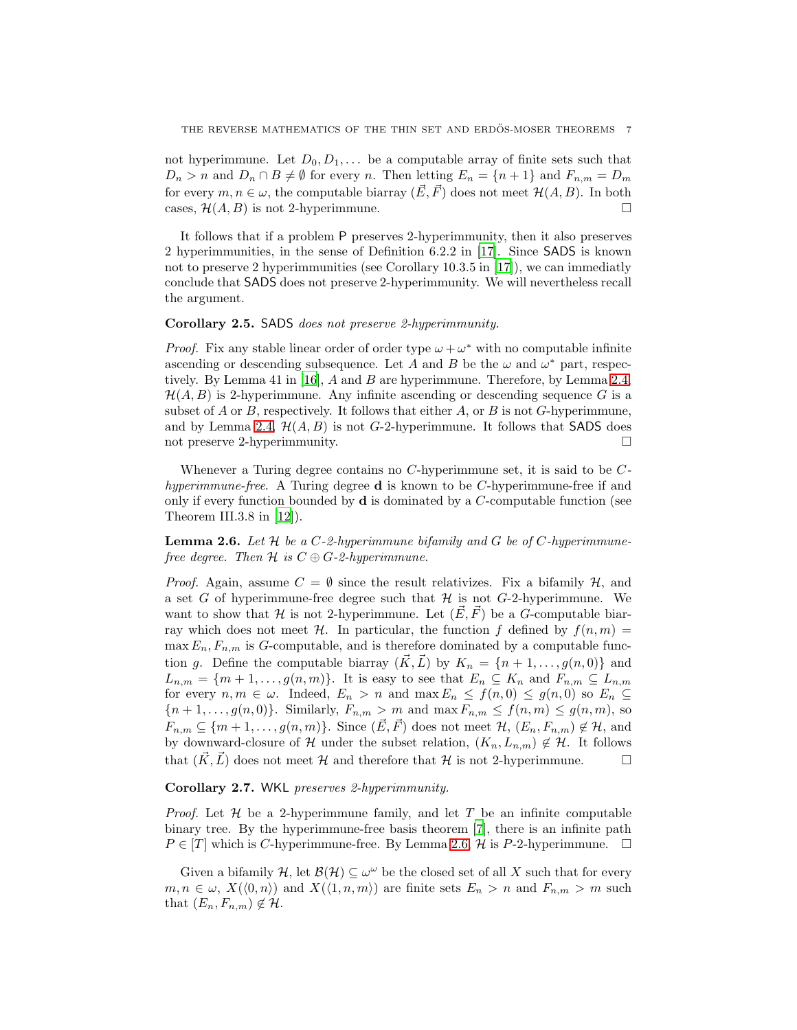not hyperimmune. Let $D_0, D_1, \dots$ be a computable array of finite sets such that $D_n > n$ and $D_n \cap B \neq \emptyset$ for every $n$. Then letting $E_n = \{n+1\}$ and $F_{n,m} = D_m$ for every $m, n \in \omega$, the computable biarray $(\vec{E}, \vec{F})$ does not meet $\mathcal{H}(A,B)$. In both cases, $\mathcal{H}(A,B)$ is not 2-hyperimmune. □

It follows that if a problem $\mathsf{P}$ preserves 2-hyperimmunity, then it also preserves 2 hyperimmunities, in the sense of Definition 6.2.2 in [17]. Since $\mathsf{SADS}$ is known not to preserve 2 hyperimmunities (see Corollary 10.3.5 in [17]), we can immediatly conclude that $\mathsf{SADS}$ does not preserve 2-hyperimmunity. We will nevertheless recall the argument.

**Corollary 2.5.** $\mathsf{SADS}$ *does not preserve 2-hyperimmunity.*

*Proof.* Fix any stable linear order of order type $\omega + \omega^*$ with no computable infinite ascending or descending subsequence. Let $A$ and $B$ be the $\omega$ and $\omega^*$ part, respectively. By Lemma 41 in [16], $A$ and $B$ are hyperimmune. Therefore, by Lemma 2.4, $\mathcal{H}(A,B)$ is 2-hyperimmune. Any infinite ascending or descending sequence $G$ is a subset of $A$ or $B$, respectively. It follows that either $A$, or $B$ is not $G$-hyperimmune, and by Lemma 2.4, $\mathcal{H}(A,B)$ is not $G$-2-hyperimmune. It follows that $\mathsf{SADS}$ does not preserve 2-hyperimmunity. □

Whenever a Turing degree contains no $C$-hyperimmune set, it is said to be *$C$-hyperimmune-free*. A Turing degree $\mathbf{d}$ is known to be $C$-hyperimmune-free if and only if every function bounded by $\mathbf{d}$ is dominated by a $C$-computable function (see Theorem III.3.8 in [12]).

**Lemma 2.6.** *Let $\mathcal{H}$ be a $C$-2-hyperimmune bifamily and $G$ be of $C$-hyperimmune-free degree. Then $\mathcal{H}$ is $C \oplus G$-2-hyperimmune.*

*Proof.* Again, assume $C = \emptyset$ since the result relativizes. Fix a bifamily $\mathcal{H}$, and a set $G$ of hyperimmune-free degree such that $\mathcal{H}$ is not $G$-2-hyperimmune. We want to show that $\mathcal{H}$ is not 2-hyperimmune. Let $(\vec{E}, \vec{F})$ be a $G$-computable biarray which does not meet $\mathcal{H}$. In particular, the function $f$ defined by $f(n,m) = \max E_n, F_{n,m}$ is $G$-computable, and is therefore dominated by a computable function $g$. Define the computable biarray $(\vec{K}, \vec{L})$ by $K_n = \{n+1, \dots, g(n,0)\}$ and $L_{n,m} = \{m+1, \dots, g(n,m)\}$. It is easy to see that $E_n \subseteq K_n$ and $F_{n,m} \subseteq L_{n,m}$ for every $n, m \in \omega$. Indeed, $E_n > n$ and $\max E_n \leq f(n,0) \leq g(n,0)$ so $E_n \subseteq \{n+1, \dots, g(n,0)\}$. Similarly, $F_{n,m} > m$ and $\max F_{n,m} \leq f(n,m) \leq g(n,m)$, so $F_{n,m} \subseteq \{m+1, \dots, g(n,m)\}$. Since $(\vec{E}, \vec{F})$ does not meet $\mathcal{H}$, $(E_n, F_{n,m}) \notin \mathcal{H}$, and by downward-closure of $\mathcal{H}$ under the subset relation, $(K_n, L_{n,m}) \notin \mathcal{H}$. It follows that $(\vec{K}, \vec{L})$ does not meet $\mathcal{H}$ and therefore that $\mathcal{H}$ is not 2-hyperimmune. □

**Corollary 2.7.** $\mathsf{WKL}$ *preserves 2-hyperimmunity.*

*Proof.* Let $\mathcal{H}$ be a 2-hyperimmune family, and let $T$ be an infinite computable binary tree. By the hyperimmune-free basis theorem [7], there is an infinite path $P \in [T]$ which is $C$-hyperimmune-free. By Lemma 2.6, $\mathcal{H}$ is $P$-2-hyperimmune. □

Given a bifamily $\mathcal{H}$, let $\mathcal{B}(\mathcal{H}) \subseteq \omega^\omega$ be the closed set of all $X$ such that for every $m, n \in \omega$, $X(\langle 0, n\rangle)$ and $X(\langle 1, n, m\rangle)$ are finite sets $E_n > n$ and $F_{n,m} > m$ such that $(E_n, F_{n,m}) \notin \mathcal{H}$.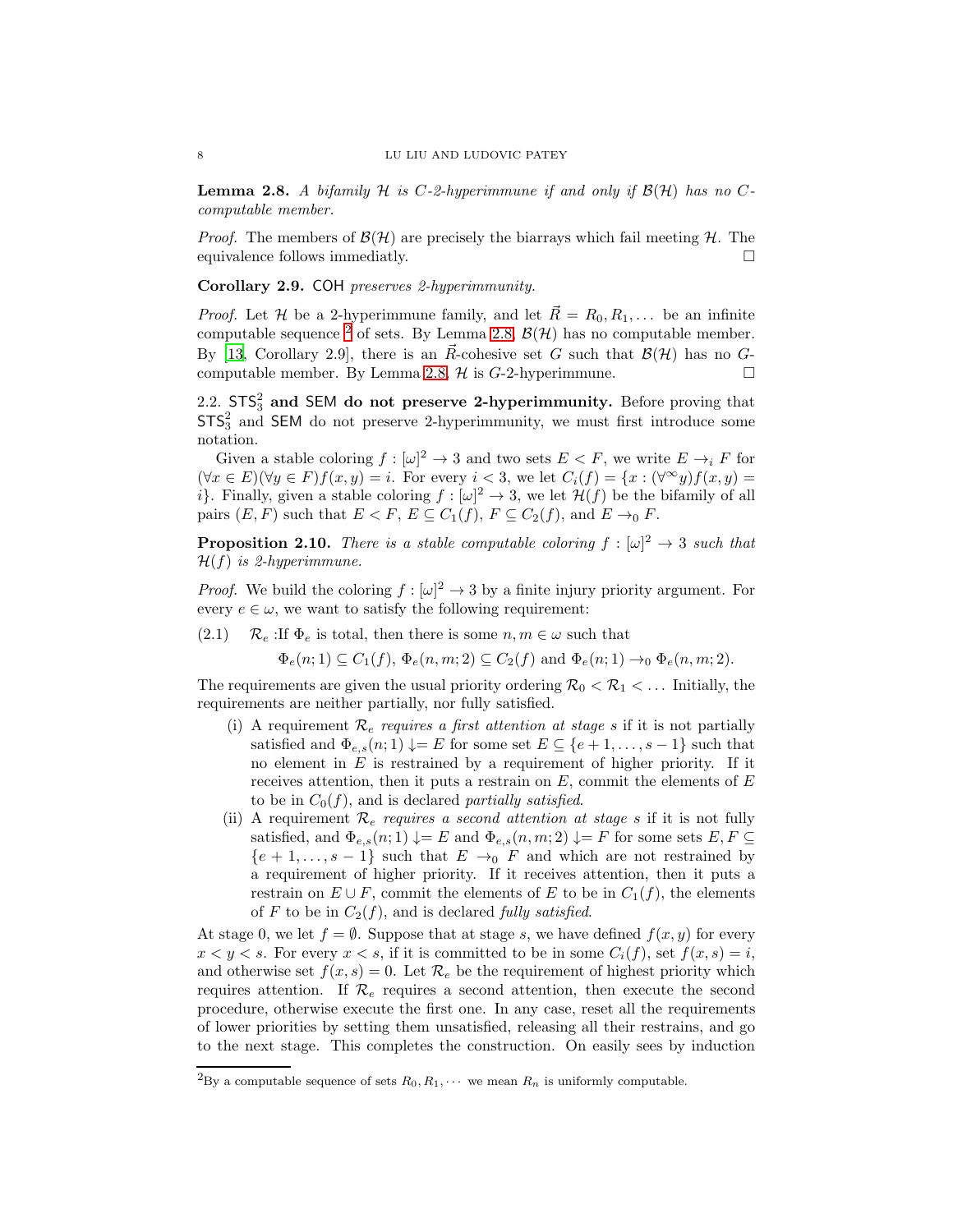**Lemma 2.8.** *A bifamily $\mathcal{H}$ is $C$-2-hyperimmune if and only if $\mathcal{B}(\mathcal{H})$ has no $C$-computable member.*

*Proof.* The members of $\mathcal{B}(\mathcal{H})$ are precisely the biarrays which fail meeting $\mathcal{H}$. The equivalence follows immediatly. □

**Corollary 2.9.** $\mathsf{COH}$ *preserves 2-hyperimmunity.*

*Proof.* Let $\mathcal{H}$ be a 2-hyperimmune family, and let $\vec{R} = R_0, R_1, \dots$ be an infinite computable sequence [2] of sets. By Lemma 2.8, $\mathcal{B}(\mathcal{H})$ has no computable member. By [13, Corollary 2.9], there is an $\vec{R}$-cohesive set $G$ such that $\mathcal{B}(\mathcal{H})$ has no $G$-computable member. By Lemma 2.8, $\mathcal{H}$ is $G$-2-hyperimmune. □

## 2.2. $\mathsf{STS}^2_3$ and $\mathsf{SEM}$ do not preserve 2-hyperimmunity.

Before proving that $\mathsf{STS}^2_3$ and $\mathsf{SEM}$ do not preserve 2-hyperimmunity, we must first introduce some notation.

Given a stable coloring $f : [\omega]^2 \to 3$ and two sets $E < F$, we write $E \to_i F$ for $(\forall x \in E)(\forall y \in F) f(x, y) = i$. For every $i < 3$, we let $C_i(f) = \{x : (\forall^\infty y) f(x, y) = i\}$. Finally, given a stable coloring $f : [\omega]^2 \to 3$, we let $\mathcal{H}(f)$ be the bifamily of all pairs $(E, F)$ such that $E < F$, $E \subseteq C_1(f)$, $F \subseteq C_2(f)$, and $E \to_0 F$.

**Proposition 2.10.** *There is a stable computable coloring $f : [\omega]^2 \to 3$ such that $\mathcal{H}(f)$ is 2-hyperimmune.*

*Proof.* We build the coloring $f : [\omega]^2 \to 3$ by a finite injury priority argument. For every $e \in \omega$, we want to satisfy the following requirement:

(2.1) $\quad \mathcal{R}_e$ :If $\Phi_e$ is total, then there is some $n, m \in \omega$ such that

$$\Phi_e(n; 1) \subseteq C_1(f),\ \Phi_e(n, m; 2) \subseteq C_2(f) \text{ and } \Phi_e(n; 1) \to_0 \Phi_e(n, m; 2).$$

The requirements are given the usual priority ordering $\mathcal{R}_0 < \mathcal{R}_1 < \dots$ Initially, the requirements are neither partially, nor fully satisfied.

(i) A requirement $\mathcal{R}_e$ *requires a first attention at stage* $s$ if it is not partially satisfied and $\Phi_{e,s}(n; 1) \downarrow= E$ for some set $E \subseteq \{e + 1, \dots, s - 1\}$ such that no element in $E$ is restrained by a requirement of higher priority. If it receives attention, then it puts a restrain on $E$, commit the elements of $E$ to be in $C_0(f)$, and is declared *partially satisfied*.

(ii) A requirement $\mathcal{R}_e$ *requires a second attention at stage* $s$ if it is not fully satisfied, and $\Phi_{e,s}(n; 1) \downarrow= E$ and $\Phi_{e,s}(n, m; 2) \downarrow= F$ for some sets $E, F \subseteq \{e + 1, \dots, s - 1\}$ such that $E \to_0 F$ and which are not restrained by a requirement of higher priority. If it receives attention, then it puts a restrain on $E \cup F$, commit the elements of $E$ to be in $C_1(f)$, the elements of $F$ to be in $C_2(f)$, and is declared *fully satisfied*.

At stage 0, we let $f = \emptyset$. Suppose that at stage $s$, we have defined $f(x, y)$ for every $x < y < s$. For every $x < s$, if it is committed to be in some $C_i(f)$, set $f(x, s) = i$, and otherwise set $f(x, s) = 0$. Let $\mathcal{R}_e$ be the requirement of highest priority which requires attention. If $\mathcal{R}_e$ requires a second attention, then execute the second procedure, otherwise execute the first one. In any case, reset all the requirements of lower priorities by setting them unsatisfied, releasing all their restrains, and go to the next stage. This completes the construction. On easily sees by induction

[2] By a computable sequence of sets $R_0, R_1, \cdots$ we mean $R_n$ is uniformly computable.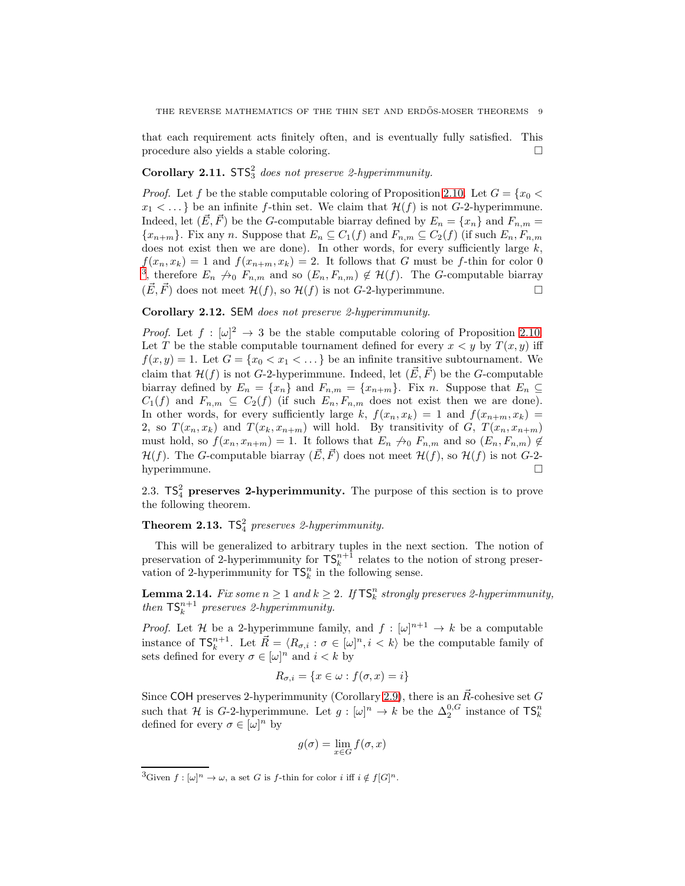that each requirement acts finitely often, and is eventually fully satisfied. This procedure also yields a stable coloring. $\square$

**Corollary 2.11.** *$\mathsf{STS}^2_3$ does not preserve 2-hyperimmunity.*

*Proof.* Let $f$ be the stable computable coloring of Proposition 2.10. Let $G = \{x_0 < x_1 < \dots\}$ be an infinite $f$-thin set. We claim that $\mathcal{H}(f)$ is not $G$-2-hyperimmune. Indeed, let $(\vec{E}, \vec{F})$ be the $G$-computable biarray defined by $E_n = \{x_n\}$ and $F_{n,m} = \{x_{n+m}\}$. Fix any $n$. Suppose that $E_n \subseteq C_1(f)$ and $F_{n,m} \subseteq C_2(f)$ (if such $E_n, F_{n,m}$ does not exist then we are done). In other words, for every sufficiently large $k$, $f(x_n, x_k) = 1$ and $f(x_{n+m}, x_k) = 2$. It follows that $G$ must be $f$-thin for color 0 [3], therefore $E_n \not\to_0 F_{n,m}$ and so $(E_n, F_{n,m}) \notin \mathcal{H}(f)$. The $G$-computable biarray $(\vec{E}, \vec{F})$ does not meet $\mathcal{H}(f)$, so $\mathcal{H}(f)$ is not $G$-2-hyperimmune. $\square$

**Corollary 2.12.** *$\mathsf{SEM}$ does not preserve 2-hyperimmunity.*

*Proof.* Let $f : [\omega]^2 \to 3$ be the stable computable coloring of Proposition 2.10. Let $T$ be the stable computable tournament defined for every $x < y$ by $T(x, y)$ iff $f(x, y) = 1$. Let $G = \{x_0 < x_1 < \dots\}$ be an infinite transitive subtournament. We claim that $\mathcal{H}(f)$ is not $G$-2-hyperimmune. Indeed, let $(\vec{E}, \vec{F})$ be the $G$-computable biarray defined by $E_n = \{x_n\}$ and $F_{n,m} = \{x_{n+m}\}$. Fix $n$. Suppose that $E_n \subseteq C_1(f)$ and $F_{n,m} \subseteq C_2(f)$ (if such $E_n, F_{n,m}$ does not exist then we are done). In other words, for every sufficiently large $k$, $f(x_n, x_k) = 1$ and $f(x_{n+m}, x_k) = 2$, so $T(x_n, x_k)$ and $T(x_k, x_{n+m})$ will hold. By transitivity of $G$, $T(x_n, x_{n+m})$ must hold, so $f(x_n, x_{n+m}) = 1$. It follows that $E_n \not\to_0 F_{n,m}$ and so $(E_n, F_{n,m}) \notin \mathcal{H}(f)$. The $G$-computable biarray $(\vec{E}, \vec{F})$ does not meet $\mathcal{H}(f)$, so $\mathcal{H}(f)$ is not $G$-2-hyperimmune. $\square$

### 2.3. $\mathsf{TS}^2_4$ preserves 2-hyperimmunity.

The purpose of this section is to prove the following theorem.

**Theorem 2.13.** *$\mathsf{TS}^2_4$ preserves 2-hyperimmunity.*

This will be generalized to arbitrary tuples in the next section. The notion of preservation of 2-hyperimmunity for $\mathsf{TS}^{n+1}_k$ relates to the notion of strong preservation of 2-hyperimmunity for $\mathsf{TS}^n_k$ in the following sense.

**Lemma 2.14.** *Fix some $n \geq 1$ and $k \geq 2$. If $\mathsf{TS}^n_k$ strongly preserves 2-hyperimmunity, then $\mathsf{TS}^{n+1}_k$ preserves 2-hyperimmunity.*

*Proof.* Let $\mathcal{H}$ be a 2-hyperimmune family, and $f : [\omega]^{n+1} \to k$ be a computable instance of $\mathsf{TS}^{n+1}_k$. Let $\vec{R} = \langle R_{\sigma,i} : \sigma \in [\omega]^n, i < k \rangle$ be the computable family of sets defined for every $\sigma \in [\omega]^n$ and $i < k$ by

$$R_{\sigma,i} = \{x \in \omega : f(\sigma, x) = i\}$$

Since $\mathsf{COH}$ preserves 2-hyperimmunity (Corollary 2.9), there is an $\vec{R}$-cohesive set $G$ such that $\mathcal{H}$ is $G$-2-hyperimmune. Let $g : [\omega]^n \to k$ be the $\Delta^{0,G}_2$ instance of $\mathsf{TS}^n_k$ defined for every $\sigma \in [\omega]^n$ by

$$g(\sigma) = \lim_{x \in G} f(\sigma, x)$$

[3] Given $f : [\omega]^n \to \omega$, a set $G$ is $f$-thin for color $i$ iff $i \notin f[G]^n$.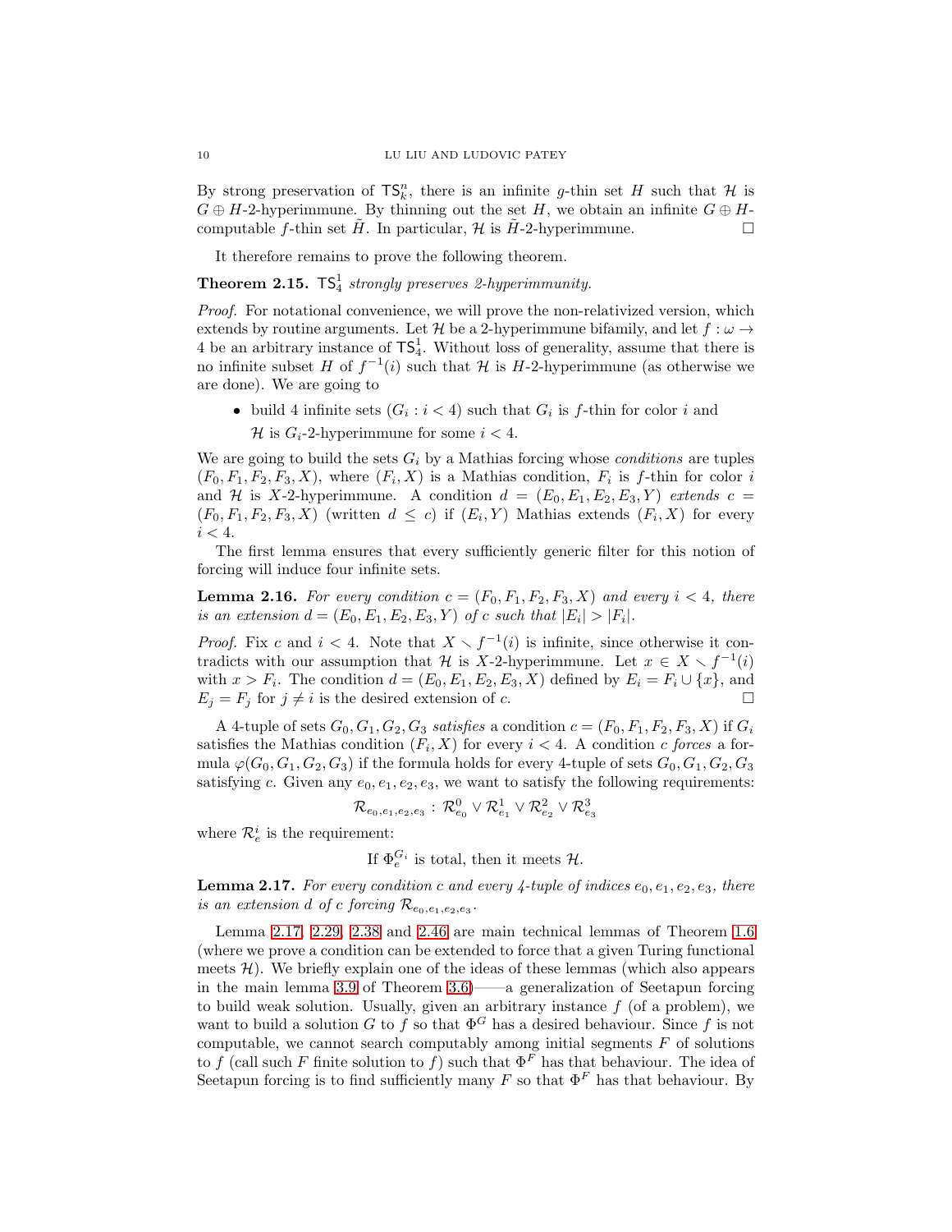By strong preservation of $\mathsf{TS}^n_k$, there is an infinite $g$-thin set $H$ such that $\mathcal{H}$ is $G \oplus H$-2-hyperimmune. By thinning out the set $H$, we obtain an infinite $G \oplus H$-computable $f$-thin set $\tilde{H}$. In particular, $\mathcal{H}$ is $\tilde{H}$-2-hyperimmune. $\square$

It therefore remains to prove the following theorem.

**Theorem 2.15.** *$\mathsf{TS}^1_4$ strongly preserves 2-hyperimmunity.*

*Proof.* For notational convenience, we will prove the non-relativized version, which extends by routine arguments. Let $\mathcal{H}$ be a 2-hyperimmune bifamily, and let $f : \omega \to 4$ be an arbitrary instance of $\mathsf{TS}^1_4$. Without loss of generality, assume that there is no infinite subset $H$ of $f^{-1}(i)$ such that $\mathcal{H}$ is $H$-2-hyperimmune (as otherwise we are done). We are going to

- build 4 infinite sets $(G_i : i < 4)$ such that $G_i$ is $f$-thin for color $i$ and
  $\mathcal{H}$ is $G_i$-2-hyperimmune for some $i < 4$.

We are going to build the sets $G_i$ by a Mathias forcing whose *conditions* are tuples $(F_0, F_1, F_2, F_3, X)$, where $(F_i, X)$ is a Mathias condition, $F_i$ is $f$-thin for color $i$ and $\mathcal{H}$ is $X$-2-hyperimmune. A condition $d = (E_0, E_1, E_2, E_3, Y)$ *extends* $c = (F_0, F_1, F_2, F_3, X)$ (written $d \leq c$) if $(E_i, Y)$ Mathias extends $(F_i, X)$ for every $i < 4$.

The first lemma ensures that every sufficiently generic filter for this notion of forcing will induce four infinite sets.

**Lemma 2.16.** *For every condition $c = (F_0, F_1, F_2, F_3, X)$ and every $i < 4$, there is an extension $d = (E_0, E_1, E_2, E_3, Y)$ of $c$ such that $|E_i| > |F_i|$.*

*Proof.* Fix $c$ and $i < 4$. Note that $X \smallsetminus f^{-1}(i)$ is infinite, since otherwise it contradicts with our assumption that $\mathcal{H}$ is $X$-2-hyperimmune. Let $x \in X \smallsetminus f^{-1}(i)$ with $x > F_i$. The condition $d = (E_0, E_1, E_2, E_3, X)$ defined by $E_i = F_i \cup \{x\}$, and $E_j = F_j$ for $j \neq i$ is the desired extension of $c$. $\square$

A 4-tuple of sets $G_0, G_1, G_2, G_3$ *satisfies* a condition $c = (F_0, F_1, F_2, F_3, X)$ if $G_i$ satisfies the Mathias condition $(F_i, X)$ for every $i < 4$. A condition $c$ *forces* a formula $\varphi(G_0, G_1, G_2, G_3)$ if the formula holds for every 4-tuple of sets $G_0, G_1, G_2, G_3$ satisfying $c$. Given any $e_0, e_1, e_2, e_3$, we want to satisfy the following requirements:

$$\mathcal{R}_{e_0,e_1,e_2,e_3} : \mathcal{R}^0_{e_0} \vee \mathcal{R}^1_{e_1} \vee \mathcal{R}^2_{e_2} \vee \mathcal{R}^3_{e_3}$$

where $\mathcal{R}^i_e$ is the requirement:

$$\text{If } \Phi^{G_i}_e \text{ is total, then it meets } \mathcal{H}.$$

**Lemma 2.17.** *For every condition $c$ and every 4-tuple of indices $e_0, e_1, e_2, e_3$, there is an extension $d$ of $c$ forcing $\mathcal{R}_{e_0,e_1,e_2,e_3}$.*

Lemma 2.17, 2.29, 2.38 and 2.46 are main technical lemmas of Theorem 1.6 (where we prove a condition can be extended to force that a given Turing functional meets $\mathcal{H}$). We briefly explain one of the ideas of these lemmas (which also appears in the main lemma 3.9 of Theorem 3.6)——a generalization of Seetapun forcing to build weak solution. Usually, given an arbitrary instance $f$ (of a problem), we want to build a solution $G$ to $f$ so that $\Phi^G$ has a desired behaviour. Since $f$ is not computable, we cannot search computably among initial segments $F$ of solutions to $f$ (call such $F$ finite solution to $f$) such that $\Phi^F$ has that behaviour. The idea of Seetapun forcing is to find sufficiently many $F$ so that $\Phi^F$ has that behaviour. By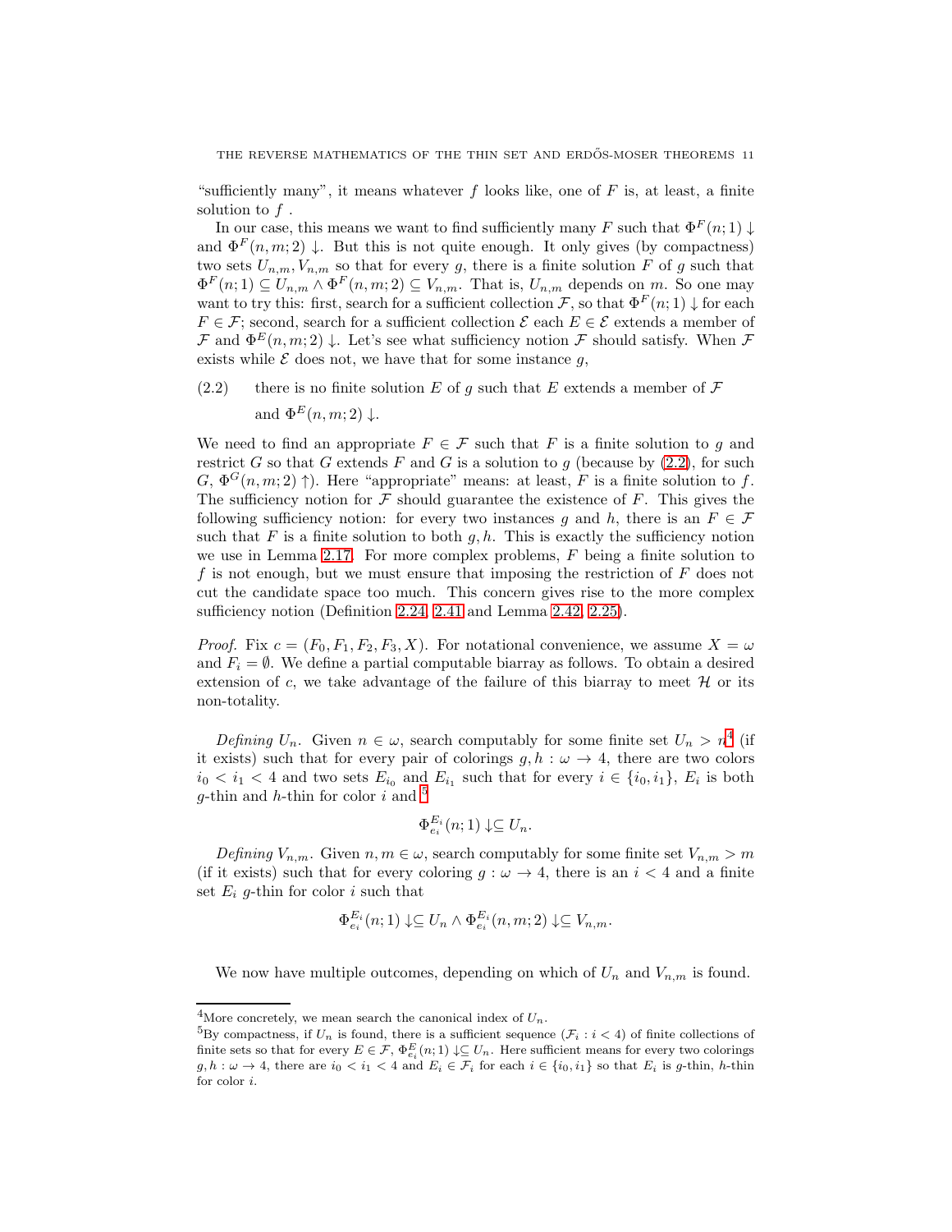"sufficiently many", it means whatever $f$ looks like, one of $F$ is, at least, a finite solution to $f$.

In our case, this means we want to find sufficiently many $F$ such that $\Phi^F(n;1)\downarrow$ and $\Phi^F(n,m;2)\downarrow$. But this is not quite enough. It only gives (by compactness) two sets $U_{n,m}, V_{n,m}$ so that for every $g$, there is a finite solution $F$ of $g$ such that $\Phi^F(n;1) \subseteq U_{n,m} \wedge \Phi^F(n,m;2) \subseteq V_{n,m}$. That is, $U_{n,m}$ depends on $m$. So one may want to try this: first, search for a sufficient collection $\mathcal{F}$, so that $\Phi^F(n;1)\downarrow$ for each $F \in \mathcal{F}$; second, search for a sufficient collection $\mathcal{E}$ each $E \in \mathcal{E}$ extends a member of $\mathcal{F}$ and $\Phi^E(n,m;2)\downarrow$. Let's see what sufficiency notion $\mathcal{F}$ should satisfy. When $\mathcal{F}$ exists while $\mathcal{E}$ does not, we have that for some instance $g$,

(2.2) there is no finite solution $E$ of $g$ such that $E$ extends a member of $\mathcal{F}$ and $\Phi^E(n,m;2)\downarrow$.

We need to find an appropriate $F \in \mathcal{F}$ such that $F$ is a finite solution to $g$ and restrict $G$ so that $G$ extends $F$ and $G$ is a solution to $g$ (because by (2.2), for such $G$, $\Phi^G(n,m;2)\uparrow$). Here "appropriate" means: at least, $F$ is a finite solution to $f$. The sufficiency notion for $\mathcal{F}$ should guarantee the existence of $F$. This gives the following sufficiency notion: for every two instances $g$ and $h$, there is an $F \in \mathcal{F}$ such that $F$ is a finite solution to both $g, h$. This is exactly the sufficiency notion we use in Lemma 2.17. For more complex problems, $F$ being a finite solution to $f$ is not enough, but we must ensure that imposing the restriction of $F$ does not cut the candidate space too much. This concern gives rise to the more complex sufficiency notion (Definition 2.24, 2.41 and Lemma 2.42, 2.25).

*Proof.* Fix $c = (F_0, F_1, F_2, F_3, X)$. For notational convenience, we assume $X = \omega$ and $F_i = \emptyset$. We define a partial computable biarray as follows. To obtain a desired extension of $c$, we take advantage of the failure of this biarray to meet $\mathcal{H}$ or its non-totality.

*Defining* $U_n$. Given $n \in \omega$, search computably for some finite set $U_n > n$[4] (if it exists) such that for every pair of colorings $g, h : \omega \to 4$, there are two colors $i_0 < i_1 < 4$ and two sets $E_{i_0}$ and $E_{i_1}$ such that for every $i \in \{i_0, i_1\}$, $E_i$ is both $g$-thin and $h$-thin for color $i$ and [5]

$$\Phi_{e_i}^{E_i}(n;1)\downarrow \subseteq U_n.$$

*Defining* $V_{n,m}$. Given $n, m \in \omega$, search computably for some finite set $V_{n,m} > m$ (if it exists) such that for every coloring $g : \omega \to 4$, there is an $i < 4$ and a finite set $E_i$ $g$-thin for color $i$ such that

$$\Phi_{e_i}^{E_i}(n;1)\downarrow \subseteq U_n \wedge \Phi_{e_i}^{E_i}(n,m;2)\downarrow \subseteq V_{n,m}.$$

We now have multiple outcomes, depending on which of $U_n$ and $V_{n,m}$ is found.

---

[4] More concretely, we mean search the canonical index of $U_n$.

[5] By compactness, if $U_n$ is found, there is a sufficient sequence $(\mathcal{F}_i : i < 4)$ of finite collections of finite sets so that for every $E \in \mathcal{F}$, $\Phi_{e_i}^{E}(n;1)\downarrow \subseteq U_n$. Here sufficient means for every two colorings $g, h : \omega \to 4$, there are $i_0 < i_1 < 4$ and $E_i \in \mathcal{F}_i$ for each $i \in \{i_0, i_1\}$ so that $E_i$ is $g$-thin, $h$-thin for color $i$.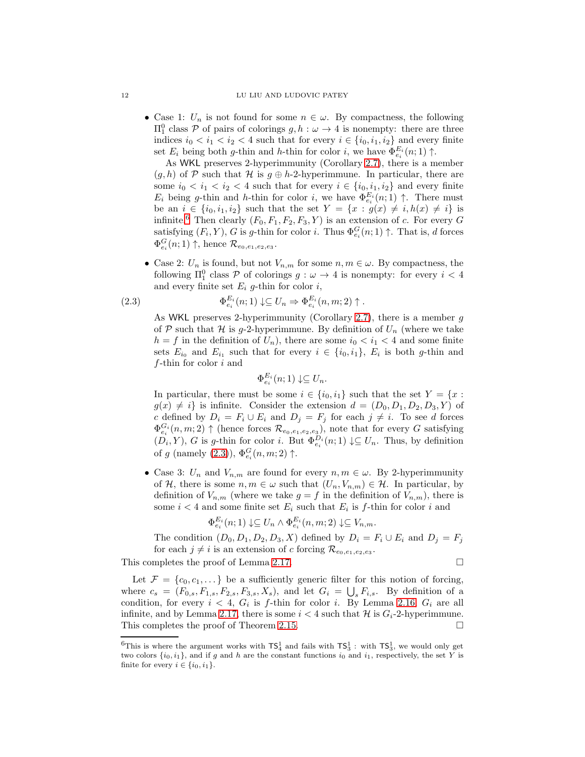- Case 1: $U_n$ is not found for some $n \in \omega$. By compactness, the following $\Pi^0_1$ class $\mathcal{P}$ of pairs of colorings $g, h : \omega \to 4$ is nonempty: there are three indices $i_0 < i_1 < i_2 < 4$ such that for every $i \in \{i_0, i_1, i_2\}$ and every finite set $E_i$ being both $g$-thin and $h$-thin for color $i$, we have $\Phi^{E_i}_{e_i}(n; 1) \uparrow$.

  As $\mathsf{WKL}$ preserves 2-hyperimmunity (Corollary 2.7), there is a member $(g, h)$ of $\mathcal{P}$ such that $\mathcal{H}$ is $g \oplus h$-2-hyperimmune. In particular, there are some $i_0 < i_1 < i_2 < 4$ such that for every $i \in \{i_0, i_1, i_2\}$ and every finite $E_i$ being $g$-thin and $h$-thin for color $i$, we have $\Phi^{E_i}_{e_i}(n; 1) \uparrow$. There must be an $i \in \{i_0, i_1, i_2\}$ such that the set $Y = \{x : g(x) \neq i, h(x) \neq i\}$ is infinite.[6] Then clearly $(F_0, F_1, F_2, F_3, Y)$ is an extension of $c$. For every $G$ satisfying $(F_i, Y)$, $G$ is $g$-thin for color $i$. Thus $\Phi^G_{e_i}(n; 1) \uparrow$. That is, $d$ forces $\Phi^G_{e_i}(n; 1) \uparrow$, hence $\mathcal{R}_{e_0,e_1,e_2,e_3}$.

- Case 2: $U_n$ is found, but not $V_{n,m}$ for some $n, m \in \omega$. By compactness, the following $\Pi^0_1$ class $\mathcal{P}$ of colorings $g : \omega \to 4$ is nonempty: for every $i < 4$ and every finite set $E_i$ $g$-thin for color $i$,

$$\Phi^{E_i}_{e_i}(n; 1) \downarrow \subseteq U_n \Rightarrow \Phi^{E_i}_{e_i}(n, m; 2) \uparrow . \tag{2.3}$$

  As $\mathsf{WKL}$ preserves 2-hyperimmunity (Corollary 2.7), there is a member $g$ of $\mathcal{P}$ such that $\mathcal{H}$ is $g$-2-hyperimmune. By definition of $U_n$ (where we take $h = f$ in the definition of $U_n$), there are some $i_0 < i_1 < 4$ and some finite sets $E_{i_0}$ and $E_{i_1}$ such that for every $i \in \{i_0, i_1\}$, $E_i$ is both $g$-thin and $f$-thin for color $i$ and

$$\Phi^{E_i}_{e_i}(n; 1) \downarrow \subseteq U_n.$$

  In particular, there must be some $i \in \{i_0, i_1\}$ such that the set $Y = \{x : g(x) \neq i\}$ is infinite. Consider the extension $d = (D_0, D_1, D_2, D_3, Y)$ of $c$ defined by $D_i = F_i \cup E_i$ and $D_j = F_j$ for each $j \neq i$. To see $d$ forces $\Phi^{G_i}_{e_i}(n, m; 2) \uparrow$ (hence forces $\mathcal{R}_{e_0,e_1,e_2,e_3}$), note that for every $G$ satisfying $(D_i, Y)$, $G$ is $g$-thin for color $i$. But $\Phi^{D_i}_{e_i}(n; 1) \downarrow \subseteq U_n$. Thus, by definition of $g$ (namely (2.3)), $\Phi^G_{e_i}(n, m; 2) \uparrow$.

- Case 3: $U_n$ and $V_{n,m}$ are found for every $n, m \in \omega$. By 2-hyperimmunity of $\mathcal{H}$, there is some $n, m \in \omega$ such that $(U_n, V_{n,m}) \in \mathcal{H}$. In particular, by definition of $V_{n,m}$ (where we take $g = f$ in the definition of $V_{n,m}$), there is some $i < 4$ and some finite set $E_i$ such that $E_i$ is $f$-thin for color $i$ and

$$\Phi^{E_i}_{e_i}(n; 1) \downarrow \subseteq U_n \wedge \Phi^{E_i}_{e_i}(n, m; 2) \downarrow \subseteq V_{n,m}.$$

  The condition $(D_0, D_1, D_2, D_3, X)$ defined by $D_i = F_i \cup E_i$ and $D_j = F_j$ for each $j \neq i$ is an extension of $c$ forcing $\mathcal{R}_{e_0,e_1,e_2,e_3}$.

This completes the proof of Lemma 2.17. □

Let $\mathcal{F} = \{c_0, c_1, \dots\}$ be a sufficiently generic filter for this notion of forcing, where $c_s = (F_{0,s}, F_{1,s}, F_{2,s}, F_{3,s}, X_s)$, and let $G_i = \bigcup_s F_{i,s}$. By definition of a condition, for every $i < 4$, $G_i$ is $f$-thin for color $i$. By Lemma 2.16, $G_i$ are all infinite, and by Lemma 2.17, there is some $i < 4$ such that $\mathcal{H}$ is $G_i$-2-hyperimmune. This completes the proof of Theorem 2.15. □

[6] This is where the argument works with $\mathsf{TS}^1_4$ and fails with $\mathsf{TS}^1_3$ : with $\mathsf{TS}^1_3$, we would only get two colors $\{i_0, i_1\}$, and if $g$ and $h$ are the constant functions $i_0$ and $i_1$, respectively, the set $Y$ is finite for every $i \in \{i_0, i_1\}$.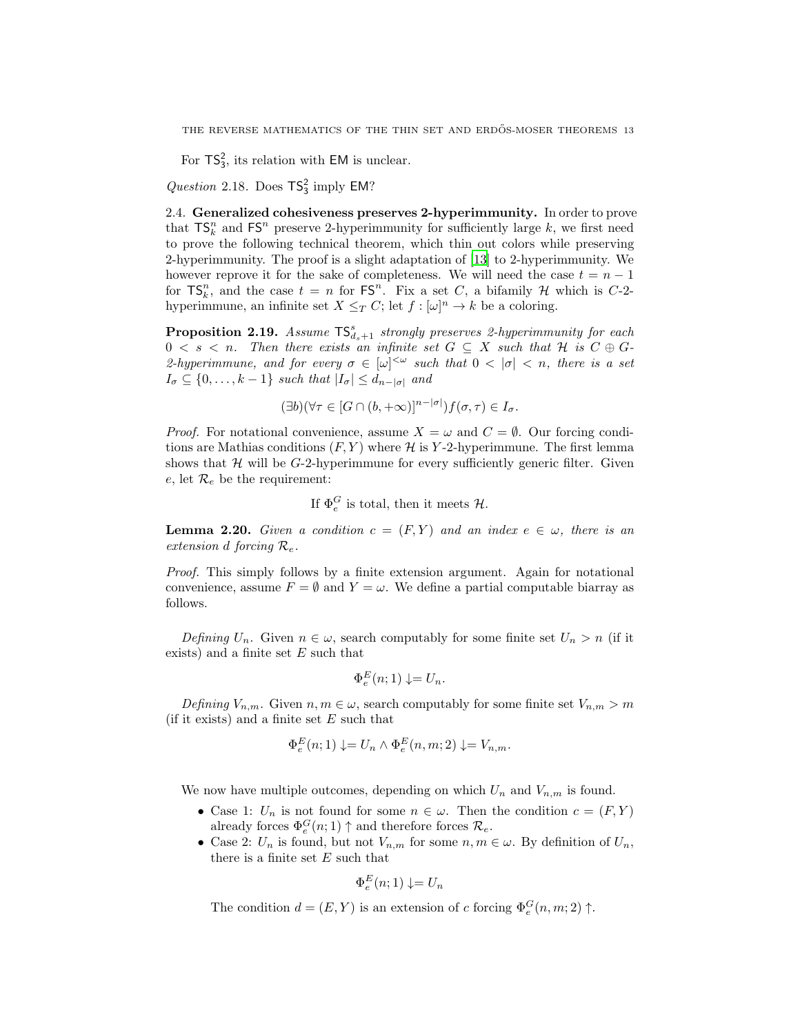For $\mathsf{TS}^2_3$, its relation with $\mathsf{EM}$ is unclear.

*Question* 2.18. Does $\mathsf{TS}^2_3$ imply $\mathsf{EM}$?

### 2.4. Generalized cohesiveness preserves 2-hyperimmunity.

In order to prove that $\mathsf{TS}^n_k$ and $\mathsf{FS}^n$ preserve 2-hyperimmunity for sufficiently large $k$, we first need to prove the following technical theorem, which thin out colors while preserving 2-hyperimmunity. The proof is a slight adaptation of [13] to 2-hyperimmunity. We however reprove it for the sake of completeness. We will need the case $t = n - 1$ for $\mathsf{TS}^n_k$, and the case $t = n$ for $\mathsf{FS}^n$. Fix a set $C$, a bifamily $\mathcal{H}$ which is $C$-2-hyperimmune, an infinite set $X \leq_T C$; let $f : [\omega]^n \to k$ be a coloring.

**Proposition 2.19.** *Assume $\mathsf{TS}^s_{d_s+1}$ strongly preserves 2-hyperimmunity for each $0 < s < n$. Then there exists an infinite set $G \subseteq X$ such that $\mathcal{H}$ is $C \oplus G$-2-hyperimmune, and for every $\sigma \in [\omega]^{<\omega}$ such that $0 < |\sigma| < n$, there is a set $I_\sigma \subseteq \{0, \dots, k-1\}$ such that $|I_\sigma| \leq d_{n-|\sigma|}$ and*

$$(\exists b)(\forall \tau \in [G \cap (b, +\infty)]^{n-|\sigma|}) f(\sigma, \tau) \in I_\sigma.$$

*Proof.* For notational convenience, assume $X = \omega$ and $C = \emptyset$. Our forcing conditions are Mathias conditions $(F, Y)$ where $\mathcal{H}$ is $Y$-2-hyperimmune. The first lemma shows that $\mathcal{H}$ will be $G$-2-hyperimmune for every sufficiently generic filter. Given $e$, let $\mathcal{R}_e$ be the requirement:

$$\text{If } \Phi^G_e \text{ is total, then it meets } \mathcal{H}.$$

**Lemma 2.20.** *Given a condition $c = (F, Y)$ and an index $e \in \omega$, there is an extension $d$ forcing $\mathcal{R}_e$.*

*Proof.* This simply follows by a finite extension argument. Again for notational convenience, assume $F = \emptyset$ and $Y = \omega$. We define a partial computable biarray as follows.

*Defining $U_n$.* Given $n \in \omega$, search computably for some finite set $U_n > n$ (if it exists) and a finite set $E$ such that

$$\Phi^E_e(n; 1) \downarrow = U_n.$$

*Defining $V_{n,m}$.* Given $n, m \in \omega$, search computably for some finite set $V_{n,m} > m$ (if it exists) and a finite set $E$ such that

$$\Phi^E_e(n; 1) \downarrow = U_n \wedge \Phi^E_e(n, m; 2) \downarrow = V_{n,m}.$$

We now have multiple outcomes, depending on which $U_n$ and $V_{n,m}$ is found.

- Case 1: $U_n$ is not found for some $n \in \omega$. Then the condition $c = (F, Y)$ already forces $\Phi^G_e(n; 1) \uparrow$ and therefore forces $\mathcal{R}_e$.
- Case 2: $U_n$ is found, but not $V_{n,m}$ for some $n, m \in \omega$. By definition of $U_n$, there is a finite set $E$ such that

  $$\Phi^E_e(n; 1) \downarrow = U_n$$

  The condition $d = (E, Y)$ is an extension of $c$ forcing $\Phi^G_e(n, m; 2) \uparrow$.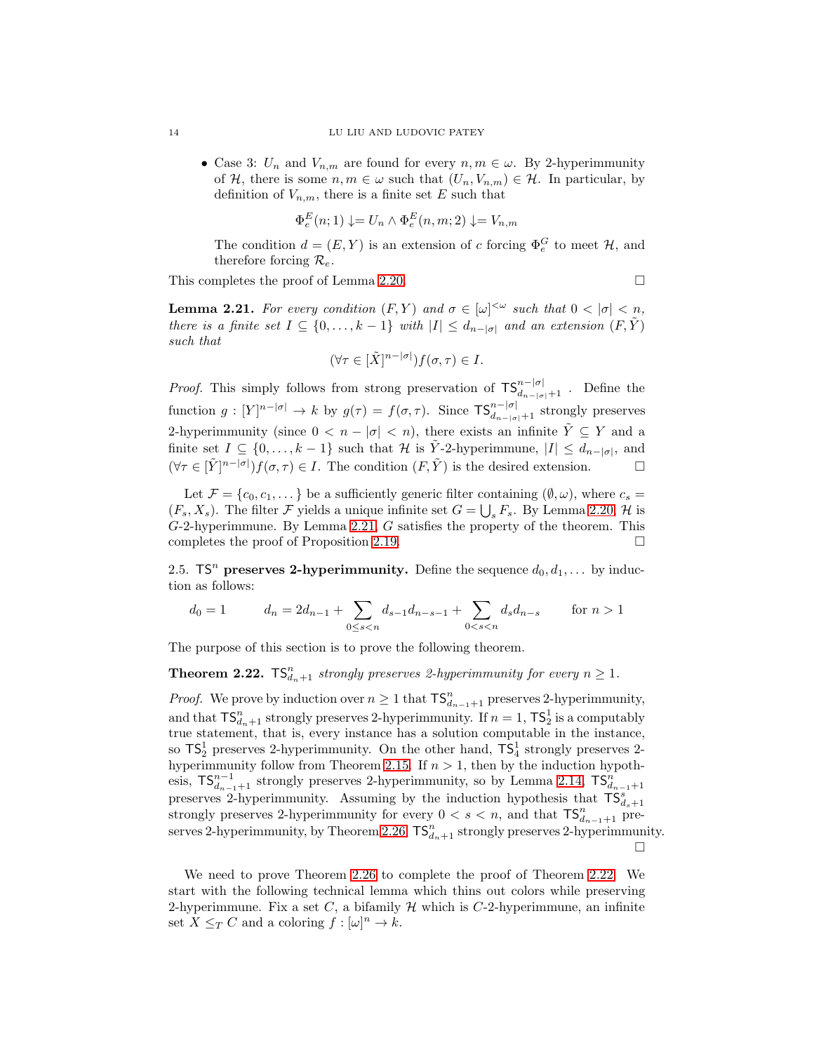- Case 3: $U_n$ and $V_{n,m}$ are found for every $n, m \in \omega$. By 2-hyperimmunity of $\mathcal{H}$, there is some $n, m \in \omega$ such that $(U_n, V_{n,m}) \in \mathcal{H}$. In particular, by definition of $V_{n,m}$, there is a finite set $E$ such that

$$\Phi_e^E(n; 1) \downarrow = U_n \wedge \Phi_e^E(n, m; 2) \downarrow = V_{n,m}$$

The condition $d = (E, Y)$ is an extension of $c$ forcing $\Phi_e^G$ to meet $\mathcal{H}$, and therefore forcing $\mathcal{R}_e$.

This completes the proof of Lemma 2.20. □

**Lemma 2.21.** *For every condition $(F, Y)$ and $\sigma \in [\omega]^{<\omega}$ such that $0 < |\sigma| < n$, there is a finite set $I \subseteq \{0, \dots, k-1\}$ with $|I| \leq d_{n-|\sigma|}$ and an extension $(F, \tilde{Y})$ such that*

$$(\forall \tau \in [\tilde{X}]^{n-|\sigma|}) f(\sigma, \tau) \in I.$$

*Proof.* This simply follows from strong preservation of $\mathsf{TS}^{n-|\sigma|}_{d_{n-|\sigma|}+1}$. Define the function $g : [Y]^{n-|\sigma|} \to k$ by $g(\tau) = f(\sigma, \tau)$. Since $\mathsf{TS}^{n-|\sigma|}_{d_{n-|\sigma|}+1}$ strongly preserves 2-hyperimmunity (since $0 < n - |\sigma| < n$), there exists an infinite $\tilde{Y} \subseteq Y$ and a finite set $I \subseteq \{0, \dots, k-1\}$ such that $\mathcal{H}$ is $\tilde{Y}$-2-hyperimmune, $|I| \leq d_{n-|\sigma|}$, and $(\forall \tau \in [\tilde{Y}]^{n-|\sigma|}) f(\sigma, \tau) \in I$. The condition $(F, \tilde{Y})$ is the desired extension. □

Let $\mathcal{F} = \{c_0, c_1, \dots\}$ be a sufficiently generic filter containing $(\emptyset, \omega)$, where $c_s = (F_s, X_s)$. The filter $\mathcal{F}$ yields a unique infinite set $G = \bigcup_s F_s$. By Lemma 2.20, $\mathcal{H}$ is $G$-2-hyperimmune. By Lemma 2.21, $G$ satisfies the property of the theorem. This completes the proof of Proposition 2.19. □

2.5. **$\mathsf{TS}^n$ preserves 2-hyperimmunity.** Define the sequence $d_0, d_1, \dots$ by induction as follows:

$$d_0 = 1 \qquad d_n = 2d_{n-1} + \sum_{0 \leq s < n} d_{s-1} d_{n-s-1} + \sum_{0 < s < n} d_s d_{n-s} \qquad \text{for } n > 1$$

The purpose of this section is to prove the following theorem.

**Theorem 2.22.** *$\mathsf{TS}^n_{d_n+1}$ strongly preserves 2-hyperimmunity for every $n \geq 1$.*

*Proof.* We prove by induction over $n \geq 1$ that $\mathsf{TS}^n_{d_{n-1}+1}$ preserves 2-hyperimmunity, and that $\mathsf{TS}^n_{d_n+1}$ strongly preserves 2-hyperimmunity. If $n = 1$, $\mathsf{TS}^1_2$ is a computably true statement, that is, every instance has a solution computable in the instance, so $\mathsf{TS}^1_2$ preserves 2-hyperimmunity. On the other hand, $\mathsf{TS}^1_4$ strongly preserves 2-hyperimmunity follow from Theorem 2.15. If $n > 1$, then by the induction hypothesis, $\mathsf{TS}^{n-1}_{d_{n-1}+1}$ strongly preserves 2-hyperimmunity, so by Lemma 2.14, $\mathsf{TS}^n_{d_{n-1}+1}$ preserves 2-hyperimmunity. Assuming by the induction hypothesis that $\mathsf{TS}^s_{d_s+1}$ strongly preserves 2-hyperimmunity for every $0 < s < n$, and that $\mathsf{TS}^n_{d_{n-1}+1}$ preserves 2-hyperimmunity, by Theorem 2.26, $\mathsf{TS}^n_{d_n+1}$ strongly preserves 2-hyperimmunity. □

We need to prove Theorem 2.26 to complete the proof of Theorem 2.22. We start with the following technical lemma which thins out colors while preserving 2-hyperimmune. Fix a set $C$, a bifamily $\mathcal{H}$ which is $C$-2-hyperimmune, an infinite set $X \leq_T C$ and a coloring $f : [\omega]^n \to k$.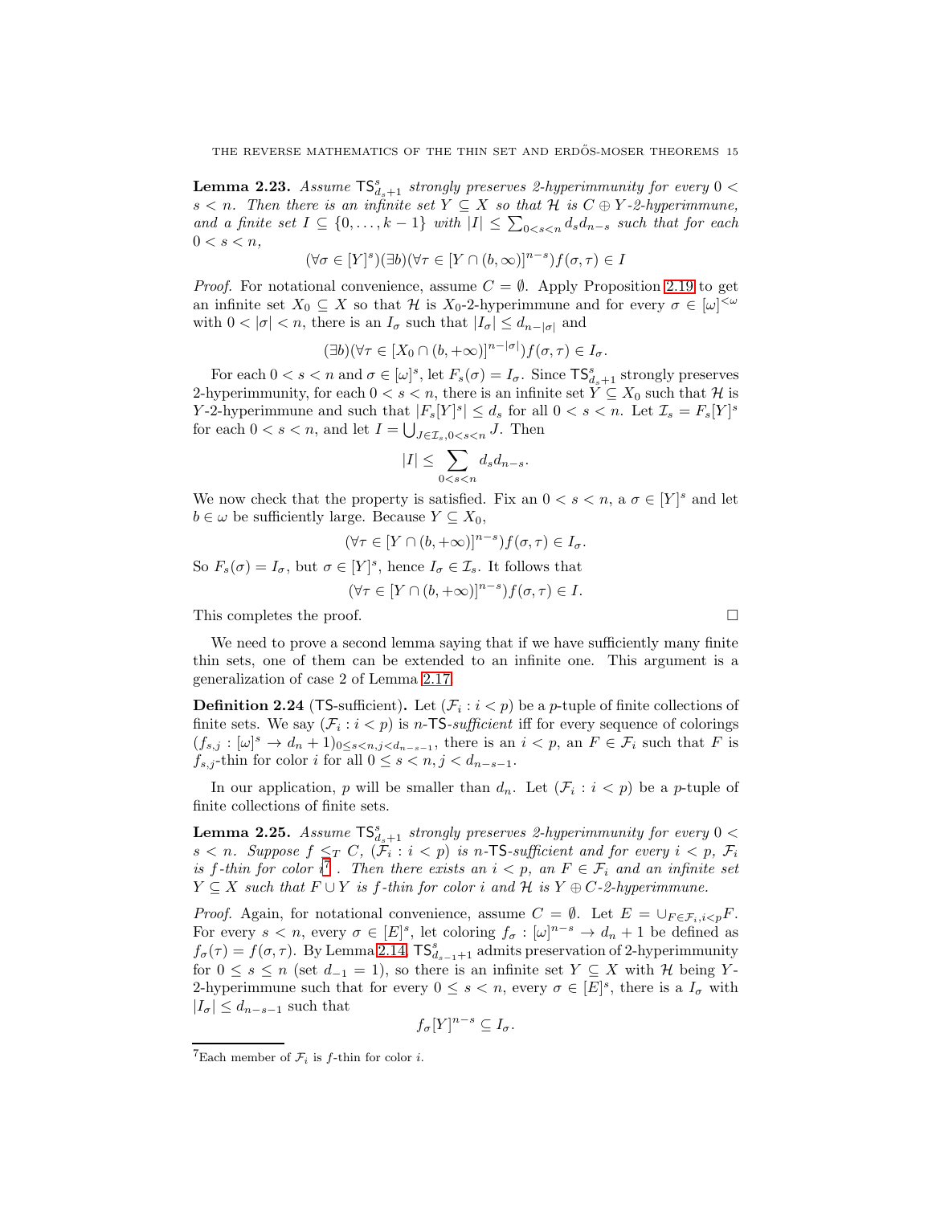**Lemma 2.23.** *Assume* $\mathsf{TS}^s_{d_s+1}$ *strongly preserves 2-hyperimmunity for every* $0 < s < n$*. Then there is an infinite set* $Y \subseteq X$ *so that* $\mathcal{H}$ *is* $C \oplus Y$*-2-hyperimmune, and a finite set* $I \subseteq \{0, \dots, k-1\}$ *with* $|I| \leq \sum_{0<s<n} d_s d_{n-s}$ *such that for each* $0 < s < n$,

$$(\forall \sigma \in [Y]^s)(\exists b)(\forall \tau \in [Y \cap (b, \infty)]^{n-s}) f(\sigma, \tau) \in I$$

*Proof.* For notational convenience, assume $C = \emptyset$. Apply Proposition 2.19 to get an infinite set $X_0 \subseteq X$ so that $\mathcal{H}$ is $X_0$-2-hyperimmune and for every $\sigma \in [\omega]^{<\omega}$ with $0 < |\sigma| < n$, there is an $I_\sigma$ such that $|I_\sigma| \leq d_{n-|\sigma|}$ and

$$(\exists b)(\forall \tau \in [X_0 \cap (b, +\infty)]^{n-|\sigma|}) f(\sigma, \tau) \in I_\sigma.$$

For each $0 < s < n$ and $\sigma \in [\omega]^s$, let $F_s(\sigma) = I_\sigma$. Since $\mathsf{TS}^s_{d_s+1}$ strongly preserves 2-hyperimmunity, for each $0 < s < n$, there is an infinite set $Y \subseteq X_0$ such that $\mathcal{H}$ is $Y$-2-hyperimmune and such that $|F_s[Y]^s| \leq d_s$ for all $0 < s < n$. Let $\mathcal{I}_s = F_s[Y]^s$ for each $0 < s < n$, and let $I = \bigcup_{J \in \mathcal{I}_s, 0<s<n} J$. Then

$$|I| \leq \sum_{0<s<n} d_s d_{n-s}.$$

We now check that the property is satisfied. Fix an $0 < s < n$, a $\sigma \in [Y]^s$ and let $b \in \omega$ be sufficiently large. Because $Y \subseteq X_0$,

$$(\forall \tau \in [Y \cap (b, +\infty)]^{n-s}) f(\sigma, \tau) \in I_\sigma.$$

So $F_s(\sigma) = I_\sigma$, but $\sigma \in [Y]^s$, hence $I_\sigma \in \mathcal{I}_s$. It follows that

$$(\forall \tau \in [Y \cap (b, +\infty)]^{n-s}) f(\sigma, \tau) \in I.$$

This completes the proof. □

We need to prove a second lemma saying that if we have sufficiently many finite thin sets, one of them can be extended to an infinite one. This argument is a generalization of case 2 of Lemma 2.17.

**Definition 2.24** ($\mathsf{TS}$-sufficient)**.** Let $(\mathcal{F}_i : i < p)$ be a $p$-tuple of finite collections of finite sets. We say $(\mathcal{F}_i : i < p)$ is $n$-$\mathsf{TS}$-*sufficient* iff for every sequence of colorings $(f_{s,j} : [\omega]^s \to d_n + 1)_{0 \leq s < n, j < d_{n-s-1}}$, there is an $i < p$, an $F \in \mathcal{F}_i$ such that $F$ is $f_{s,j}$-thin for color $i$ for all $0 \leq s < n, j < d_{n-s-1}$.

In our application, $p$ will be smaller than $d_n$. Let $(\mathcal{F}_i : i < p)$ be a $p$-tuple of finite collections of finite sets.

**Lemma 2.25.** *Assume* $\mathsf{TS}^s_{d_s+1}$ *strongly preserves 2-hyperimmunity for every* $0 < s < n$*. Suppose* $f \leq_T C$*,* $(\mathcal{F}_i : i < p)$ *is* $n$*-*$\mathsf{TS}$*-sufficient and for every* $i < p$*,* $\mathcal{F}_i$ *is* $f$*-thin for color* $i$[7]*. Then there exists an* $i < p$*, an* $F \in \mathcal{F}_i$ *and an infinite set* $Y \subseteq X$ *such that* $F \cup Y$ *is* $f$*-thin for color* $i$ *and* $\mathcal{H}$ *is* $Y \oplus C$*-2-hyperimmune.*

*Proof.* Again, for notational convenience, assume $C = \emptyset$. Let $E = \cup_{F \in \mathcal{F}_i, i<p} F$. For every $s < n$, every $\sigma \in [E]^s$, let coloring $f_\sigma : [\omega]^{n-s} \to d_n + 1$ be defined as $f_\sigma(\tau) = f(\sigma, \tau)$. By Lemma 2.14, $\mathsf{TS}^s_{d_{s-1}+1}$ admits preservation of 2-hyperimmunity for $0 \leq s \leq n$ (set $d_{-1} = 1$), so there is an infinite set $Y \subseteq X$ with $\mathcal{H}$ being $Y$-2-hyperimmune such that for every $0 \leq s < n$, every $\sigma \in [E]^s$, there is a $I_\sigma$ with $|I_\sigma| \leq d_{n-s-1}$ such that

$$f_\sigma[Y]^{n-s} \subseteq I_\sigma.$$

[7] Each member of $\mathcal{F}_i$ is $f$-thin for color $i$.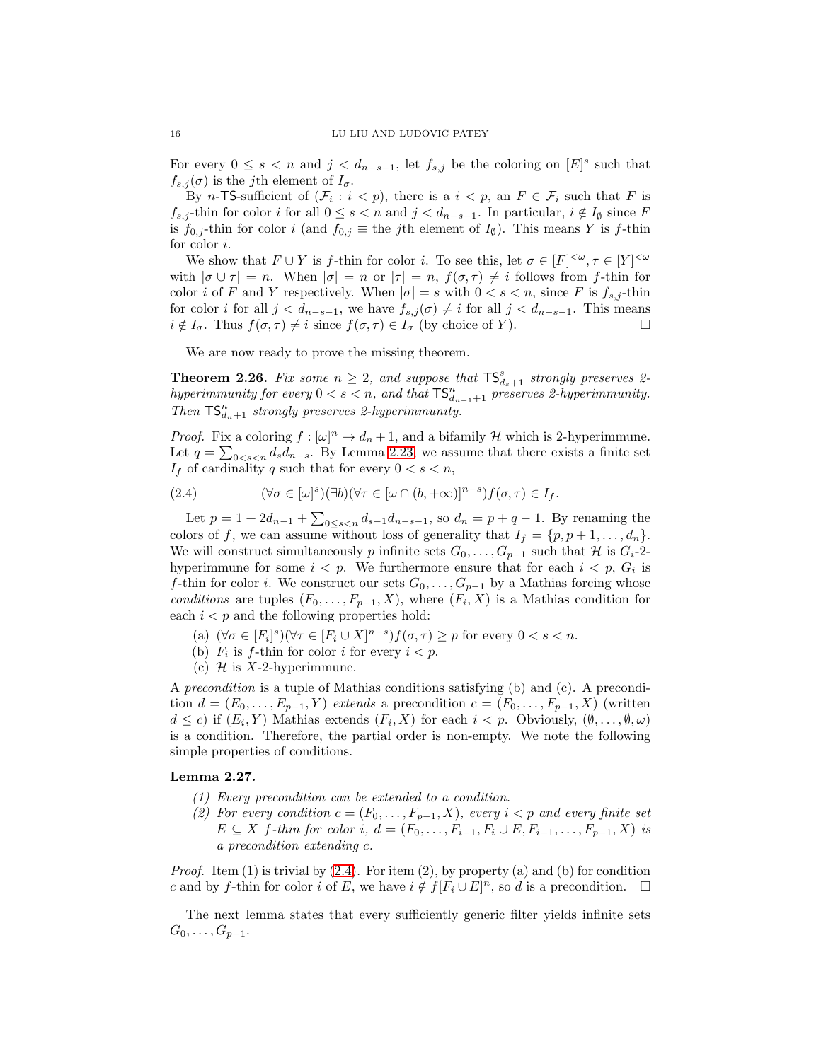For every $0 \leq s < n$ and $j < d_{n-s-1}$, let $f_{s,j}$ be the coloring on $[E]^s$ such that $f_{s,j}(\sigma)$ is the $j$th element of $I_\sigma$.

By $n$-$\mathsf{TS}$-sufficient of $(\mathcal{F}_i : i < p)$, there is a $i < p$, an $F \in \mathcal{F}_i$ such that $F$ is $f_{s,j}$-thin for color $i$ for all $0 \leq s < n$ and $j < d_{n-s-1}$. In particular, $i \notin I_\emptyset$ since $F$ is $f_{0,j}$-thin for color $i$ (and $f_{0,j} \equiv$ the $j$th element of $I_\emptyset$). This means $Y$ is $f$-thin for color $i$.

We show that $F \cup Y$ is $f$-thin for color $i$. To see this, let $\sigma \in [F]^{<\omega}, \tau \in [Y]^{<\omega}$ with $|\sigma \cup \tau| = n$. When $|\sigma| = n$ or $|\tau| = n$, $f(\sigma, \tau) \neq i$ follows from $f$-thin for color $i$ of $F$ and $Y$ respectively. When $|\sigma| = s$ with $0 < s < n$, since $F$ is $f_{s,j}$-thin for color $i$ for all $j < d_{n-s-1}$, we have $f_{s,j}(\sigma) \neq i$ for all $j < d_{n-s-1}$. This means $i \notin I_\sigma$. Thus $f(\sigma, \tau) \neq i$ since $f(\sigma, \tau) \in I_\sigma$ (by choice of $Y$). □

We are now ready to prove the missing theorem.

**Theorem 2.26.** *Fix some $n \geq 2$, and suppose that $\mathsf{TS}^s_{d_s+1}$ strongly preserves 2-hyperimmunity for every $0 < s < n$, and that $\mathsf{TS}^n_{d_{n-1}+1}$ preserves 2-hyperimmunity. Then $\mathsf{TS}^n_{d_n+1}$ strongly preserves 2-hyperimmunity.*

*Proof.* Fix a coloring $f : [\omega]^n \to d_n + 1$, and a bifamily $\mathcal{H}$ which is 2-hyperimmune. Let $q = \sum_{0<s<n} d_s d_{n-s}$. By Lemma 2.23, we assume that there exists a finite set $I_f$ of cardinality $q$ such that for every $0 < s < n$,

$$(\forall \sigma \in [\omega]^s)(\exists b)(\forall \tau \in [\omega \cap (b, +\infty)]^{n-s}) f(\sigma, \tau) \in I_f. \tag{2.4}$$

Let $p = 1 + 2d_{n-1} + \sum_{0 \leq s < n} d_{s-1} d_{n-s-1}$, so $d_n = p + q - 1$. By renaming the colors of $f$, we can assume without loss of generality that $I_f = \{p, p+1, \ldots, d_n\}$. We will construct simultaneously $p$ infinite sets $G_0, \ldots, G_{p-1}$ such that $\mathcal{H}$ is $G_i$-2-hyperimmune for some $i < p$. We furthermore ensure that for each $i < p$, $G_i$ is $f$-thin for color $i$. We construct our sets $G_0, \ldots, G_{p-1}$ by a Mathias forcing whose *conditions* are tuples $(F_0, \ldots, F_{p-1}, X)$, where $(F_i, X)$ is a Mathias condition for each $i < p$ and the following properties hold:

(a) $(\forall \sigma \in [F_i]^s)(\forall \tau \in [F_i \cup X]^{n-s}) f(\sigma, \tau) \geq p$ for every $0 < s < n$.
(b) $F_i$ is $f$-thin for color $i$ for every $i < p$.
(c) $\mathcal{H}$ is $X$-2-hyperimmune.

A *precondition* is a tuple of Mathias conditions satisfying (b) and (c). A precondition $d = (E_0, \ldots, E_{p-1}, Y)$ *extends* a precondition $c = (F_0, \ldots, F_{p-1}, X)$ (written $d \leq c$) if $(E_i, Y)$ Mathias extends $(F_i, X)$ for each $i < p$. Obviously, $(\emptyset, \ldots, \emptyset, \omega)$ is a condition. Therefore, the partial order is non-empty. We note the following simple properties of conditions.

**Lemma 2.27.**

(1) *Every precondition can be extended to a condition.*
(2) *For every condition $c = (F_0, \ldots, F_{p-1}, X)$, every $i < p$ and every finite set $E \subseteq X$ $f$-thin for color $i$, $d = (F_0, \ldots, F_{i-1}, F_i \cup E, F_{i+1}, \ldots, F_{p-1}, X)$ is a precondition extending $c$.*

*Proof.* Item (1) is trivial by (2.4). For item (2), by property (a) and (b) for condition $c$ and by $f$-thin for color $i$ of $E$, we have $i \notin f[F_i \cup E]^n$, so $d$ is a precondition. □

The next lemma states that every sufficiently generic filter yields infinite sets $G_0, \ldots, G_{p-1}$.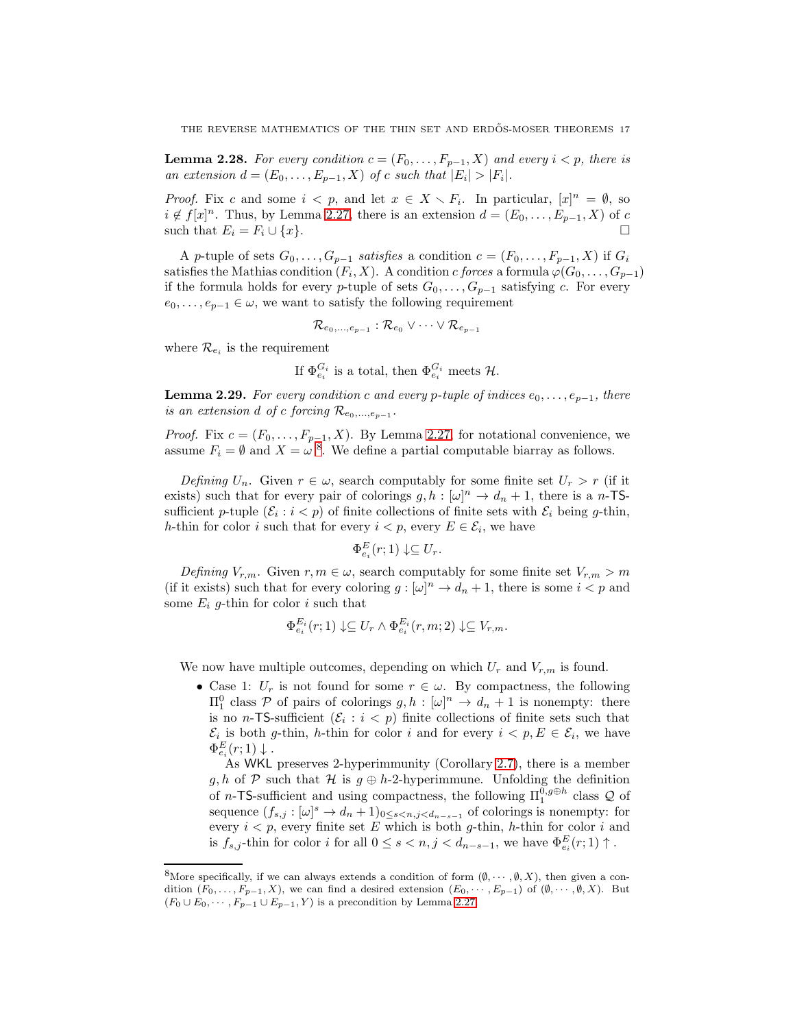**Lemma 2.28.** *For every condition $c = (F_0, \dots, F_{p-1}, X)$ and every $i < p$, there is an extension $d = (E_0, \dots, E_{p-1}, X)$ of $c$ such that $|E_i| > |F_i|$.*

*Proof.* Fix $c$ and some $i < p$, and let $x \in X \setminus F_i$. In particular, $[x]^n = \emptyset$, so $i \not\in f[x]^n$. Thus, by Lemma 2.27, there is an extension $d = (E_0, \dots, E_{p-1}, X)$ of $c$ such that $E_i = F_i \cup \{x\}$. □

A $p$-tuple of sets $G_0, \dots, G_{p-1}$ *satisfies* a condition $c = (F_0, \dots, F_{p-1}, X)$ if $G_i$ satisfies the Mathias condition $(F_i, X)$. A condition $c$ *forces* a formula $\varphi(G_0, \dots, G_{p-1})$ if the formula holds for every $p$-tuple of sets $G_0, \dots, G_{p-1}$ satisfying $c$. For every $e_0, \dots, e_{p-1} \in \omega$, we want to satisfy the following requirement

$$\mathcal{R}_{e_0, \dots, e_{p-1}} : \mathcal{R}_{e_0} \vee \dots \vee \mathcal{R}_{e_{p-1}}$$

where $\mathcal{R}_{e_i}$ is the requirement

$$\text{If } \Phi_{e_i}^{G_i} \text{ is a total, then } \Phi_{e_i}^{G_i} \text{ meets } \mathcal{H}.$$

**Lemma 2.29.** *For every condition $c$ and every $p$-tuple of indices $e_0, \dots, e_{p-1}$, there is an extension $d$ of $c$ forcing $\mathcal{R}_{e_0, \dots, e_{p-1}}$.*

*Proof.* Fix $c = (F_0, \dots, F_{p-1}, X)$. By Lemma 2.27, for notational convenience, we assume $F_i = \emptyset$ and $X = \omega$ [8]. We define a partial computable biarray as follows.

*Defining $U_n$.* Given $r \in \omega$, search computably for some finite set $U_r > r$ (if it exists) such that for every pair of colorings $g, h : [\omega]^n \to d_n + 1$, there is a $n$-$\mathsf{TS}$-sufficient $p$-tuple $(\mathcal{E}_i : i < p)$ of finite collections of finite sets with $\mathcal{E}_i$ being $g$-thin, $h$-thin for color $i$ such that for every $i < p$, every $E \in \mathcal{E}_i$, we have

$$\Phi_{e_i}^{E}(r; 1) \downarrow \subseteq U_r.$$

*Defining $V_{r,m}$.* Given $r, m \in \omega$, search computably for some finite set $V_{r,m} > m$ (if it exists) such that for every coloring $g : [\omega]^n \to d_n + 1$, there is some $i < p$ and some $E_i$ $g$-thin for color $i$ such that

$$\Phi_{e_i}^{E_i}(r; 1) \downarrow \subseteq U_r \wedge \Phi_{e_i}^{E_i}(r, m; 2) \downarrow \subseteq V_{r,m}.$$

We now have multiple outcomes, depending on which $U_r$ and $V_{r,m}$ is found.

- Case 1: $U_r$ is not found for some $r \in \omega$. By compactness, the following $\Pi_1^0$ class $\mathcal{P}$ of pairs of colorings $g, h : [\omega]^n \to d_n + 1$ is nonempty: there is no $n$-$\mathsf{TS}$-sufficient $(\mathcal{E}_i : i < p)$ finite collections of finite sets such that $\mathcal{E}_i$ is both $g$-thin, $h$-thin for color $i$ and for every $i < p, E \in \mathcal{E}_i$, we have $\Phi_{e_i}^{E}(r; 1) \downarrow$.

  As $\mathsf{WKL}$ preserves 2-hyperimmunity (Corollary 2.7), there is a member $g, h$ of $\mathcal{P}$ such that $\mathcal{H}$ is $g \oplus h$-2-hyperimmune. Unfolding the definition of $n$-$\mathsf{TS}$-sufficient and using compactness, the following $\Pi_1^{0, g \oplus h}$ class $\mathcal{Q}$ of sequence $(f_{s,j} : [\omega]^s \to d_n + 1)_{0 \leq s < n, j < d_{n-s-1}}$ of colorings is nonempty: for every $i < p$, every finite set $E$ which is both $g$-thin, $h$-thin for color $i$ and is $f_{s,j}$-thin for color $i$ for all $0 \leq s < n, j < d_{n-s-1}$, we have $\Phi_{e_i}^{E}(r; 1) \uparrow$.

[8] More specifically, if we can always extends a condition of form $(\emptyset, \cdots, \emptyset, X)$, then given a condition $(F_0, \dots, F_{p-1}, X)$, we can find a desired extension $(E_0, \cdots, E_{p-1})$ of $(\emptyset, \cdots, \emptyset, X)$. But $(F_0 \cup E_0, \cdots, F_{p-1} \cup E_{p-1}, Y)$ is a precondition by Lemma 2.27.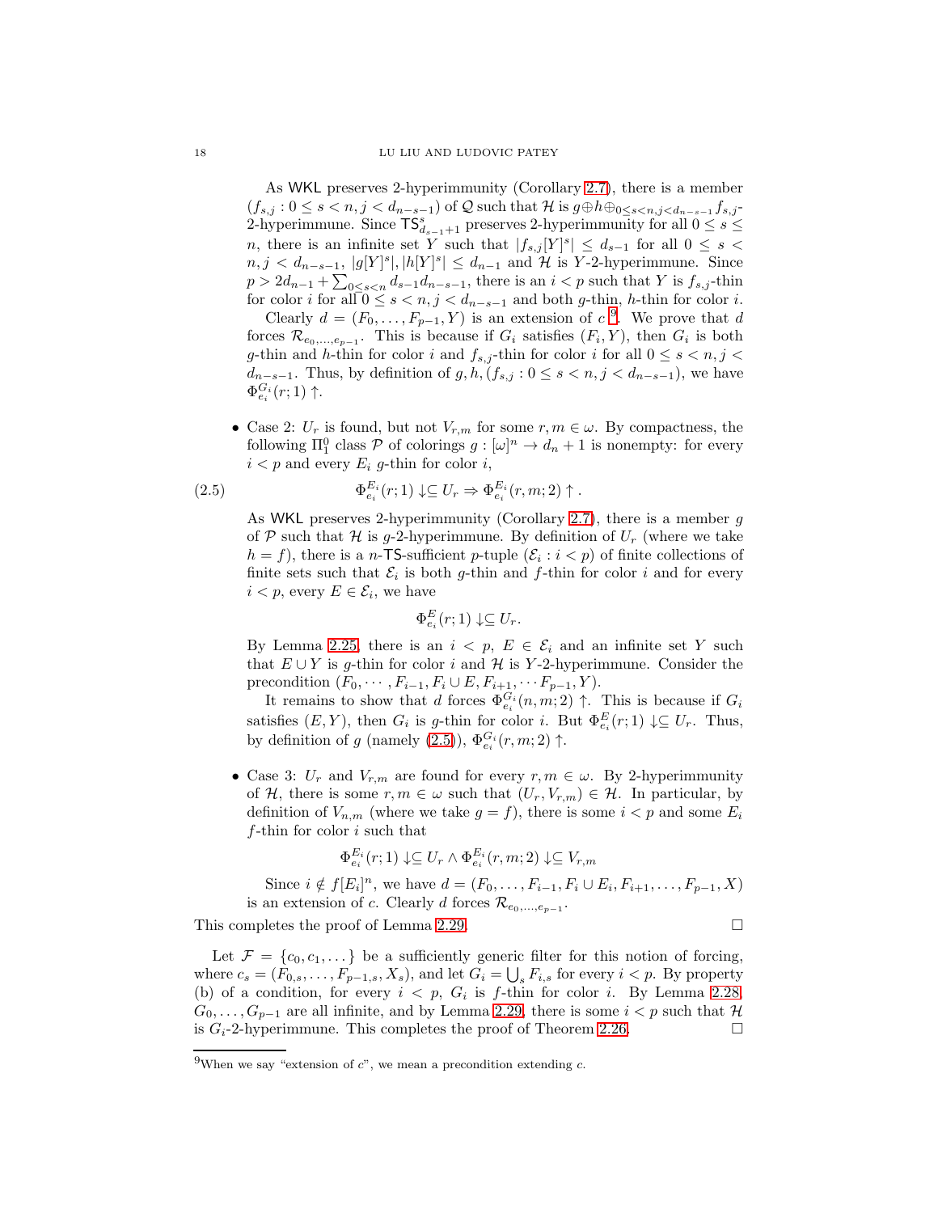As $\mathsf{WKL}$ preserves 2-hyperimmunity (Corollary 2.7), there is a member $(f_{s,j} : 0 \le s < n, j < d_{n-s-1})$ of $\mathcal{Q}$ such that $\mathcal{H}$ is $g \oplus h \oplus_{0 \le s < n, j < d_{n-s-1}} f_{s,j}$-2-hyperimmune. Since $\mathsf{TS}^s_{d_{s-1}+1}$ preserves 2-hyperimmunity for all $0 \le s \le n$, there is an infinite set $Y$ such that $|f_{s,j}[Y]^s| \le d_{s-1}$ for all $0 \le s < n, j < d_{n-s-1}$, $|g[Y]^s|, |h[Y]^s| \le d_{n-1}$ and $\mathcal{H}$ is $Y$-2-hyperimmune. Since $p > 2d_{n-1} + \sum_{0 \le s < n} d_{s-1} d_{n-s-1}$, there is an $i < p$ such that $Y$ is $f_{s,j}$-thin for color $i$ for all $0 \le s < n, j < d_{n-s-1}$ and both $g$-thin, $h$-thin for color $i$.

Clearly $d = (F_0, \dots, F_{p-1}, Y)$ is an extension of $c$ [9]. We prove that $d$ forces $\mathcal{R}_{e_0, \dots, e_{p-1}}$. This is because if $G_i$ satisfies $(F_i, Y)$, then $G_i$ is both $g$-thin and $h$-thin for color $i$ and $f_{s,j}$-thin for color $i$ for all $0 \le s < n, j < d_{n-s-1}$. Thus, by definition of $g, h, (f_{s,j} : 0 \le s < n, j < d_{n-s-1})$, we have $\Phi^{G_i}_{e_i}(r; 1) \uparrow$.

- Case 2: $U_r$ is found, but not $V_{r,m}$ for some $r, m \in \omega$. By compactness, the following $\Pi^0_1$ class $\mathcal{P}$ of colorings $g : [\omega]^n \to d_n + 1$ is nonempty: for every $i < p$ and every $E_i$ $g$-thin for color $i$,

$$\Phi^{E_i}_{e_i}(r; 1) \downarrow \subseteq U_r \Rightarrow \Phi^{E_i}_{e_i}(r, m; 2) \uparrow . \tag{2.5}$$

  As $\mathsf{WKL}$ preserves 2-hyperimmunity (Corollary 2.7), there is a member $g$ of $\mathcal{P}$ such that $\mathcal{H}$ is $g$-2-hyperimmune. By definition of $U_r$ (where we take $h = f$), there is a $n$-$\mathsf{TS}$-sufficient $p$-tuple $(\mathcal{E}_i : i < p)$ of finite collections of finite sets such that $\mathcal{E}_i$ is both $g$-thin and $f$-thin for color $i$ and for every $i < p$, every $E \in \mathcal{E}_i$, we have

$$\Phi^E_{e_i}(r; 1) \downarrow \subseteq U_r.$$

  By Lemma 2.25, there is an $i < p$, $E \in \mathcal{E}_i$ and an infinite set $Y$ such that $E \cup Y$ is $g$-thin for color $i$ and $\mathcal{H}$ is $Y$-2-hyperimmune. Consider the precondition $(F_0, \cdots, F_{i-1}, F_i \cup E, F_{i+1}, \cdots F_{p-1}, Y)$.

  It remains to show that $d$ forces $\Phi^{G_i}_{e_i}(n, m; 2) \uparrow$. This is because if $G_i$ satisfies $(E, Y)$, then $G_i$ is $g$-thin for color $i$. But $\Phi^E_{e_i}(r; 1) \downarrow \subseteq U_r$. Thus, by definition of $g$ (namely (2.5)), $\Phi^{G_i}_{e_i}(r, m; 2) \uparrow$.

- Case 3: $U_r$ and $V_{r,m}$ are found for every $r, m \in \omega$. By 2-hyperimmunity of $\mathcal{H}$, there is some $r, m \in \omega$ such that $(U_r, V_{r,m}) \in \mathcal{H}$. In particular, by definition of $V_{n,m}$ (where we take $g = f$), there is some $i < p$ and some $E_i$ $f$-thin for color $i$ such that

$$\Phi^{E_i}_{e_i}(r; 1) \downarrow \subseteq U_r \wedge \Phi^{E_i}_{e_i}(r, m; 2) \downarrow \subseteq V_{r,m}$$

  Since $i \notin f[E_i]^n$, we have $d = (F_0, \dots, F_{i-1}, F_i \cup E_i, F_{i+1}, \dots, F_{p-1}, X)$ is an extension of $c$. Clearly $d$ forces $\mathcal{R}_{e_0, \dots, e_{p-1}}$.

This completes the proof of Lemma 2.29. □

Let $\mathcal{F} = \{c_0, c_1, \dots\}$ be a sufficiently generic filter for this notion of forcing, where $c_s = (F_{0,s}, \dots, F_{p-1,s}, X_s)$, and let $G_i = \bigcup_s F_{i,s}$ for every $i < p$. By property (b) of a condition, for every $i < p$, $G_i$ is $f$-thin for color $i$. By Lemma 2.28, $G_0, \dots, G_{p-1}$ are all infinite, and by Lemma 2.29, there is some $i < p$ such that $\mathcal{H}$ is $G_i$-2-hyperimmune. This completes the proof of Theorem 2.26. □

[9] When we say "extension of $c$", we mean a precondition extending $c$.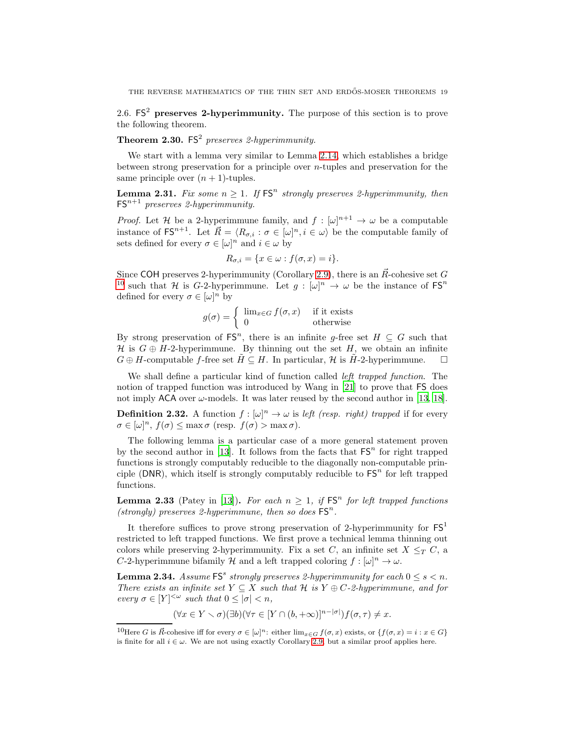## 2.6. $\mathsf{FS}^2$ preserves 2-hyperimmunity.

The purpose of this section is to prove the following theorem.

**Theorem 2.30.** *$\mathsf{FS}^2$ preserves 2-hyperimmunity.*

We start with a lemma very similar to Lemma 2.14, which establishes a bridge between strong preservation for a principle over $n$-tuples and preservation for the same principle over $(n+1)$-tuples.

**Lemma 2.31.** *Fix some $n \geq 1$. If $\mathsf{FS}^n$ strongly preserves 2-hyperimmunity, then $\mathsf{FS}^{n+1}$ preserves 2-hyperimmunity.*

*Proof.* Let $\mathcal{H}$ be a 2-hyperimmune family, and $f : [\omega]^{n+1} \to \omega$ be a computable instance of $\mathsf{FS}^{n+1}$. Let $\vec{R} = \langle R_{\sigma,i} : \sigma \in [\omega]^n, i \in \omega \rangle$ be the computable family of sets defined for every $\sigma \in [\omega]^n$ and $i \in \omega$ by

$$R_{\sigma,i} = \{x \in \omega : f(\sigma, x) = i\}.$$

Since $\mathsf{COH}$ preserves 2-hyperimmunity (Corollary 2.9), there is an $\vec{R}$-cohesive set $G$ [10] such that $\mathcal{H}$ is $G$-2-hyperimmune. Let $g : [\omega]^n \to \omega$ be the instance of $\mathsf{FS}^n$ defined for every $\sigma \in [\omega]^n$ by

$$g(\sigma) = \begin{cases} \lim_{x \in G} f(\sigma, x) & \text{if it exists} \\ 0 & \text{otherwise} \end{cases}$$

By strong preservation of $\mathsf{FS}^n$, there is an infinite $g$-free set $H \subseteq G$ such that $\mathcal{H}$ is $G \oplus H$-2-hyperimmune. By thinning out the set $H$, we obtain an infinite $G \oplus H$-computable $f$-free set $\tilde{H} \subseteq H$. In particular, $\mathcal{H}$ is $\tilde{H}$-2-hyperimmune. $\square$

We shall define a particular kind of function called *left trapped function*. The notion of trapped function was introduced by Wang in [21] to prove that $\mathsf{FS}$ does not imply $\mathsf{ACA}$ over $\omega$-models. It was later reused by the second author in [13, 18].

**Definition 2.32.** A function $f : [\omega]^n \to \omega$ is *left (resp. right) trapped* if for every $\sigma \in [\omega]^n$, $f(\sigma) \leq \max \sigma$ (resp. $f(\sigma) > \max \sigma$).

The following lemma is a particular case of a more general statement proven by the second author in [13]. It follows from the facts that $\mathsf{FS}^n$ for right trapped functions is strongly computably reducible to the diagonally non-computable principle ($\mathsf{DNR}$), which itself is strongly computably reducible to $\mathsf{FS}^n$ for left trapped functions.

**Lemma 2.33** (Patey in [13])**.** *For each $n \geq 1$, if $\mathsf{FS}^n$ for left trapped functions (strongly) preserves 2-hyperimmune, then so does $\mathsf{FS}^n$.*

It therefore suffices to prove strong preservation of 2-hyperimmunity for $\mathsf{FS}^1$ restricted to left trapped functions. We first prove a technical lemma thinning out colors while preserving 2-hyperimmunity. Fix a set $C$, an infinite set $X \leq_T C$, a $C$-2-hyperimmune bifamily $\mathcal{H}$ and a left trapped coloring $f : [\omega]^n \to \omega$.

**Lemma 2.34.** *Assume $\mathsf{FS}^s$ strongly preserves 2-hyperimmunity for each $0 \leq s < n$. There exists an infinite set $Y \subseteq X$ such that $\mathcal{H}$ is $Y \oplus C$-2-hyperimmune, and for every $\sigma \in [Y]^{<\omega}$ such that $0 \leq |\sigma| < n$,*

$$(\forall x \in Y \smallsetminus \sigma)(\exists b)(\forall \tau \in [Y \cap (b, +\infty)]^{n-|\sigma|}) f(\sigma, \tau) \neq x.$$

---

[10] Here $G$ is $\vec{R}$-cohesive iff for every $\sigma \in [\omega]^n$: either $\lim_{x \in G} f(\sigma, x)$ exists, or $\{f(\sigma, x) = i : x \in G\}$ is finite for all $i \in \omega$. We are not using exactly Corollary 2.9, but a similar proof applies here.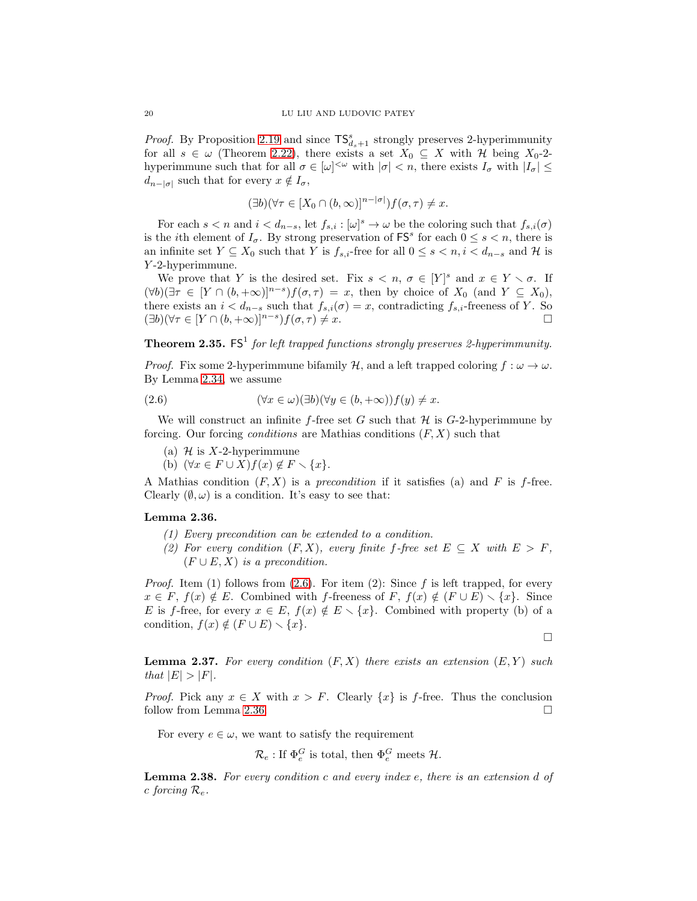*Proof.* By Proposition 2.19 and since $\mathsf{TS}^s_{d_s+1}$ strongly preserves 2-hyperimmunity for all $s \in \omega$ (Theorem 2.22), there exists a set $X_0 \subseteq X$ with $\mathcal{H}$ being $X_0$-2-hyperimmune such that for all $\sigma \in [\omega]^{<\omega}$ with $|\sigma| < n$, there exists $I_\sigma$ with $|I_\sigma| \leq d_{n-|\sigma|}$ such that for every $x \notin I_\sigma$,

$$(\exists b)(\forall \tau \in [X_0 \cap (b, \infty)]^{n-|\sigma|}) f(\sigma, \tau) \neq x.$$

For each $s < n$ and $i < d_{n-s}$, let $f_{s,i} : [\omega]^s \to \omega$ be the coloring such that $f_{s,i}(\sigma)$ is the $i$th element of $I_\sigma$. By strong preservation of $\mathsf{FS}^s$ for each $0 \leq s < n$, there is an infinite set $Y \subseteq X_0$ such that $Y$ is $f_{s,i}$-free for all $0 \leq s < n, i < d_{n-s}$ and $\mathcal{H}$ is $Y$-2-hyperimmune.

We prove that $Y$ is the desired set. Fix $s < n$, $\sigma \in [Y]^s$ and $x \in Y \setminus \sigma$. If $(\forall b)(\exists \tau \in [Y \cap (b, +\infty)]^{n-s}) f(\sigma, \tau) = x$, then by choice of $X_0$ (and $Y \subseteq X_0$), there exists an $i < d_{n-s}$ such that $f_{s,i}(\sigma) = x$, contradicting $f_{s,i}$-freeness of $Y$. So $(\exists b)(\forall \tau \in [Y \cap (b, +\infty)]^{n-s}) f(\sigma, \tau) \neq x$. □

**Theorem 2.35.** *$\mathsf{FS}^1$ for left trapped functions strongly preserves 2-hyperimmunity.*

*Proof.* Fix some 2-hyperimmune bifamily $\mathcal{H}$, and a left trapped coloring $f : \omega \to \omega$. By Lemma 2.34, we assume

$$(\forall x \in \omega)(\exists b)(\forall y \in (b, +\infty)) f(y) \neq x. \tag{2.6}$$

We will construct an infinite $f$-free set $G$ such that $\mathcal{H}$ is $G$-2-hyperimmune by forcing. Our forcing *conditions* are Mathias conditions $(F, X)$ such that

(a) $\mathcal{H}$ is $X$-2-hyperimmune
(b) $(\forall x \in F \cup X) f(x) \notin F \setminus \{x\}$.

A Mathias condition $(F, X)$ is a *precondition* if it satisfies (a) and $F$ is $f$-free. Clearly $(\emptyset, \omega)$ is a condition. It's easy to see that:

**Lemma 2.36.**

*(1) Every precondition can be extended to a condition.*
*(2) For every condition $(F, X)$, every finite $f$-free set $E \subseteq X$ with $E > F$, $(F \cup E, X)$ is a precondition.*

*Proof.* Item (1) follows from (2.6). For item (2): Since $f$ is left trapped, for every $x \in F$, $f(x) \notin E$. Combined with $f$-freeness of $F$, $f(x) \notin (F \cup E) \setminus \{x\}$. Since $E$ is $f$-free, for every $x \in E$, $f(x) \notin E \setminus \{x\}$. Combined with property (b) of a condition, $f(x) \notin (F \cup E) \setminus \{x\}$.

□

**Lemma 2.37.** *For every condition $(F, X)$ there exists an extension $(E, Y)$ such that $|E| > |F|$.*

*Proof.* Pick any $x \in X$ with $x > F$. Clearly $\{x\}$ is $f$-free. Thus the conclusion follow from Lemma 2.36. □

For every $e \in \omega$, we want to satisfy the requirement

$$\mathcal{R}_e : \text{If } \Phi_e^G \text{ is total, then } \Phi_e^G \text{ meets } \mathcal{H}.$$

**Lemma 2.38.** *For every condition $c$ and every index $e$, there is an extension $d$ of $c$ forcing $\mathcal{R}_e$.*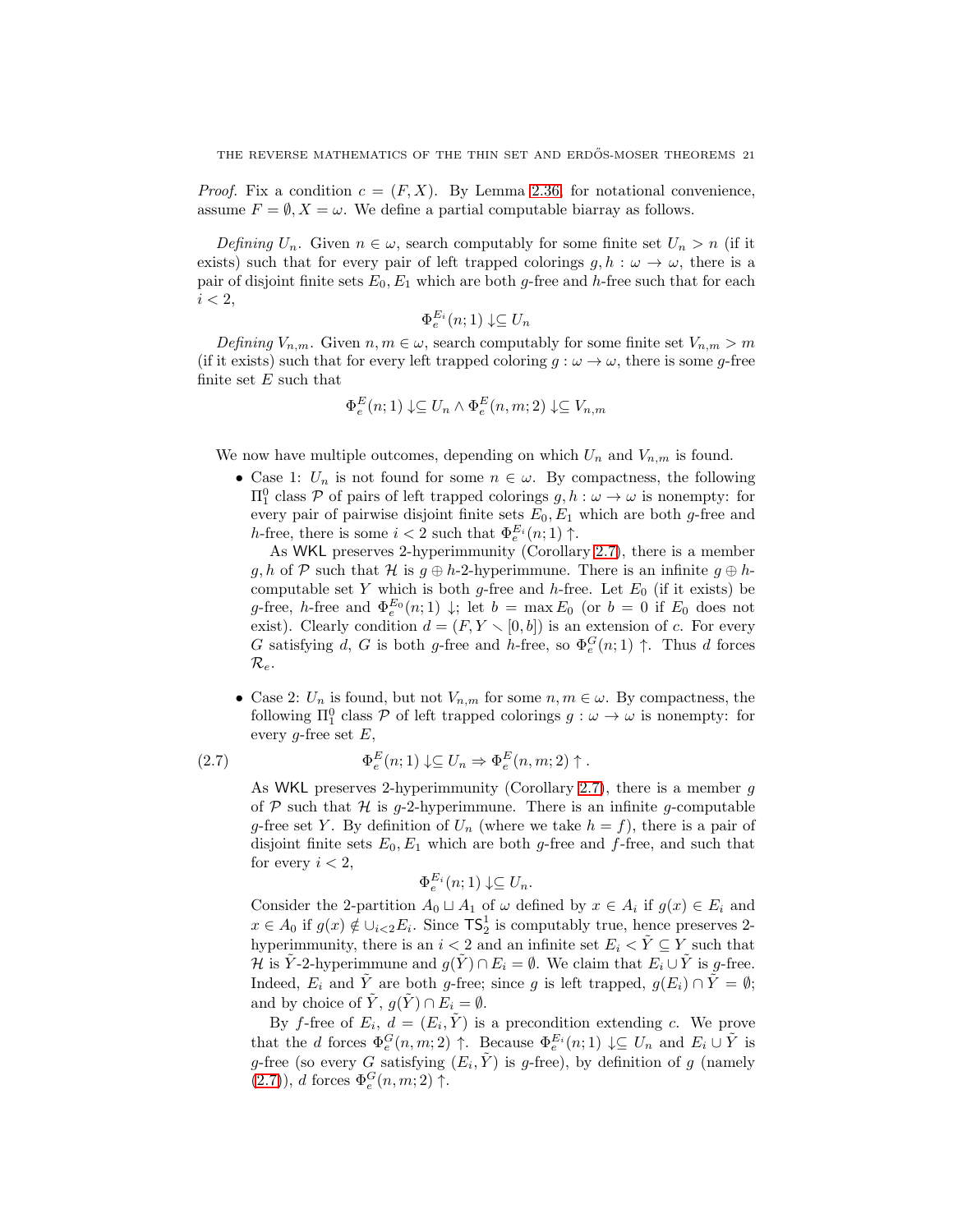*Proof.* Fix a condition $c = (F, X)$. By Lemma 2.36, for notational convenience, assume $F = \emptyset, X = \omega$. We define a partial computable biarray as follows.

*Defining* $U_n$. Given $n \in \omega$, search computably for some finite set $U_n > n$ (if it exists) such that for every pair of left trapped colorings $g, h : \omega \to \omega$, there is a pair of disjoint finite sets $E_0, E_1$ which are both $g$-free and $h$-free such that for each $i < 2$,

$$\Phi_e^{E_i}(n; 1) \downarrow \subseteq U_n$$

*Defining* $V_{n,m}$. Given $n, m \in \omega$, search computably for some finite set $V_{n,m} > m$ (if it exists) such that for every left trapped coloring $g : \omega \to \omega$, there is some $g$-free finite set $E$ such that

$$\Phi_e^E(n; 1) \downarrow \subseteq U_n \wedge \Phi_e^E(n, m; 2) \downarrow \subseteq V_{n,m}$$

We now have multiple outcomes, depending on which $U_n$ and $V_{n,m}$ is found.

- Case 1: $U_n$ is not found for some $n \in \omega$. By compactness, the following $\Pi^0_1$ class $\mathcal{P}$ of pairs of left trapped colorings $g, h : \omega \to \omega$ is nonempty: for every pair of pairwise disjoint finite sets $E_0, E_1$ which are both $g$-free and $h$-free, there is some $i < 2$ such that $\Phi_e^{E_i}(n; 1) \uparrow$.

  As $\mathsf{WKL}$ preserves 2-hyperimmunity (Corollary 2.7), there is a member $g, h$ of $\mathcal{P}$ such that $\mathcal{H}$ is $g \oplus h$-2-hyperimmune. There is an infinite $g \oplus h$-computable set $Y$ which is both $g$-free and $h$-free. Let $E_0$ (if it exists) be $g$-free, $h$-free and $\Phi_e^{E_0}(n; 1) \downarrow$; let $b = \max E_0$ (or $b = 0$ if $E_0$ does not exist). Clearly condition $d = (F, Y \smallsetminus [0, b])$ is an extension of $c$. For every $G$ satisfying $d$, $G$ is both $g$-free and $h$-free, so $\Phi_e^G(n; 1) \uparrow$. Thus $d$ forces $\mathcal{R}_e$.

- Case 2: $U_n$ is found, but not $V_{n,m}$ for some $n, m \in \omega$. By compactness, the following $\Pi^0_1$ class $\mathcal{P}$ of left trapped colorings $g : \omega \to \omega$ is nonempty: for every $g$-free set $E$,

$$\Phi_e^E(n; 1) \downarrow \subseteq U_n \Rightarrow \Phi_e^E(n, m; 2) \uparrow. \tag{2.7}$$

  As $\mathsf{WKL}$ preserves 2-hyperimmunity (Corollary 2.7), there is a member $g$ of $\mathcal{P}$ such that $\mathcal{H}$ is $g$-2-hyperimmune. There is an infinite $g$-computable $g$-free set $Y$. By definition of $U_n$ (where we take $h = f$), there is a pair of disjoint finite sets $E_0, E_1$ which are both $g$-free and $f$-free, and such that for every $i < 2$,

$$\Phi_e^{E_i}(n; 1) \downarrow \subseteq U_n.$$

  Consider the 2-partition $A_0 \sqcup A_1$ of $\omega$ defined by $x \in A_i$ if $g(x) \in E_i$ and $x \in A_0$ if $g(x) \notin \cup_{i<2} E_i$. Since $\mathsf{TS}^1_2$ is computably true, hence preserves 2-hyperimmunity, there is an $i < 2$ and an infinite set $E_i < \tilde{Y} \subseteq Y$ such that $\mathcal{H}$ is $\tilde{Y}$-2-hyperimmune and $g(\tilde{Y}) \cap E_i = \emptyset$. We claim that $E_i \cup \tilde{Y}$ is $g$-free. Indeed, $E_i$ and $\tilde{Y}$ are both $g$-free; since $g$ is left trapped, $g(E_i) \cap \tilde{Y} = \emptyset$; and by choice of $\tilde{Y}$, $g(\tilde{Y}) \cap E_i = \emptyset$.

  By $f$-free of $E_i$, $d = (E_i, \tilde{Y})$ is a precondition extending $c$. We prove that the $d$ forces $\Phi_e^G(n, m; 2) \uparrow$. Because $\Phi_e^{E_i}(n; 1) \downarrow \subseteq U_n$ and $E_i \cup \tilde{Y}$ is $g$-free (so every $G$ satisfying $(E_i, \tilde{Y})$ is $g$-free), by definition of $g$ (namely (2.7)), $d$ forces $\Phi_e^G(n, m; 2) \uparrow$.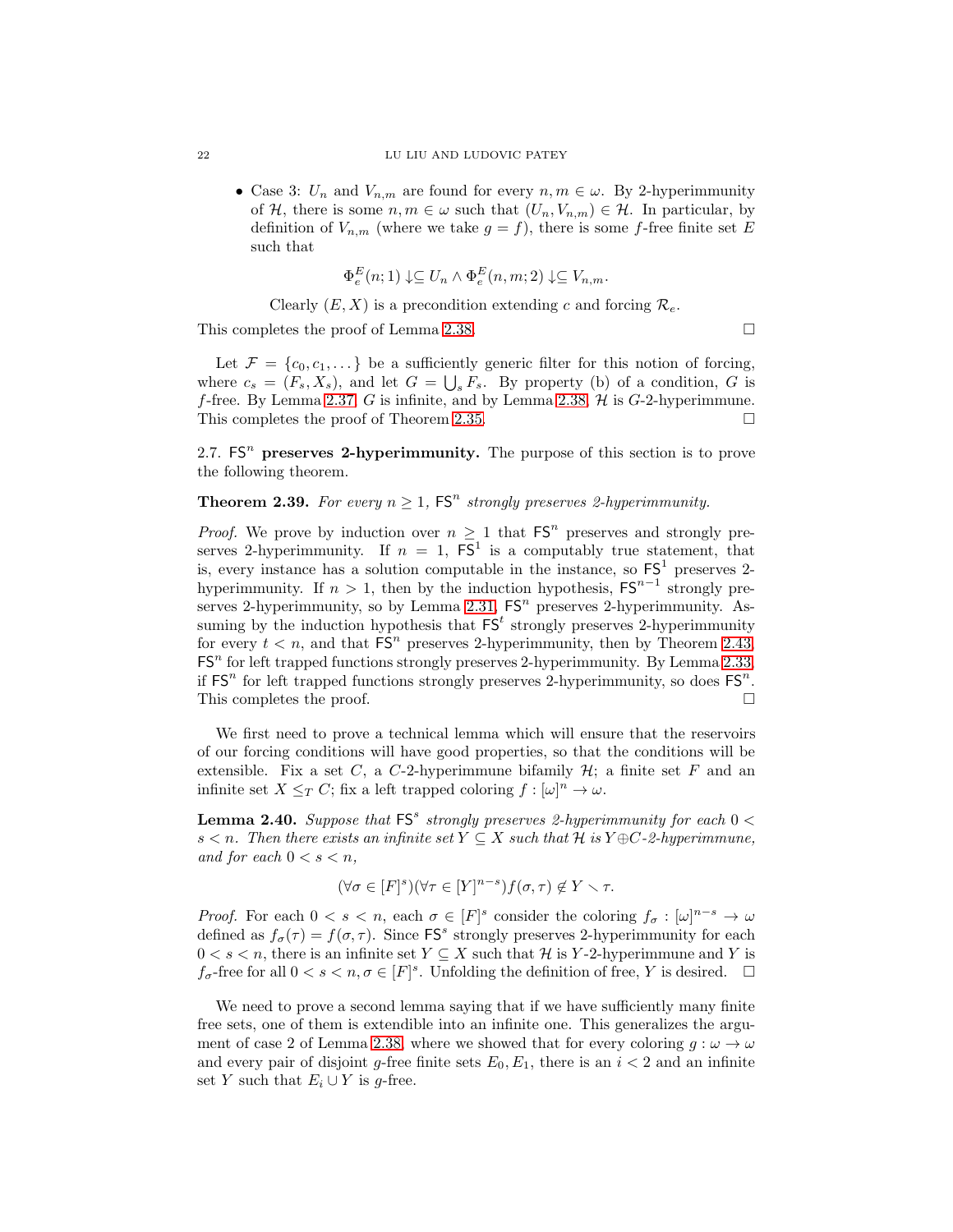- Case 3: $U_n$ and $V_{n,m}$ are found for every $n, m \in \omega$. By 2-hyperimmunity of $\mathcal{H}$, there is some $n, m \in \omega$ such that $(U_n, V_{n,m}) \in \mathcal{H}$. In particular, by definition of $V_{n,m}$ (where we take $g = f$), there is some $f$-free finite set $E$ such that

$$\Phi_e^E(n; 1) \downarrow \subseteq U_n \wedge \Phi_e^E(n, m; 2) \downarrow \subseteq V_{n,m}.$$

Clearly $(E, X)$ is a precondition extending $c$ and forcing $\mathcal{R}_e$.

This completes the proof of Lemma 2.38. □

Let $\mathcal{F} = \{c_0, c_1, \dots\}$ be a sufficiently generic filter for this notion of forcing, where $c_s = (F_s, X_s)$, and let $G = \bigcup_s F_s$. By property (b) of a condition, $G$ is $f$-free. By Lemma 2.37, $G$ is infinite, and by Lemma 2.38, $\mathcal{H}$ is $G$-2-hyperimmune. This completes the proof of Theorem 2.35. □

2.7. $\mathsf{FS}^n$ **preserves 2-hyperimmunity.** The purpose of this section is to prove the following theorem.

**Theorem 2.39.** *For every $n \geq 1$, $\mathsf{FS}^n$ strongly preserves 2-hyperimmunity.*

*Proof.* We prove by induction over $n \geq 1$ that $\mathsf{FS}^n$ preserves and strongly preserves 2-hyperimmunity. If $n = 1$, $\mathsf{FS}^1$ is a computably true statement, that is, every instance has a solution computable in the instance, so $\mathsf{FS}^1$ preserves 2-hyperimmunity. If $n > 1$, then by the induction hypothesis, $\mathsf{FS}^{n-1}$ strongly preserves 2-hyperimmunity, so by Lemma 2.31, $\mathsf{FS}^n$ preserves 2-hyperimmunity. Assuming by the induction hypothesis that $\mathsf{FS}^t$ strongly preserves 2-hyperimmunity for every $t < n$, and that $\mathsf{FS}^n$ preserves 2-hyperimmunity, then by Theorem 2.43, $\mathsf{FS}^n$ for left trapped functions strongly preserves 2-hyperimmunity. By Lemma 2.33, if $\mathsf{FS}^n$ for left trapped functions strongly preserves 2-hyperimmunity, so does $\mathsf{FS}^n$. This completes the proof. □

We first need to prove a technical lemma which will ensure that the reservoirs of our forcing conditions will have good properties, so that the conditions will be extensible. Fix a set $C$, a $C$-2-hyperimmune bifamily $\mathcal{H}$; a finite set $F$ and an infinite set $X \leq_T C$; fix a left trapped coloring $f : [\omega]^n \to \omega$.

**Lemma 2.40.** *Suppose that $\mathsf{FS}^s$ strongly preserves 2-hyperimmunity for each $0 < s < n$. Then there exists an infinite set $Y \subseteq X$ such that $\mathcal{H}$ is $Y \oplus C$-2-hyperimmune, and for each $0 < s < n$,*

$$(\forall \sigma \in [F]^s)(\forall \tau \in [Y]^{n-s}) f(\sigma, \tau) \notin Y \setminus \tau.$$

*Proof.* For each $0 < s < n$, each $\sigma \in [F]^s$ consider the coloring $f_\sigma : [\omega]^{n-s} \to \omega$ defined as $f_\sigma(\tau) = f(\sigma, \tau)$. Since $\mathsf{FS}^s$ strongly preserves 2-hyperimmunity for each $0 < s < n$, there is an infinite set $Y \subseteq X$ such that $\mathcal{H}$ is $Y$-2-hyperimmune and $Y$ is $f_\sigma$-free for all $0 < s < n, \sigma \in [F]^s$. Unfolding the definition of free, $Y$ is desired. □

We need to prove a second lemma saying that if we have sufficiently many finite free sets, one of them is extendible into an infinite one. This generalizes the argument of case 2 of Lemma 2.38, where we showed that for every coloring $g : \omega \to \omega$ and every pair of disjoint $g$-free finite sets $E_0, E_1$, there is an $i < 2$ and an infinite set $Y$ such that $E_i \cup Y$ is $g$-free.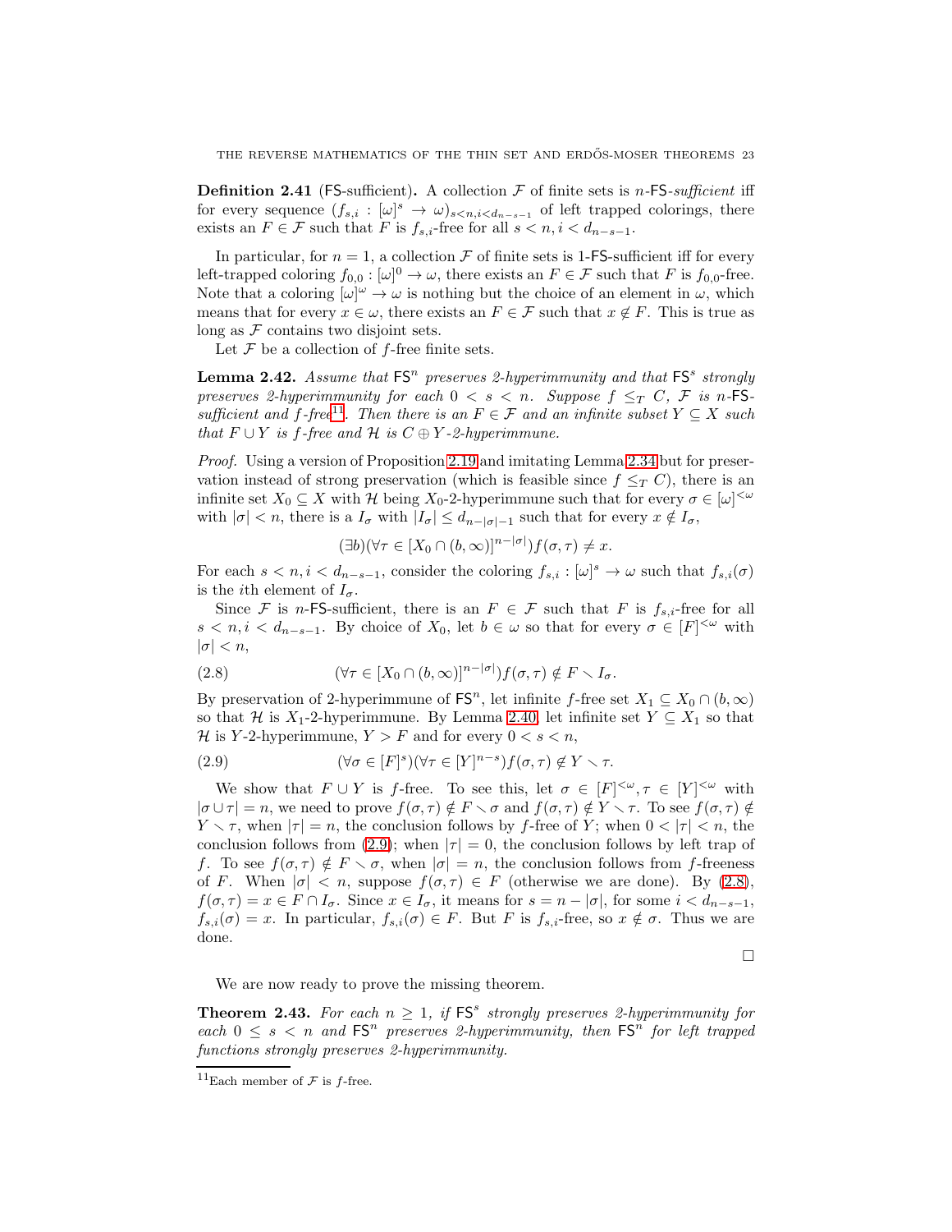**Definition 2.41** (FS-sufficient)**.** A collection $\mathcal{F}$ of finite sets is *$n$-FS-sufficient* iff for every sequence $(f_{s,i} : [\omega]^s \to \omega)_{s<n, i<d_{n-s-1}}$ of left trapped colorings, there exists an $F \in \mathcal{F}$ such that $F$ is $f_{s,i}$-free for all $s < n, i < d_{n-s-1}$.

In particular, for $n = 1$, a collection $\mathcal{F}$ of finite sets is 1-FS-sufficient iff for every left-trapped coloring $f_{0,0} : [\omega]^0 \to \omega$, there exists an $F \in \mathcal{F}$ such that $F$ is $f_{0,0}$-free. Note that a coloring $[\omega]^\omega \to \omega$ is nothing but the choice of an element in $\omega$, which means that for every $x \in \omega$, there exists an $F \in \mathcal{F}$ such that $x \notin F$. This is true as long as $\mathcal{F}$ contains two disjoint sets.

Let $\mathcal{F}$ be a collection of $f$-free finite sets.

**Lemma 2.42.** *Assume that $\mathsf{FS}^n$ preserves 2-hyperimmunity and that $\mathsf{FS}^s$ strongly preserves 2-hyperimmunity for each $0 < s < n$. Suppose $f \leq_T C$, $\mathcal{F}$ is $n$-FS-sufficient and $f$-free[11]. Then there is an $F \in \mathcal{F}$ and an infinite subset $Y \subseteq X$ such that $F \cup Y$ is $f$-free and $\mathcal{H}$ is $C \oplus Y$-2-hyperimmune.*

*Proof.* Using a version of Proposition 2.19 and imitating Lemma 2.34 but for preservation instead of strong preservation (which is feasible since $f \leq_T C$), there is an infinite set $X_0 \subseteq X$ with $\mathcal{H}$ being $X_0$-2-hyperimmune such that for every $\sigma \in [\omega]^{<\omega}$ with $|\sigma| < n$, there is a $I_\sigma$ with $|I_\sigma| \leq d_{n-|\sigma|-1}$ such that for every $x \notin I_\sigma$,

$$(\exists b)(\forall \tau \in [X_0 \cap (b, \infty)]^{n-|\sigma|}) f(\sigma, \tau) \neq x.$$

For each $s < n, i < d_{n-s-1}$, consider the coloring $f_{s,i} : [\omega]^s \to \omega$ such that $f_{s,i}(\sigma)$ is the $i$th element of $I_\sigma$.

Since $\mathcal{F}$ is $n$-FS-sufficient, there is an $F \in \mathcal{F}$ such that $F$ is $f_{s,i}$-free for all $s < n, i < d_{n-s-1}$. By choice of $X_0$, let $b \in \omega$ so that for every $\sigma \in [F]^{<\omega}$ with $|\sigma| < n$,

$$(\forall \tau \in [X_0 \cap (b, \infty)]^{n-|\sigma|}) f(\sigma, \tau) \notin F \setminus I_\sigma. \tag{2.8}$$

By preservation of 2-hyperimmune of $\mathsf{FS}^n$, let infinite $f$-free set $X_1 \subseteq X_0 \cap (b, \infty)$ so that $\mathcal{H}$ is $X_1$-2-hyperimmune. By Lemma 2.40, let infinite set $Y \subseteq X_1$ so that $\mathcal{H}$ is $Y$-2-hyperimmune, $Y > F$ and for every $0 < s < n$,

$$(\forall \sigma \in [F]^s)(\forall \tau \in [Y]^{n-s}) f(\sigma, \tau) \notin Y \setminus \tau. \tag{2.9}$$

We show that $F \cup Y$ is $f$-free. To see this, let $\sigma \in [F]^{<\omega}, \tau \in [Y]^{<\omega}$ with $|\sigma \cup \tau| = n$, we need to prove $f(\sigma, \tau) \notin F \setminus \sigma$ and $f(\sigma, \tau) \notin Y \setminus \tau$. To see $f(\sigma, \tau) \notin Y \setminus \tau$, when $|\tau| = n$, the conclusion follows by $f$-free of $Y$; when $0 < |\tau| < n$, the conclusion follows from (2.9); when $|\tau| = 0$, the conclusion follows by left trap of $f$. To see $f(\sigma, \tau) \notin F \setminus \sigma$, when $|\sigma| = n$, the conclusion follows from $f$-freeness of $F$. When $|\sigma| < n$, suppose $f(\sigma, \tau) \in F$ (otherwise we are done). By (2.8), $f(\sigma, \tau) = x \in F \cap I_\sigma$. Since $x \in I_\sigma$, it means for $s = n - |\sigma|$, for some $i < d_{n-s-1}$, $f_{s,i}(\sigma) = x$. In particular, $f_{s,i}(\sigma) \in F$. But $F$ is $f_{s,i}$-free, so $x \notin \sigma$. Thus we are done.

$\square$

We are now ready to prove the missing theorem.

**Theorem 2.43.** *For each $n \geq 1$, if $\mathsf{FS}^s$ strongly preserves 2-hyperimmunity for each $0 \leq s < n$ and $\mathsf{FS}^n$ preserves 2-hyperimmunity, then $\mathsf{FS}^n$ for left trapped functions strongly preserves 2-hyperimmunity.*

[11] Each member of $\mathcal{F}$ is $f$-free.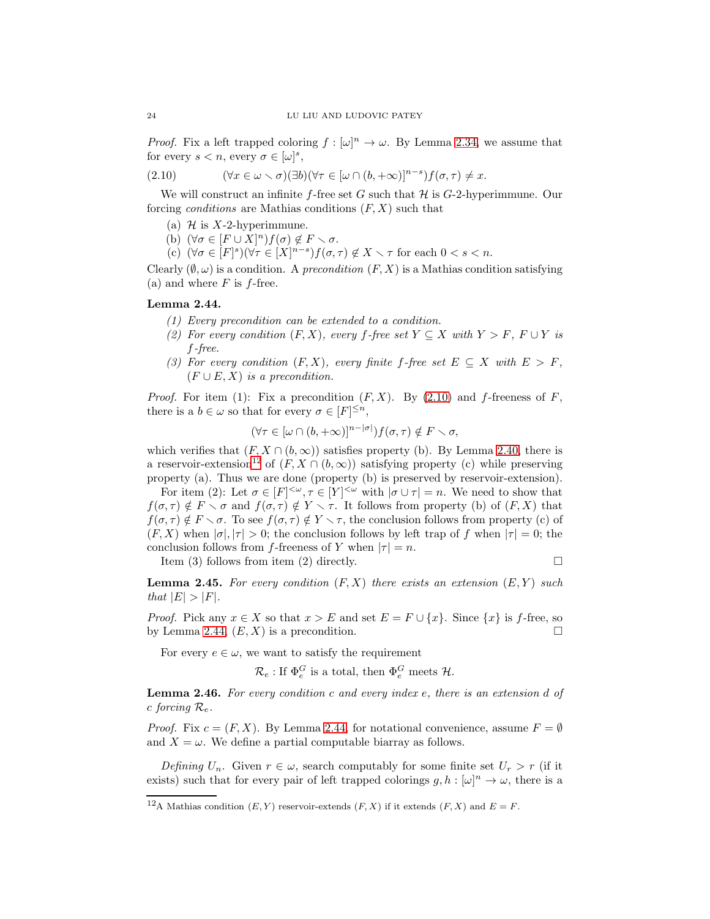*Proof.* Fix a left trapped coloring $f : [\omega]^n \to \omega$. By Lemma 2.34, we assume that for every $s < n$, every $\sigma \in [\omega]^s$,

$$(\forall x \in \omega \setminus \sigma)(\exists b)(\forall \tau \in [\omega \cap (b, +\infty)]^{n-s}) f(\sigma, \tau) \neq x. \tag{2.10}$$

We will construct an infinite $f$-free set $G$ such that $\mathcal{H}$ is $G$-2-hyperimmune. Our forcing *conditions* are Mathias conditions $(F, X)$ such that

(a) $\mathcal{H}$ is $X$-2-hyperimmune.
(b) $(\forall \sigma \in [F \cup X]^n) f(\sigma) \notin F \setminus \sigma$.
(c) $(\forall \sigma \in [F]^s)(\forall \tau \in [X]^{n-s}) f(\sigma, \tau) \notin X \setminus \tau$ for each $0 < s < n$.

Clearly $(\emptyset, \omega)$ is a condition. A *precondition* $(F, X)$ is a Mathias condition satisfying (a) and where $F$ is $f$-free.

**Lemma 2.44.**

*(1) Every precondition can be extended to a condition.*
*(2) For every condition $(F, X)$, every $f$-free set $Y \subseteq X$ with $Y > F$, $F \cup Y$ is $f$-free.*
*(3) For every condition $(F, X)$, every finite $f$-free set $E \subseteq X$ with $E > F$, $(F \cup E, X)$ is a precondition.*

*Proof.* For item (1): Fix a precondition $(F, X)$. By (2.10) and $f$-freeness of $F$, there is a $b \in \omega$ so that for every $\sigma \in [F]^{\leq n}$,

$$(\forall \tau \in [\omega \cap (b, +\infty)]^{n-|\sigma|}) f(\sigma, \tau) \notin F \setminus \sigma,$$

which verifies that $(F, X \cap (b, \infty))$ satisfies property (b). By Lemma 2.40, there is a reservoir-extension[12] of $(F, X \cap (b, \infty))$ satisfying property (c) while preserving property (a). Thus we are done (property (b) is preserved by reservoir-extension).

For item (2): Let $\sigma \in [F]^{<\omega}, \tau \in [Y]^{<\omega}$ with $|\sigma \cup \tau| = n$. We need to show that $f(\sigma, \tau) \notin F \setminus \sigma$ and $f(\sigma, \tau) \notin Y \setminus \tau$. It follows from property (b) of $(F, X)$ that $f(\sigma, \tau) \notin F \setminus \sigma$. To see $f(\sigma, \tau) \notin Y \setminus \tau$, the conclusion follows from property (c) of $(F, X)$ when $|\sigma|, |\tau| > 0$; the conclusion follows by left trap of $f$ when $|\tau| = 0$; the conclusion follows from $f$-freeness of $Y$ when $|\tau| = n$.

Item (3) follows from item (2) directly. $\square$

**Lemma 2.45.** *For every condition $(F, X)$ there exists an extension $(E, Y)$ such that $|E| > |F|$.*

*Proof.* Pick any $x \in X$ so that $x > E$ and set $E = F \cup \{x\}$. Since $\{x\}$ is $f$-free, so by Lemma 2.44, $(E, X)$ is a precondition. $\square$

For every $e \in \omega$, we want to satisfy the requirement

$$\mathcal{R}_e : \text{If } \Phi_e^G \text{ is a total, then } \Phi_e^G \text{ meets } \mathcal{H}.$$

**Lemma 2.46.** *For every condition $c$ and every index $e$, there is an extension $d$ of $c$ forcing $\mathcal{R}_e$.*

*Proof.* Fix $c = (F, X)$. By Lemma 2.44, for notational convenience, assume $F = \emptyset$ and $X = \omega$. We define a partial computable biarray as follows.

*Defining $U_n$.* Given $r \in \omega$, search computably for some finite set $U_r > r$ (if it exists) such that for every pair of left trapped colorings $g, h : [\omega]^n \to \omega$, there is a

---

[12] A Mathias condition $(E, Y)$ reservoir-extends $(F, X)$ if it extends $(F, X)$ and $E = F$.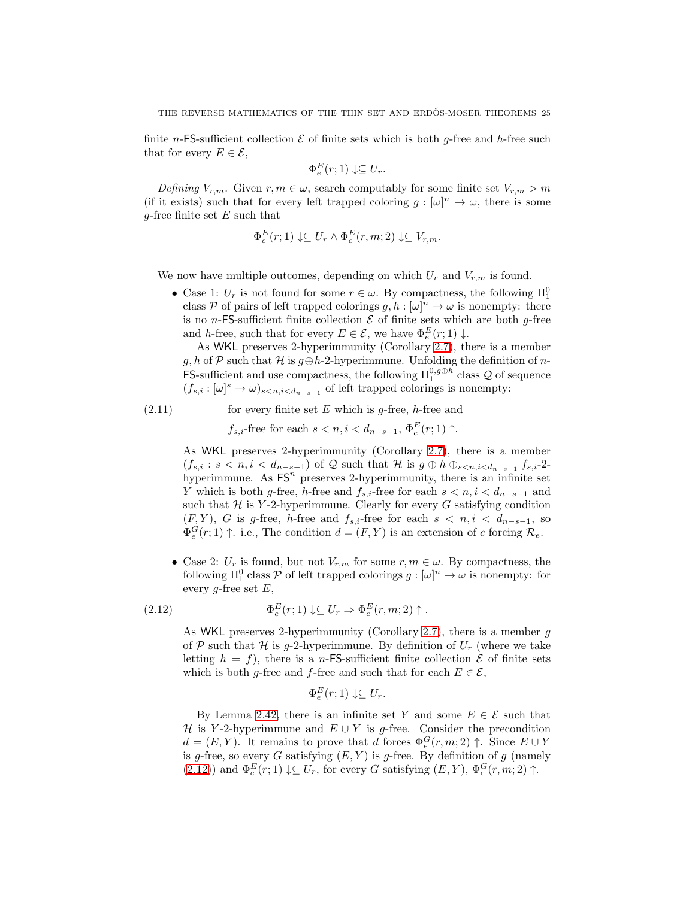finite $n$-$\mathsf{FS}$-sufficient collection $\mathcal{E}$ of finite sets which is both $g$-free and $h$-free such that for every $E \in \mathcal{E}$,

$$\Phi_e^E(r;1) \downarrow \subseteq U_r.$$

*Defining $V_{r,m}$.* Given $r, m \in \omega$, search computably for some finite set $V_{r,m} > m$ (if it exists) such that for every left trapped coloring $g : [\omega]^n \to \omega$, there is some $g$-free finite set $E$ such that

$$\Phi_e^E(r;1) \downarrow \subseteq U_r \wedge \Phi_e^E(r,m;2) \downarrow \subseteq V_{r,m}.$$

We now have multiple outcomes, depending on which $U_r$ and $V_{r,m}$ is found.

- Case 1: $U_r$ is not found for some $r \in \omega$. By compactness, the following $\Pi_1^0$ class $\mathcal{P}$ of pairs of left trapped colorings $g, h : [\omega]^n \to \omega$ is nonempty: there is no $n$-$\mathsf{FS}$-sufficient finite collection $\mathcal{E}$ of finite sets which are both $g$-free and $h$-free, such that for every $E \in \mathcal{E}$, we have $\Phi_e^E(r;1) \downarrow$.

  As $\mathsf{WKL}$ preserves 2-hyperimmunity (Corollary 2.7), there is a member $g, h$ of $\mathcal{P}$ such that $\mathcal{H}$ is $g \oplus h$-2-hyperimmune. Unfolding the definition of $n$-$\mathsf{FS}$-sufficient and use compactness, the following $\Pi_1^{0, g\oplus h}$ class $\mathcal{Q}$ of sequence $(f_{s,i} : [\omega]^s \to \omega)_{s<n, i<d_{n-s-1}}$ of left trapped colorings is nonempty:

$$\text{for every finite set } E \text{ which is } g\text{-free, } h\text{-free and} \tag{2.11}$$
$$f_{s,i}\text{-free for each } s < n, i < d_{n-s-1},\ \Phi_e^E(r;1) \uparrow.$$

  As $\mathsf{WKL}$ preserves 2-hyperimmunity (Corollary 2.7), there is a member $(f_{s,i} : s < n, i < d_{n-s-1})$ of $\mathcal{Q}$ such that $\mathcal{H}$ is $g \oplus h \oplus_{s<n, i<d_{n-s-1}} f_{s,i}$-2-hyperimmune. As $\mathsf{FS}^n$ preserves 2-hyperimmunity, there is an infinite set $Y$ which is both $g$-free, $h$-free and $f_{s,i}$-free for each $s < n, i < d_{n-s-1}$ and such that $\mathcal{H}$ is $Y$-2-hyperimmune. Clearly for every $G$ satisfying condition $(F, Y)$, $G$ is $g$-free, $h$-free and $f_{s,i}$-free for each $s < n, i < d_{n-s-1}$, so $\Phi_e^G(r;1) \uparrow$. i.e., The condition $d = (F, Y)$ is an extension of $c$ forcing $\mathcal{R}_e$.

- Case 2: $U_r$ is found, but not $V_{r,m}$ for some $r, m \in \omega$. By compactness, the following $\Pi_1^0$ class $\mathcal{P}$ of left trapped colorings $g : [\omega]^n \to \omega$ is nonempty: for every $g$-free set $E$,

$$\Phi_e^E(r;1) \downarrow \subseteq U_r \Rightarrow \Phi_e^E(r,m;2) \uparrow. \tag{2.12}$$

  As $\mathsf{WKL}$ preserves 2-hyperimmunity (Corollary 2.7), there is a member $g$ of $\mathcal{P}$ such that $\mathcal{H}$ is $g$-2-hyperimmune. By definition of $U_r$ (where we take letting $h = f$), there is a $n$-$\mathsf{FS}$-sufficient finite collection $\mathcal{E}$ of finite sets which is both $g$-free and $f$-free and such that for each $E \in \mathcal{E}$,

$$\Phi_e^E(r;1) \downarrow \subseteq U_r.$$

  By Lemma 2.42, there is an infinite set $Y$ and some $E \in \mathcal{E}$ such that $\mathcal{H}$ is $Y$-2-hyperimmune and $E \cup Y$ is $g$-free. Consider the precondition $d = (E, Y)$. It remains to prove that $d$ forces $\Phi_e^G(r,m;2) \uparrow$. Since $E \cup Y$ is $g$-free, so every $G$ satisfying $(E, Y)$ is $g$-free. By definition of $g$ (namely (2.12)) and $\Phi_e^E(r;1) \downarrow \subseteq U_r$, for every $G$ satisfying $(E, Y)$, $\Phi_e^G(r,m;2) \uparrow$.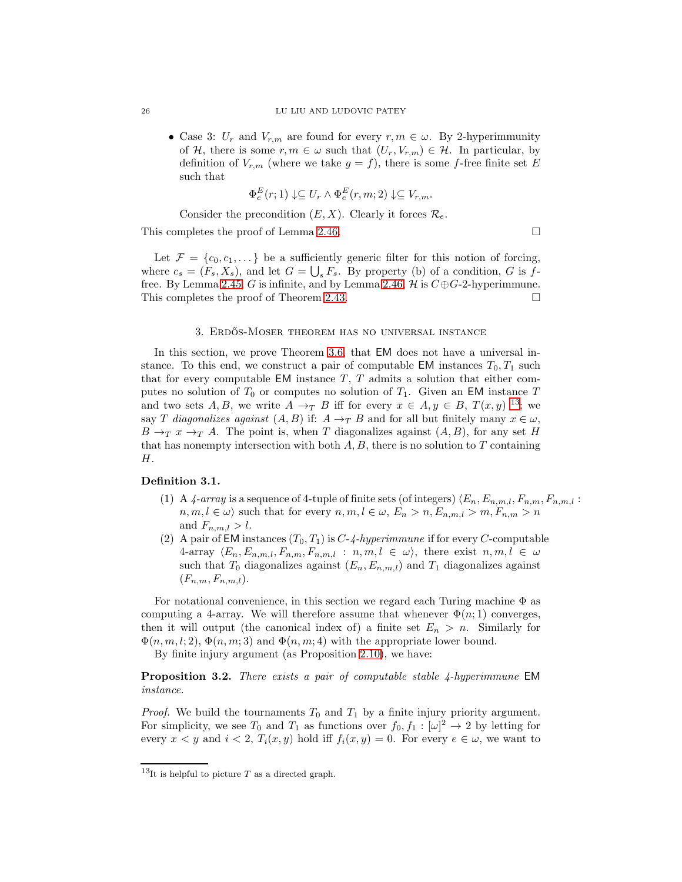- Case 3: $U_r$ and $V_{r,m}$ are found for every $r, m \in \omega$. By 2-hyperimmunity of $\mathcal{H}$, there is some $r, m \in \omega$ such that $(U_r, V_{r,m}) \in \mathcal{H}$. In particular, by definition of $V_{r,m}$ (where we take $g = f$), there is some $f$-free finite set $E$ such that

$$\Phi_e^E(r; 1) \downarrow\subseteq U_r \wedge \Phi_e^E(r, m; 2) \downarrow\subseteq V_{r,m}.$$

Consider the precondition $(E, X)$. Clearly it forces $\mathcal{R}_e$.

This completes the proof of Lemma 2.46. □

Let $\mathcal{F} = \{c_0, c_1, \dots\}$ be a sufficiently generic filter for this notion of forcing, where $c_s = (F_s, X_s)$, and let $G = \bigcup_s F_s$. By property (b) of a condition, $G$ is $f$-free. By Lemma 2.45, $G$ is infinite, and by Lemma 2.46, $\mathcal{H}$ is $C \oplus G$-2-hyperimmune. This completes the proof of Theorem 2.43. □

## 3. Erdős-Moser theorem has no universal instance

In this section, we prove Theorem 3.6, that $\mathsf{EM}$ does not have a universal instance. To this end, we construct a pair of computable $\mathsf{EM}$ instances $T_0, T_1$ such that for every computable $\mathsf{EM}$ instance $T$, $T$ admits a solution that either computes no solution of $T_0$ or computes no solution of $T_1$. Given an $\mathsf{EM}$ instance $T$ and two sets $A, B$, we write $A \to_T B$ iff for every $x \in A, y \in B$, $T(x, y)$ [13]; we say $T$ *diagonalizes against* $(A, B)$ if: $A \to_T B$ and for all but finitely many $x \in \omega$, $B \to_T x \to_T A$. The point is, when $T$ diagonalizes against $(A, B)$, for any set $H$ that has nonempty intersection with both $A, B$, there is no solution to $T$ containing $H$.

**Definition 3.1.**

1. A *4-array* is a sequence of 4-tuple of finite sets (of integers) $\langle E_n, E_{n,m,l}, F_{n,m}, F_{n,m,l} : n, m, l \in \omega\rangle$ such that for every $n, m, l \in \omega$, $E_n > n$, $E_{n,m,l} > m$, $F_{n,m} > n$ and $F_{n,m,l} > l$.
2. A pair of $\mathsf{EM}$ instances $(T_0, T_1)$ is *$C$-4-hyperimmune* if for every $C$-computable 4-array $\langle E_n, E_{n,m,l}, F_{n,m}, F_{n,m,l} : n, m, l \in \omega\rangle$, there exist $n, m, l \in \omega$ such that $T_0$ diagonalizes against $(E_n, E_{n,m,l})$ and $T_1$ diagonalizes against $(F_{n,m}, F_{n,m,l})$.

For notational convenience, in this section we regard each Turing machine $\Phi$ as computing a 4-array. We will therefore assume that whenever $\Phi(n; 1)$ converges, then it will output (the canonical index of) a finite set $E_n > n$. Similarly for $\Phi(n, m, l; 2)$, $\Phi(n, m; 3)$ and $\Phi(n, m; 4)$ with the appropriate lower bound.

By finite injury argument (as Proposition 2.10), we have:

**Proposition 3.2.** *There exists a pair of computable stable 4-hyperimmune* $\mathsf{EM}$ *instance.*

*Proof.* We build the tournaments $T_0$ and $T_1$ by a finite injury priority argument. For simplicity, we see $T_0$ and $T_1$ as functions over $f_0, f_1 : [\omega]^2 \to 2$ by letting for every $x < y$ and $i < 2$, $T_i(x, y)$ hold iff $f_i(x, y) = 0$. For every $e \in \omega$, we want to

[13] It is helpful to picture $T$ as a directed graph.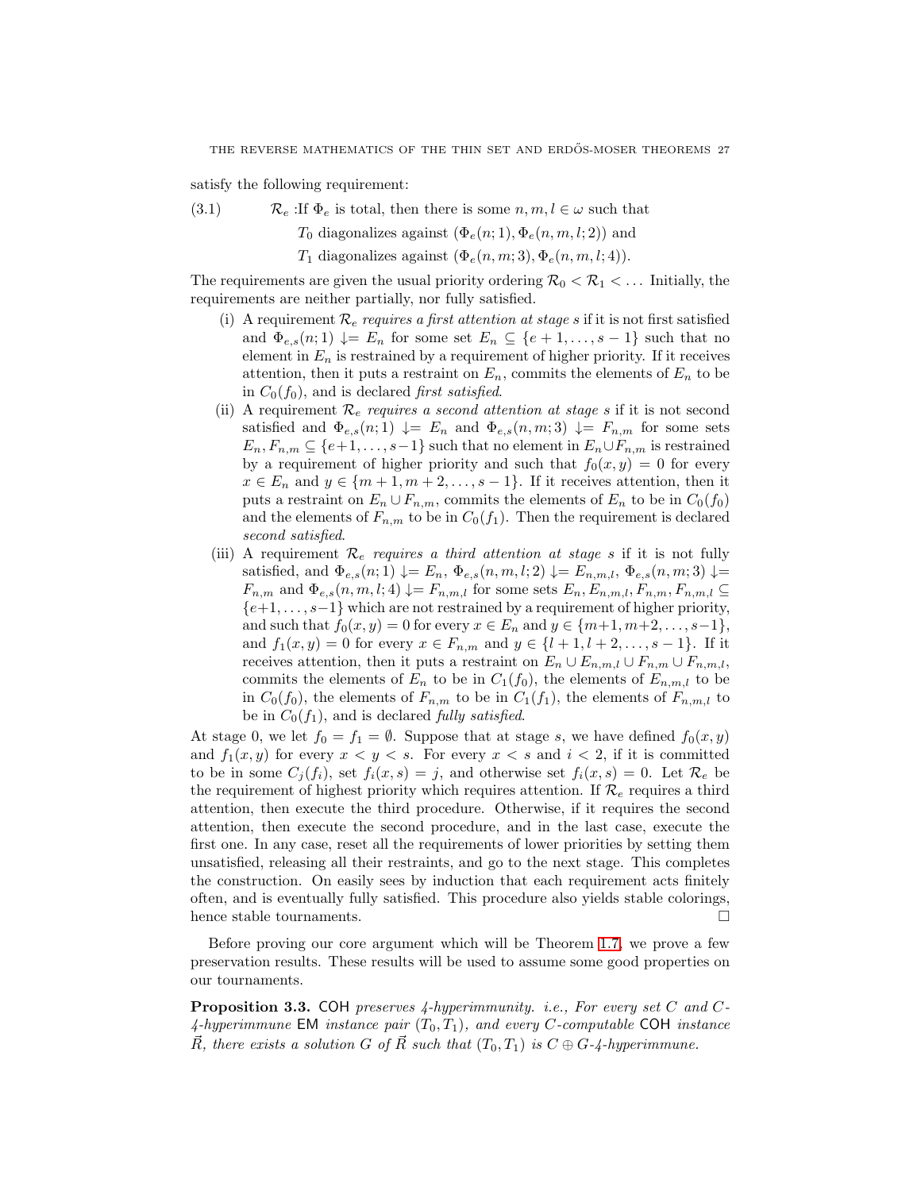satisfy the following requirement:

(3.1) $\mathcal{R}_e$ :If $\Phi_e$ is total, then there is some $n, m, l \in \omega$ such that

$T_0$ diagonalizes against $(\Phi_e(n; 1), \Phi_e(n, m, l; 2))$ and

$T_1$ diagonalizes against $(\Phi_e(n, m; 3), \Phi_e(n, m, l; 4))$.

The requirements are given the usual priority ordering $\mathcal{R}_0 < \mathcal{R}_1 < \dots$ Initially, the requirements are neither partially, nor fully satisfied.

(i) A requirement $\mathcal{R}_e$ *requires a first attention at stage s* if it is not first satisfied and $\Phi_{e,s}(n; 1) \downarrow= E_n$ for some set $E_n \subseteq \{e+1, \dots, s-1\}$ such that no element in $E_n$ is restrained by a requirement of higher priority. If it receives attention, then it puts a restraint on $E_n$, commits the elements of $E_n$ to be in $C_0(f_0)$, and is declared *first satisfied*.

(ii) A requirement $\mathcal{R}_e$ *requires a second attention at stage s* if it is not second satisfied and $\Phi_{e,s}(n; 1) \downarrow= E_n$ and $\Phi_{e,s}(n, m; 3) \downarrow= F_{n,m}$ for some sets $E_n, F_{n,m} \subseteq \{e+1, \dots, s-1\}$ such that no element in $E_n \cup F_{n,m}$ is restrained by a requirement of higher priority and such that $f_0(x, y) = 0$ for every $x \in E_n$ and $y \in \{m+1, m+2, \dots, s-1\}$. If it receives attention, then it puts a restraint on $E_n \cup F_{n,m}$, commits the elements of $E_n$ to be in $C_0(f_0)$ and the elements of $F_{n,m}$ to be in $C_0(f_1)$. Then the requirement is declared *second satisfied*.

(iii) A requirement $\mathcal{R}_e$ *requires a third attention at stage s* if it is not fully satisfied, and $\Phi_{e,s}(n; 1) \downarrow= E_n$, $\Phi_{e,s}(n, m, l; 2) \downarrow= E_{n,m,l}$, $\Phi_{e,s}(n, m; 3) \downarrow= F_{n,m}$ and $\Phi_{e,s}(n, m, l; 4) \downarrow= F_{n,m,l}$ for some sets $E_n, E_{n,m,l}, F_{n,m}, F_{n,m,l} \subseteq \{e+1, \dots, s-1\}$ which are not restrained by a requirement of higher priority, and such that $f_0(x, y) = 0$ for every $x \in E_n$ and $y \in \{m+1, m+2, \dots, s-1\}$, and $f_1(x, y) = 0$ for every $x \in F_{n,m}$ and $y \in \{l+1, l+2, \dots, s-1\}$. If it receives attention, then it puts a restraint on $E_n \cup E_{n,m,l} \cup F_{n,m} \cup F_{n,m,l}$, commits the elements of $E_n$ to be in $C_1(f_0)$, the elements of $E_{n,m,l}$ to be in $C_0(f_0)$, the elements of $F_{n,m}$ to be in $C_1(f_1)$, the elements of $F_{n,m,l}$ to be in $C_0(f_1)$, and is declared *fully satisfied*.

At stage 0, we let $f_0 = f_1 = \emptyset$. Suppose that at stage $s$, we have defined $f_0(x, y)$ and $f_1(x, y)$ for every $x < y < s$. For every $x < s$ and $i < 2$, if it is committed to be in some $C_j(f_i)$, set $f_i(x, s) = j$, and otherwise set $f_i(x, s) = 0$. Let $\mathcal{R}_e$ be the requirement of highest priority which requires attention. If $\mathcal{R}_e$ requires a third attention, then execute the third procedure. Otherwise, if it requires the second attention, then execute the second procedure, and in the last case, execute the first one. In any case, reset all the requirements of lower priorities by setting them unsatisfied, releasing all their restraints, and go to the next stage. This completes the construction. On easily sees by induction that each requirement acts finitely often, and is eventually fully satisfied. This procedure also yields stable colorings, hence stable tournaments. $\square$

Before proving our core argument which will be Theorem 1.7, we prove a few preservation results. These results will be used to assume some good properties on our tournaments.

**Proposition 3.3.** $\mathsf{COH}$ *preserves 4-hyperimmunity. i.e., For every set $C$ and $C$-4-hyperimmune* $\mathsf{EM}$ *instance pair $(T_0, T_1)$, and every $C$-computable* $\mathsf{COH}$ *instance $\vec{R}$, there exists a solution $G$ of $\vec{R}$ such that $(T_0, T_1)$ is $C \oplus G$-4-hyperimmune.*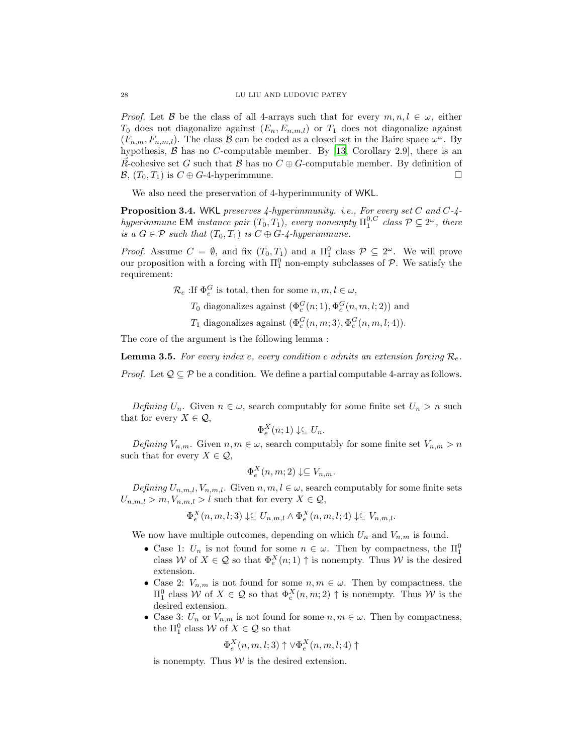*Proof.* Let $\mathcal{B}$ be the class of all 4-arrays such that for every $m, n, l \in \omega$, either $T_0$ does not diagonalize against $(E_n, E_{n,m,l})$ or $T_1$ does not diagonalize against $(F_{n,m}, F_{n,m,l})$. The class $\mathcal{B}$ can be coded as a closed set in the Baire space $\omega^\omega$. By hypothesis, $\mathcal{B}$ has no $C$-computable member. By [13, Corollary 2.9], there is an $\vec{R}$-cohesive set $G$ such that $\mathcal{B}$ has no $C \oplus G$-computable member. By definition of $\mathcal{B}$, $(T_0, T_1)$ is $C \oplus G$-4-hyperimmune. $\square$

We also need the preservation of 4-hyperimmunity of WKL.

**Proposition 3.4.** WKL *preserves 4-hyperimmunity. i.e., For every set $C$ and $C$-4-hyperimmune* EM *instance pair $(T_0, T_1)$, every nonempty $\Pi_1^{0,C}$ class $\mathcal{P} \subseteq 2^\omega$, there is a $G \in \mathcal{P}$ such that $(T_0, T_1)$ is $C \oplus G$-4-hyperimmune.*

*Proof.* Assume $C = \emptyset$, and fix $(T_0, T_1)$ and a $\Pi_1^0$ class $\mathcal{P} \subseteq 2^\omega$. We will prove our proposition with a forcing with $\Pi_1^0$ non-empty subclasses of $\mathcal{P}$. We satisfy the requirement:

$\mathcal{R}_e$ :If $\Phi_e^G$ is total, then for some $n, m, l \in \omega$,

$T_0$ diagonalizes against $(\Phi_e^G(n;1), \Phi_e^G(n,m,l;2))$ and

$T_1$ diagonalizes against $(\Phi_e^G(n,m;3), \Phi_e^G(n,m,l;4))$.

The core of the argument is the following lemma :

**Lemma 3.5.** *For every index $e$, every condition $c$ admits an extension forcing $\mathcal{R}_e$.*

*Proof.* Let $\mathcal{Q} \subseteq \mathcal{P}$ be a condition. We define a partial computable 4-array as follows.

*Defining $U_n$.* Given $n \in \omega$, search computably for some finite set $U_n > n$ such that for every $X \in \mathcal{Q}$,

$$\Phi_e^X(n;1) \downarrow \subseteq U_n.$$

*Defining $V_{n,m}$.* Given $n, m \in \omega$, search computably for some finite set $V_{n,m} > n$ such that for every $X \in \mathcal{Q}$,

$$\Phi_e^X(n,m;2) \downarrow \subseteq V_{n,m}.$$

*Defining $U_{n,m,l}, V_{n,m,l}$.* Given $n, m, l \in \omega$, search computably for some finite sets $U_{n,m,l} > m, V_{n,m,l} > l$ such that for every $X \in \mathcal{Q}$,

$$\Phi_e^X(n,m,l;3) \downarrow \subseteq U_{n,m,l} \wedge \Phi_e^X(n,m,l;4) \downarrow \subseteq V_{n,m,l}.$$

We now have multiple outcomes, depending on which $U_n$ and $V_{n,m}$ is found.

- Case 1: $U_n$ is not found for some $n \in \omega$. Then by compactness, the $\Pi_1^0$ class $\mathcal{W}$ of $X \in \mathcal{Q}$ so that $\Phi_e^X(n;1) \uparrow$ is nonempty. Thus $\mathcal{W}$ is the desired extension.
- Case 2: $V_{n,m}$ is not found for some $n, m \in \omega$. Then by compactness, the $\Pi_1^0$ class $\mathcal{W}$ of $X \in \mathcal{Q}$ so that $\Phi_e^X(n,m;2) \uparrow$ is nonempty. Thus $\mathcal{W}$ is the desired extension.
- Case 3: $U_n$ or $V_{n,m}$ is not found for some $n, m \in \omega$. Then by compactness, the $\Pi_1^0$ class $\mathcal{W}$ of $X \in \mathcal{Q}$ so that

$$\Phi_e^X(n,m,l;3) \uparrow \vee \Phi_e^X(n,m,l;4) \uparrow$$

is nonempty. Thus $\mathcal{W}$ is the desired extension.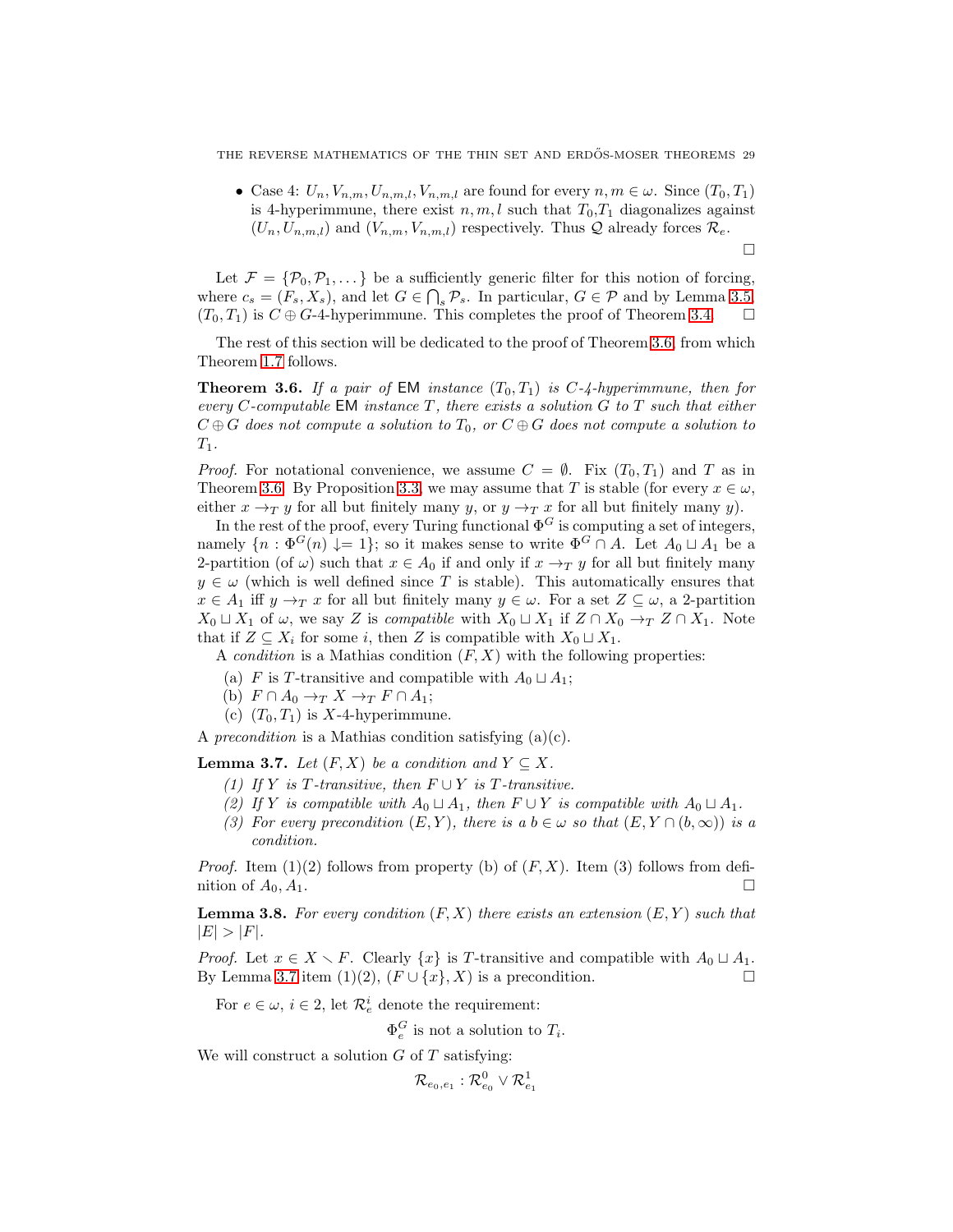- Case 4: $U_n, V_{n,m}, U_{n,m,l}, V_{n,m,l}$ are found for every $n, m \in \omega$. Since $(T_0, T_1)$ is 4-hyperimmune, there exist $n, m, l$ such that $T_0$,$T_1$ diagonalizes against $(U_n, U_{n,m,l})$ and $(V_{n,m}, V_{n,m,l})$ respectively. Thus $\mathcal{Q}$ already forces $\mathcal{R}_e$.

□

Let $\mathcal{F} = \{\mathcal{P}_0, \mathcal{P}_1, \dots\}$ be a sufficiently generic filter for this notion of forcing, where $c_s = (F_s, X_s)$, and let $G \in \bigcap_s \mathcal{P}_s$. In particular, $G \in \mathcal{P}$ and by Lemma 3.5, $(T_0, T_1)$ is $C \oplus G$-4-hyperimmune. This completes the proof of Theorem 3.4. □

The rest of this section will be dedicated to the proof of Theorem 3.6, from which Theorem 1.7 follows.

**Theorem 3.6.** *If a pair of* EM *instance* $(T_0, T_1)$ *is* $C$*-4-hyperimmune, then for every* $C$*-computable* EM *instance* $T$*, there exists a solution* $G$ *to* $T$ *such that either* $C \oplus G$ *does not compute a solution to* $T_0$*, or* $C \oplus G$ *does not compute a solution to* $T_1$*.*

*Proof.* For notational convenience, we assume $C = \emptyset$. Fix $(T_0, T_1)$ and $T$ as in Theorem 3.6. By Proposition 3.3, we may assume that $T$ is stable (for every $x \in \omega$, either $x \to_T y$ for all but finitely many $y$, or $y \to_T x$ for all but finitely many $y$).

In the rest of the proof, every Turing functional $\Phi^G$ is computing a set of integers, namely $\{n : \Phi^G(n) \downarrow= 1\}$; so it makes sense to write $\Phi^G \cap A$. Let $A_0 \sqcup A_1$ be a 2-partition (of $\omega$) such that $x \in A_0$ if and only if $x \to_T y$ for all but finitely many $y \in \omega$ (which is well defined since $T$ is stable). This automatically ensures that $x \in A_1$ iff $y \to_T x$ for all but finitely many $y \in \omega$. For a set $Z \subseteq \omega$, a 2-partition $X_0 \sqcup X_1$ of $\omega$, we say $Z$ is *compatible* with $X_0 \sqcup X_1$ if $Z \cap X_0 \to_T Z \cap X_1$. Note that if $Z \subseteq X_i$ for some $i$, then $Z$ is compatible with $X_0 \sqcup X_1$.

A *condition* is a Mathias condition $(F, X)$ with the following properties:

(a) $F$ is $T$-transitive and compatible with $A_0 \sqcup A_1$;
(b) $F \cap A_0 \to_T X \to_T F \cap A_1$;
(c) $(T_0, T_1)$ is $X$-4-hyperimmune.

A *precondition* is a Mathias condition satisfying (a)(c).

**Lemma 3.7.** *Let* $(F, X)$ *be a condition and* $Y \subseteq X$*.*

*(1) If* $Y$ *is* $T$*-transitive, then* $F \cup Y$ *is* $T$*-transitive.*
*(2) If* $Y$ *is compatible with* $A_0 \sqcup A_1$*, then* $F \cup Y$ *is compatible with* $A_0 \sqcup A_1$*.*
*(3) For every precondition* $(E, Y)$*, there is a* $b \in \omega$ *so that* $(E, Y \cap (b, \infty))$ *is a condition.*

*Proof.* Item (1)(2) follows from property (b) of $(F, X)$. Item (3) follows from definition of $A_0, A_1$. □

**Lemma 3.8.** *For every condition* $(F, X)$ *there exists an extension* $(E, Y)$ *such that* $|E| > |F|$*.*

*Proof.* Let $x \in X \setminus F$. Clearly $\{x\}$ is $T$-transitive and compatible with $A_0 \sqcup A_1$. By Lemma 3.7 item (1)(2), $(F \cup \{x\}, X)$ is a precondition. □

For $e \in \omega$, $i \in 2$, let $\mathcal{R}_e^i$ denote the requirement:

$$\Phi_e^G \text{ is not a solution to } T_i.$$

We will construct a solution $G$ of $T$ satisfying:

$$\mathcal{R}_{e_0,e_1} : \mathcal{R}_{e_0}^0 \vee \mathcal{R}_{e_1}^1$$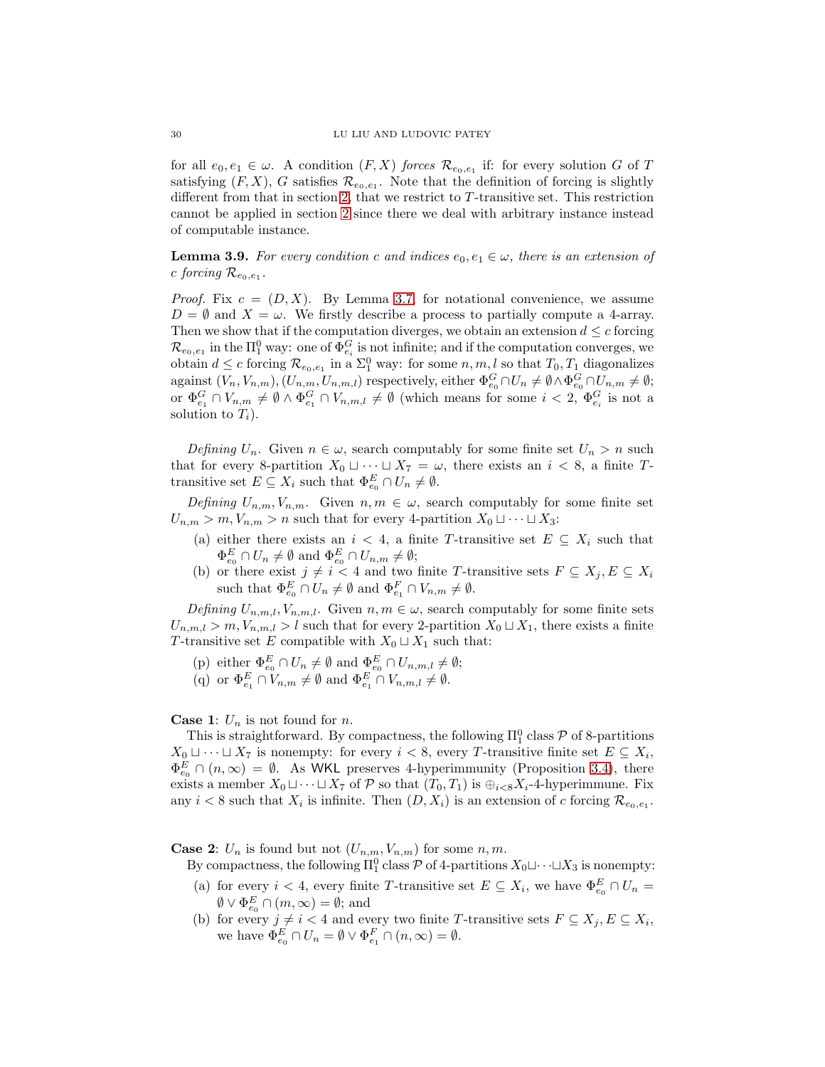for all $e_0, e_1 \in \omega$. A condition $(F, X)$ *forces* $\mathcal{R}_{e_0,e_1}$ if: for every solution $G$ of $T$ satisfying $(F, X)$, $G$ satisfies $\mathcal{R}_{e_0,e_1}$. Note that the definition of forcing is slightly different from that in section 2, that we restrict to $T$-transitive set. This restriction cannot be applied in section 2 since there we deal with arbitrary instance instead of computable instance.

**Lemma 3.9.** *For every condition $c$ and indices $e_0, e_1 \in \omega$, there is an extension of $c$ forcing $\mathcal{R}_{e_0,e_1}$.*

*Proof.* Fix $c = (D, X)$. By Lemma 3.7, for notational convenience, we assume $D = \emptyset$ and $X = \omega$. We firstly describe a process to partially compute a 4-array. Then we show that if the computation diverges, we obtain an extension $d \leq c$ forcing $\mathcal{R}_{e_0,e_1}$ in the $\Pi^0_1$ way: one of $\Phi^G_{e_i}$ is not infinite; and if the computation converges, we obtain $d \leq c$ forcing $\mathcal{R}_{e_0,e_1}$ in a $\Sigma^0_1$ way: for some $n, m, l$ so that $T_0, T_1$ diagonalizes against $(V_n, V_{n,m}), (U_{n,m}, U_{n,m,l})$ respectively, either $\Phi^G_{e_0} \cap U_n \neq \emptyset \wedge \Phi^G_{e_0} \cap U_{n,m} \neq \emptyset$; or $\Phi^G_{e_1} \cap V_{n,m} \neq \emptyset \wedge \Phi^G_{e_1} \cap V_{n,m,l} \neq \emptyset$ (which means for some $i < 2$, $\Phi^G_{e_i}$ is not a solution to $T_i$).

*Defining $U_n$.* Given $n \in \omega$, search computably for some finite set $U_n > n$ such that for every 8-partition $X_0 \sqcup \cdots \sqcup X_7 = \omega$, there exists an $i < 8$, a finite $T$-transitive set $E \subseteq X_i$ such that $\Phi^E_{e_0} \cap U_n \neq \emptyset$.

*Defining $U_{n,m}, V_{n,m}$.* Given $n, m \in \omega$, search computably for some finite set $U_{n,m} > m, V_{n,m} > n$ such that for every 4-partition $X_0 \sqcup \cdots \sqcup X_3$:

(a) either there exists an $i < 4$, a finite $T$-transitive set $E \subseteq X_i$ such that $\Phi^E_{e_0} \cap U_n \neq \emptyset$ and $\Phi^E_{e_0} \cap U_{n,m} \neq \emptyset$;
(b) or there exist $j \neq i < 4$ and two finite $T$-transitive sets $F \subseteq X_j, E \subseteq X_i$ such that $\Phi^E_{e_0} \cap U_n \neq \emptyset$ and $\Phi^F_{e_1} \cap V_{n,m} \neq \emptyset$.

*Defining $U_{n,m,l}, V_{n,m,l}$.* Given $n, m \in \omega$, search computably for some finite sets $U_{n,m,l} > m, V_{n,m,l} > l$ such that for every 2-partition $X_0 \sqcup X_1$, there exists a finite $T$-transitive set $E$ compatible with $X_0 \sqcup X_1$ such that:

(p) either $\Phi^E_{e_0} \cap U_n \neq \emptyset$ and $\Phi^E_{e_0} \cap U_{n,m,l} \neq \emptyset$;
(q) or $\Phi^E_{e_1} \cap V_{n,m} \neq \emptyset$ and $\Phi^E_{e_1} \cap V_{n,m,l} \neq \emptyset$.

**Case 1**: $U_n$ is not found for $n$.

This is straightforward. By compactness, the following $\Pi^0_1$ class $\mathcal{P}$ of 8-partitions $X_0 \sqcup \cdots \sqcup X_7$ is nonempty: for every $i < 8$, every $T$-transitive finite set $E \subseteq X_i$, $\Phi^E_{e_0} \cap (n, \infty) = \emptyset$. As $\mathsf{WKL}$ preserves 4-hyperimmunity (Proposition 3.4), there exists a member $X_0 \sqcup \cdots \sqcup X_7$ of $\mathcal{P}$ so that $(T_0, T_1)$ is $\oplus_{i<8} X_i$-4-hyperimmune. Fix any $i < 8$ such that $X_i$ is infinite. Then $(D, X_i)$ is an extension of $c$ forcing $\mathcal{R}_{e_0,e_1}$.

**Case 2**: $U_n$ is found but not $(U_{n,m}, V_{n,m})$ for some $n, m$.

By compactness, the following $\Pi^0_1$ class $\mathcal{P}$ of 4-partitions $X_0 \sqcup \cdots \sqcup X_3$ is nonempty:

(a) for every $i < 4$, every finite $T$-transitive set $E \subseteq X_i$, we have $\Phi^E_{e_0} \cap U_n = \emptyset \vee \Phi^E_{e_0} \cap (m, \infty) = \emptyset$; and
(b) for every $j \neq i < 4$ and every two finite $T$-transitive sets $F \subseteq X_j, E \subseteq X_i$, we have $\Phi^E_{e_0} \cap U_n = \emptyset \vee \Phi^F_{e_1} \cap (n, \infty) = \emptyset$.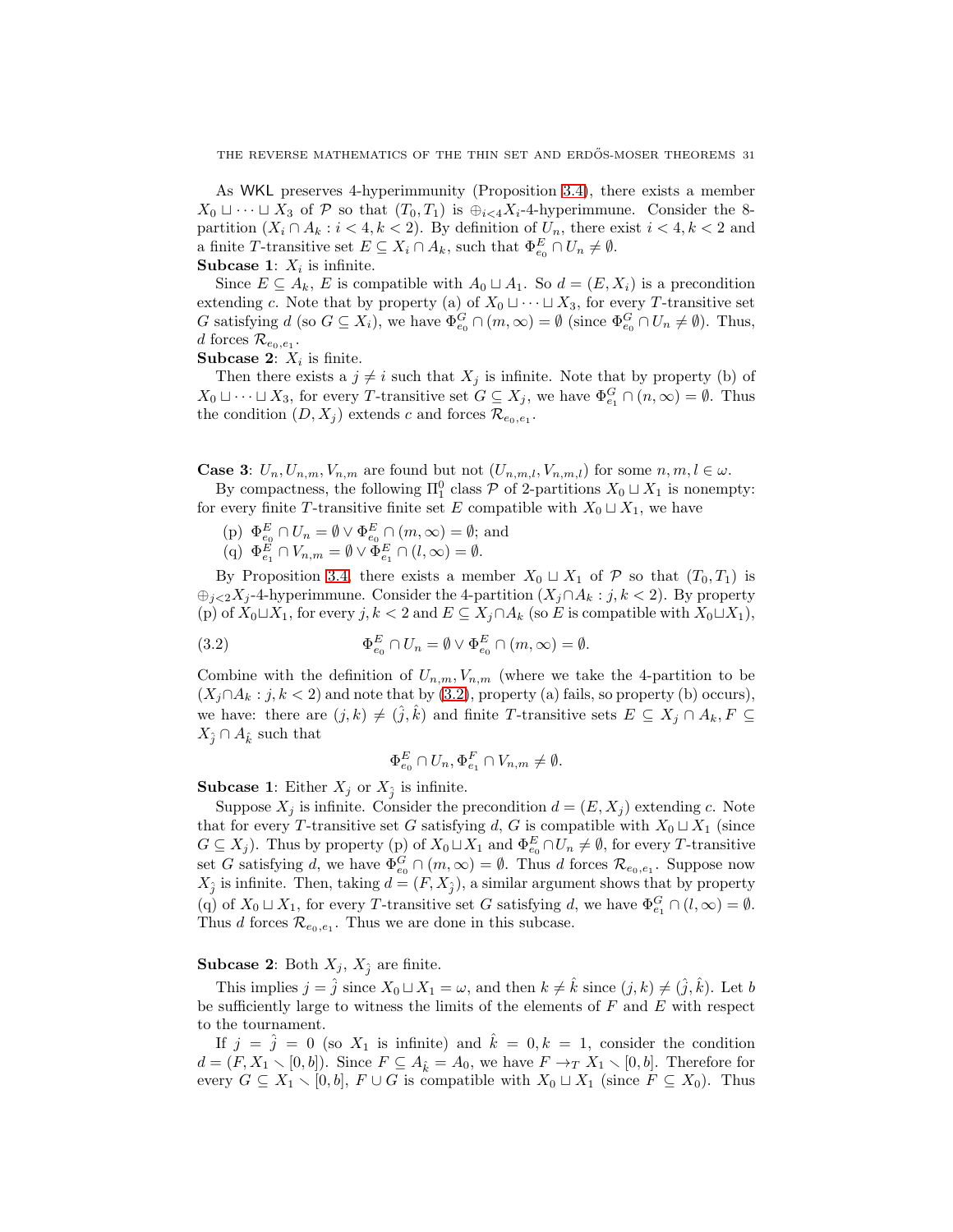As WKL preserves 4-hyperimmunity (Proposition 3.4), there exists a member $X_0 \sqcup \cdots \sqcup X_3$ of $\mathcal{P}$ so that $(T_0, T_1)$ is $\oplus_{i<4} X_i$-4-hyperimmune. Consider the 8-partition $(X_i \cap A_k : i < 4, k < 2)$. By definition of $U_n$, there exist $i < 4, k < 2$ and a finite $T$-transitive set $E \subseteq X_i \cap A_k$, such that $\Phi_{e_0}^E \cap U_n \neq \emptyset$.

**Subcase 1**: $X_i$ is infinite.

Since $E \subseteq A_k$, $E$ is compatible with $A_0 \sqcup A_1$. So $d = (E, X_i)$ is a precondition extending $c$. Note that by property (a) of $X_0 \sqcup \cdots \sqcup X_3$, for every $T$-transitive set $G$ satisfying $d$ (so $G \subseteq X_i$), we have $\Phi_{e_0}^G \cap (m, \infty) = \emptyset$ (since $\Phi_{e_0}^G \cap U_n \neq \emptyset$). Thus, $d$ forces $\mathcal{R}_{e_0,e_1}$.

**Subcase 2**: $X_i$ is finite.

Then there exists a $j \neq i$ such that $X_j$ is infinite. Note that by property (b) of $X_0 \sqcup \cdots \sqcup X_3$, for every $T$-transitive set $G \subseteq X_j$, we have $\Phi_{e_1}^G \cap (n, \infty) = \emptyset$. Thus the condition $(D, X_j)$ extends $c$ and forces $\mathcal{R}_{e_0,e_1}$.

**Case 3**: $U_n, U_{n,m}, V_{n,m}$ are found but not $(U_{n,m,l}, V_{n,m,l})$ for some $n, m, l \in \omega$.

By compactness, the following $\Pi_1^0$ class $\mathcal{P}$ of 2-partitions $X_0 \sqcup X_1$ is nonempty: for every finite $T$-transitive finite set $E$ compatible with $X_0 \sqcup X_1$, we have

(p) $\Phi_{e_0}^E \cap U_n = \emptyset \vee \Phi_{e_0}^E \cap (m, \infty) = \emptyset$; and

(q) $\Phi_{e_1}^E \cap V_{n,m} = \emptyset \vee \Phi_{e_1}^E \cap (l, \infty) = \emptyset$.

By Proposition 3.4, there exists a member $X_0 \sqcup X_1$ of $\mathcal{P}$ so that $(T_0, T_1)$ is $\oplus_{j<2} X_j$-4-hyperimmune. Consider the 4-partition $(X_j \cap A_k : j, k < 2)$. By property (p) of $X_0 \sqcup X_1$, for every $j, k < 2$ and $E \subseteq X_j \cap A_k$ (so $E$ is compatible with $X_0 \sqcup X_1$),

$$\Phi_{e_0}^E \cap U_n = \emptyset \vee \Phi_{e_0}^E \cap (m, \infty) = \emptyset. \tag{3.2}$$

Combine with the definition of $U_{n,m}, V_{n,m}$ (where we take the 4-partition to be $(X_j \cap A_k : j, k < 2)$ and note that by (3.2), property (a) fails, so property (b) occurs), we have: there are $(j, k) \neq (\hat{j}, \hat{k})$ and finite $T$-transitive sets $E \subseteq X_j \cap A_k, F \subseteq X_{\hat{j}} \cap A_{\hat{k}}$ such that

$$\Phi_{e_0}^E \cap U_n, \Phi_{e_1}^F \cap V_{n,m} \neq \emptyset.$$

**Subcase 1**: Either $X_j$ or $X_{\hat{j}}$ is infinite.

Suppose $X_j$ is infinite. Consider the precondition $d = (E, X_j)$ extending $c$. Note that for every $T$-transitive set $G$ satisfying $d$, $G$ is compatible with $X_0 \sqcup X_1$ (since $G \subseteq X_j$). Thus by property (p) of $X_0 \sqcup X_1$ and $\Phi_{e_0}^E \cap U_n \neq \emptyset$, for every $T$-transitive set $G$ satisfying $d$, we have $\Phi_{e_0}^G \cap (m, \infty) = \emptyset$. Thus $d$ forces $\mathcal{R}_{e_0,e_1}$. Suppose now $X_{\hat{j}}$ is infinite. Then, taking $d = (F, X_{\hat{j}})$, a similar argument shows that by property (q) of $X_0 \sqcup X_1$, for every $T$-transitive set $G$ satisfying $d$, we have $\Phi_{e_1}^G \cap (l, \infty) = \emptyset$. Thus $d$ forces $\mathcal{R}_{e_0,e_1}$. Thus we are done in this subcase.

**Subcase 2**: Both $X_j$, $X_{\hat{j}}$ are finite.

This implies $j = \hat{j}$ since $X_0 \sqcup X_1 = \omega$, and then $k \neq \hat{k}$ since $(j, k) \neq (\hat{j}, \hat{k})$. Let $b$ be sufficiently large to witness the limits of the elements of $F$ and $E$ with respect to the tournament.

If $j = \hat{j} = 0$ (so $X_1$ is infinite) and $\hat{k} = 0, k = 1$, consider the condition $d = (F, X_1 \setminus [0, b])$. Since $F \subseteq A_{\hat{k}} = A_0$, we have $F \rightarrow_T X_1 \setminus [0, b]$. Therefore for every $G \subseteq X_1 \setminus [0, b]$, $F \cup G$ is compatible with $X_0 \sqcup X_1$ (since $F \subseteq X_0$). Thus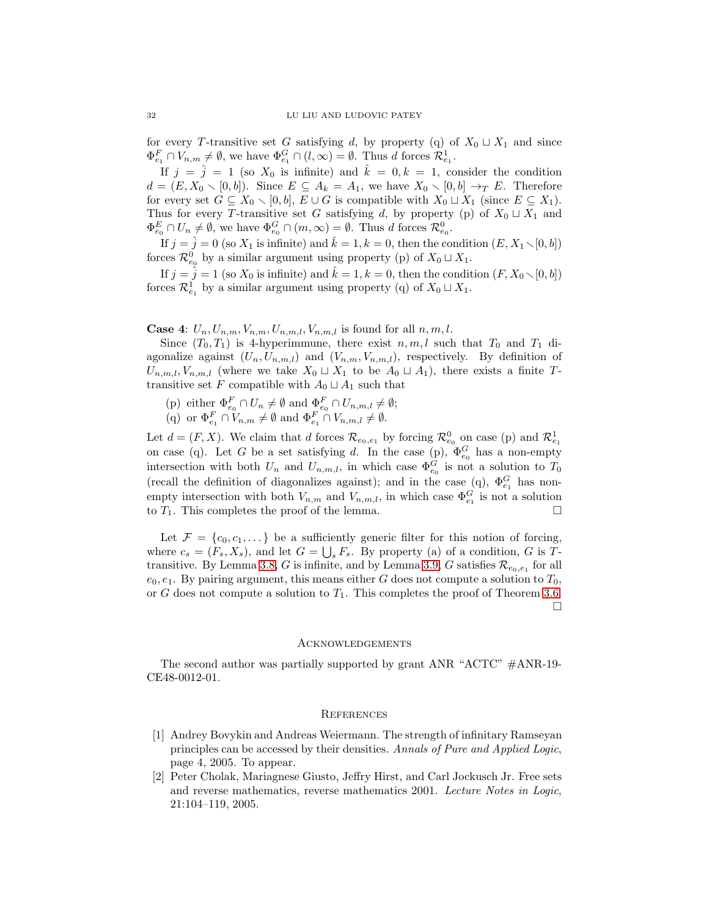for every $T$-transitive set $G$ satisfying $d$, by property (q) of $X_0 \sqcup X_1$ and since $\Phi^F_{e_1} \cap V_{n,m} \neq \emptyset$, we have $\Phi^G_{e_1} \cap (l, \infty) = \emptyset$. Thus $d$ forces $\mathcal{R}^1_{e_1}$.

If $j = \hat{j} = 1$ (so $X_0$ is infinite) and $\hat{k} = 0, k = 1$, consider the condition $d = (E, X_0 \setminus [0, b])$. Since $E \subseteq A_k = A_1$, we have $X_0 \setminus [0, b] \to_T E$. Therefore for every set $G \subseteq X_0 \setminus [0, b]$, $E \cup G$ is compatible with $X_0 \sqcup X_1$ (since $E \subseteq X_1$). Thus for every $T$-transitive set $G$ satisfying $d$, by property (p) of $X_0 \sqcup X_1$ and $\Phi^E_{e_0} \cap U_n \neq \emptyset$, we have $\Phi^G_{e_0} \cap (m, \infty) = \emptyset$. Thus $d$ forces $\mathcal{R}^0_{e_0}$.

If $j = \hat{j} = 0$ (so $X_1$ is infinite) and $\hat{k} = 1, k = 0$, then the condition $(E, X_1 \setminus [0, b])$ forces $\mathcal{R}^0_{e_0}$ by a similar argument using property (p) of $X_0 \sqcup X_1$.

If $j = \hat{j} = 1$ (so $X_0$ is infinite) and $\hat{k} = 1, k = 0$, then the condition $(F, X_0 \setminus [0, b])$ forces $\mathcal{R}^1_{e_1}$ by a similar argument using property (q) of $X_0 \sqcup X_1$.

**Case 4**: $U_n, U_{n,m}, V_{n,m}, U_{n,m,l}, V_{n,m,l}$ is found for all $n, m, l$.

Since $(T_0, T_1)$ is 4-hyperimmune, there exist $n, m, l$ such that $T_0$ and $T_1$ diagonalize against $(U_n, U_{n,m,l})$ and $(V_{n,m}, V_{n,m,l})$, respectively. By definition of $U_{n,m,l}, V_{n,m,l}$ (where we take $X_0 \sqcup X_1$ to be $A_0 \sqcup A_1$), there exists a finite $T$-transitive set $F$ compatible with $A_0 \sqcup A_1$ such that

(p) either $\Phi^F_{e_0} \cap U_n \neq \emptyset$ and $\Phi^F_{e_0} \cap U_{n,m,l} \neq \emptyset$;
(q) or $\Phi^F_{e_1} \cap V_{n,m} \neq \emptyset$ and $\Phi^F_{e_1} \cap V_{n,m,l} \neq \emptyset$.

Let $d = (F, X)$. We claim that $d$ forces $\mathcal{R}_{e_0,e_1}$ by forcing $\mathcal{R}^0_{e_0}$ on case (p) and $\mathcal{R}^1_{e_1}$ on case (q). Let $G$ be a set satisfying $d$. In the case (p), $\Phi^G_{e_0}$ has a non-empty intersection with both $U_n$ and $U_{n,m,l}$, in which case $\Phi^G_{e_0}$ is not a solution to $T_0$ (recall the definition of diagonalizes against); and in the case (q), $\Phi^G_{e_1}$ has non-empty intersection with both $V_{n,m}$ and $V_{n,m,l}$, in which case $\Phi^G_{e_1}$ is not a solution to $T_1$. This completes the proof of the lemma. □

Let $\mathcal{F} = \{c_0, c_1, \dots\}$ be a sufficiently generic filter for this notion of forcing, where $c_s = (F_s, X_s)$, and let $G = \bigcup_s F_s$. By property (a) of a condition, $G$ is $T$-transitive. By Lemma 3.8, $G$ is infinite, and by Lemma 3.9, $G$ satisfies $\mathcal{R}_{e_0,e_1}$ for all $e_0, e_1$. By pairing argument, this means either $G$ does not compute a solution to $T_0$, or $G$ does not compute a solution to $T_1$. This completes the proof of Theorem 3.6. □

## Acknowledgements

The second author was partially supported by grant ANR "ACTC" #ANR-19-CE48-0012-01.

## References

[1] Andrey Bovykin and Andreas Weiermann. The strength of infinitary Ramseyan principles can be accessed by their densities. *Annals of Pure and Applied Logic*, page 4, 2005. To appear.

[2] Peter Cholak, Mariagnese Giusto, Jeffry Hirst, and Carl Jockusch Jr. Free sets and reverse mathematics, reverse mathematics 2001. *Lecture Notes in Logic*, 21:104–119, 2005.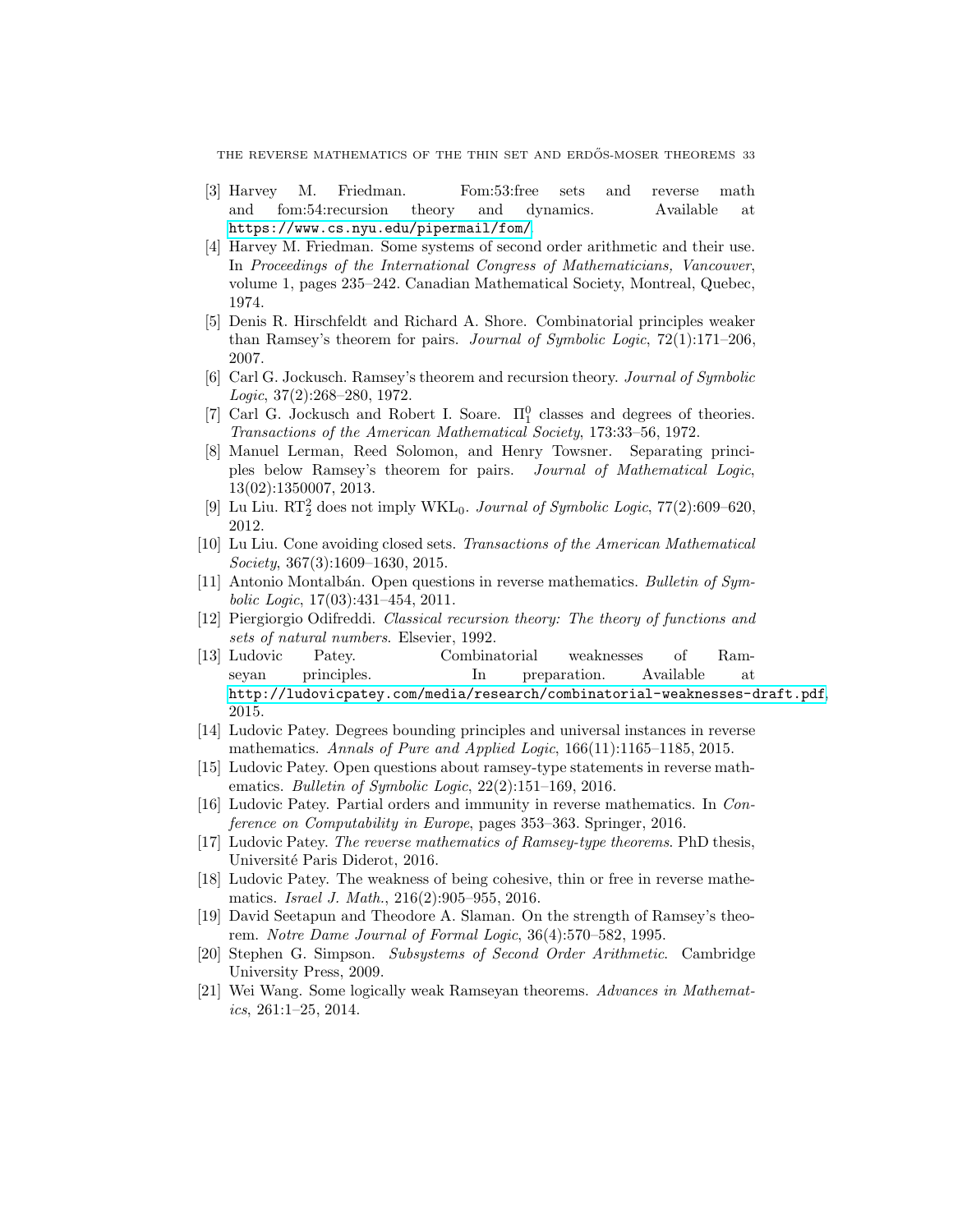- [3] Harvey M. Friedman. Fom:53:free sets and reverse math and fom:54:recursion theory and dynamics. Available at https://www.cs.nyu.edu/pipermail/fom/.
- [4] Harvey M. Friedman. Some systems of second order arithmetic and their use. In *Proceedings of the International Congress of Mathematicians, Vancouver*, volume 1, pages 235–242. Canadian Mathematical Society, Montreal, Quebec, 1974.
- [5] Denis R. Hirschfeldt and Richard A. Shore. Combinatorial principles weaker than Ramsey's theorem for pairs. *Journal of Symbolic Logic*, 72(1):171–206, 2007.
- [6] Carl G. Jockusch. Ramsey's theorem and recursion theory. *Journal of Symbolic Logic*, 37(2):268–280, 1972.
- [7] Carl G. Jockusch and Robert I. Soare. $\Pi^0_1$ classes and degrees of theories. *Transactions of the American Mathematical Society*, 173:33–56, 1972.
- [8] Manuel Lerman, Reed Solomon, and Henry Towsner. Separating principles below Ramsey's theorem for pairs. *Journal of Mathematical Logic*, 13(02):1350007, 2013.
- [9] Lu Liu. $\mathrm{RT}^2_2$ does not imply $\mathrm{WKL}_0$. *Journal of Symbolic Logic*, 77(2):609–620, 2012.
- [10] Lu Liu. Cone avoiding closed sets. *Transactions of the American Mathematical Society*, 367(3):1609–1630, 2015.
- [11] Antonio Montalbán. Open questions in reverse mathematics. *Bulletin of Symbolic Logic*, 17(03):431–454, 2011.
- [12] Piergiorgio Odifreddi. *Classical recursion theory: The theory of functions and sets of natural numbers*. Elsevier, 1992.
- [13] Ludovic Patey. Combinatorial weaknesses of Ramseyan principles. In preparation. Available at http://ludovicpatey.com/media/research/combinatorial-weaknesses-draft.pdf, 2015.
- [14] Ludovic Patey. Degrees bounding principles and universal instances in reverse mathematics. *Annals of Pure and Applied Logic*, 166(11):1165–1185, 2015.
- [15] Ludovic Patey. Open questions about ramsey-type statements in reverse mathematics. *Bulletin of Symbolic Logic*, 22(2):151–169, 2016.
- [16] Ludovic Patey. Partial orders and immunity in reverse mathematics. In *Conference on Computability in Europe*, pages 353–363. Springer, 2016.
- [17] Ludovic Patey. *The reverse mathematics of Ramsey-type theorems*. PhD thesis, Université Paris Diderot, 2016.
- [18] Ludovic Patey. The weakness of being cohesive, thin or free in reverse mathematics. *Israel J. Math.*, 216(2):905–955, 2016.
- [19] David Seetapun and Theodore A. Slaman. On the strength of Ramsey's theorem. *Notre Dame Journal of Formal Logic*, 36(4):570–582, 1995.
- [20] Stephen G. Simpson. *Subsystems of Second Order Arithmetic*. Cambridge University Press, 2009.
- [21] Wei Wang. Some logically weak Ramseyan theorems. *Advances in Mathematics*, 261:1–25, 2014.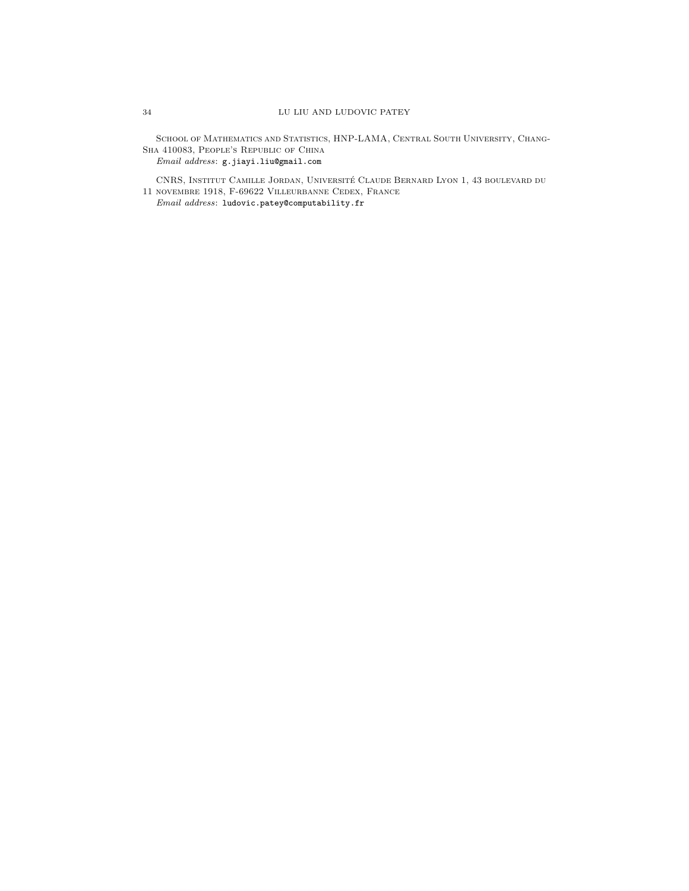School of Mathematics and Statistics, HNP-LAMA, Central South University, Chang-Sha 410083, People's Republic of China

*Email address*: g.jiayi.liu@gmail.com

CNRS, Institut Camille Jordan, Université Claude Bernard Lyon 1, 43 boulevard du 11 novembre 1918, F-69622 Villeurbanne Cedex, France

*Email address*: ludovic.patey@computability.fr